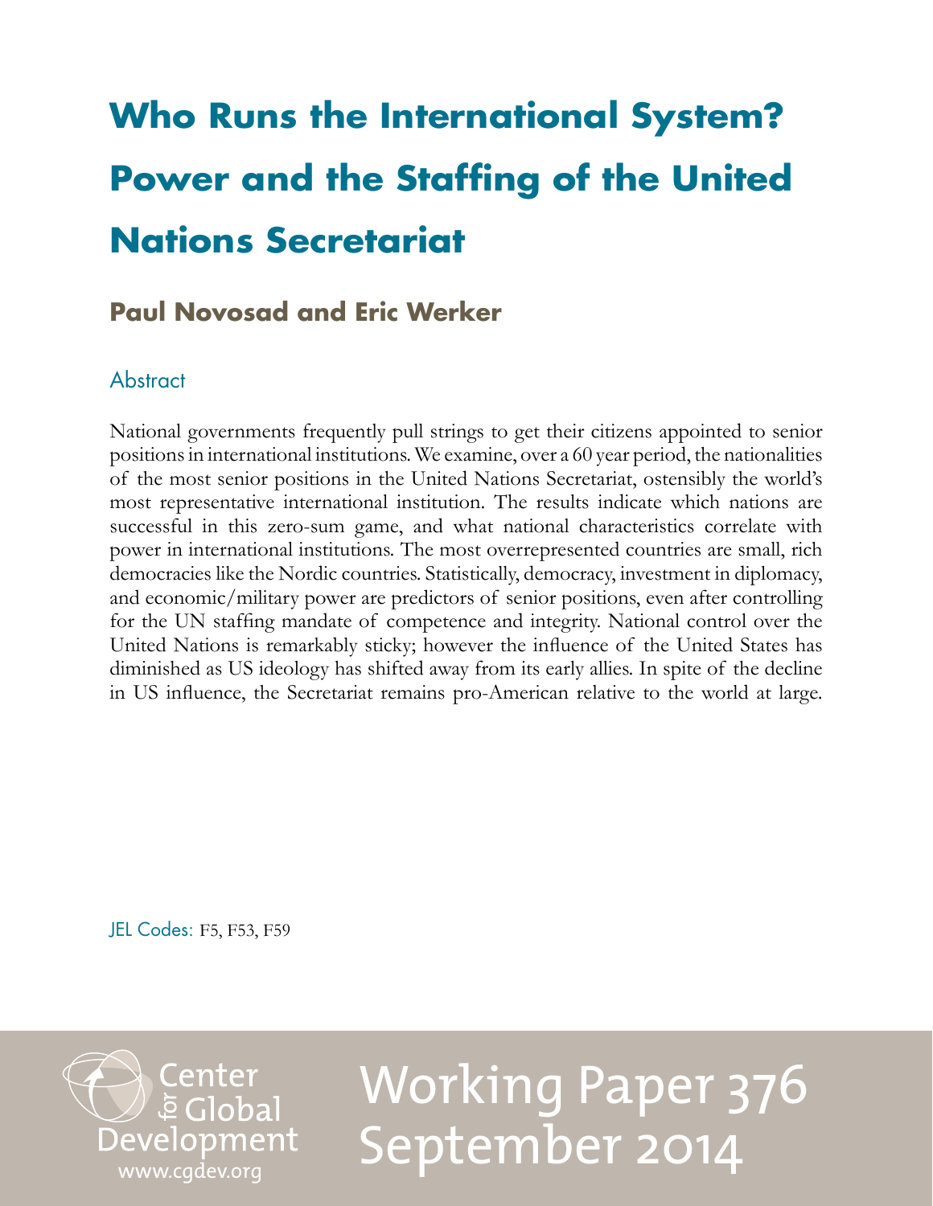# Who Runs the International System? Power and the Staffing of the United Nations Secretariat

**Paul Novosad and Eric Werker**

## Abstract

National governments frequently pull strings to get their citizens appointed to senior positions in international institutions. We examine, over a 60 year period, the nationalities of the most senior positions in the United Nations Secretariat, ostensibly the world's most representative international institution. The results indicate which nations are successful in this zero-sum game, and what national characteristics correlate with power in international institutions. The most overrepresented countries are small, rich democracies like the Nordic countries. Statistically, democracy, investment in diplomacy, and economic/military power are predictors of senior positions, even after controlling for the UN staffing mandate of competence and integrity. National control over the United Nations is remarkably sticky; however the influence of the United States has diminished as US ideology has shifted away from its early allies. In spite of the decline in US influence, the Secretariat remains pro-American relative to the world at large.

JEL Codes: F5, F53, F59

Center for Global Development
www.cgdev.org

Working Paper 376
September 2014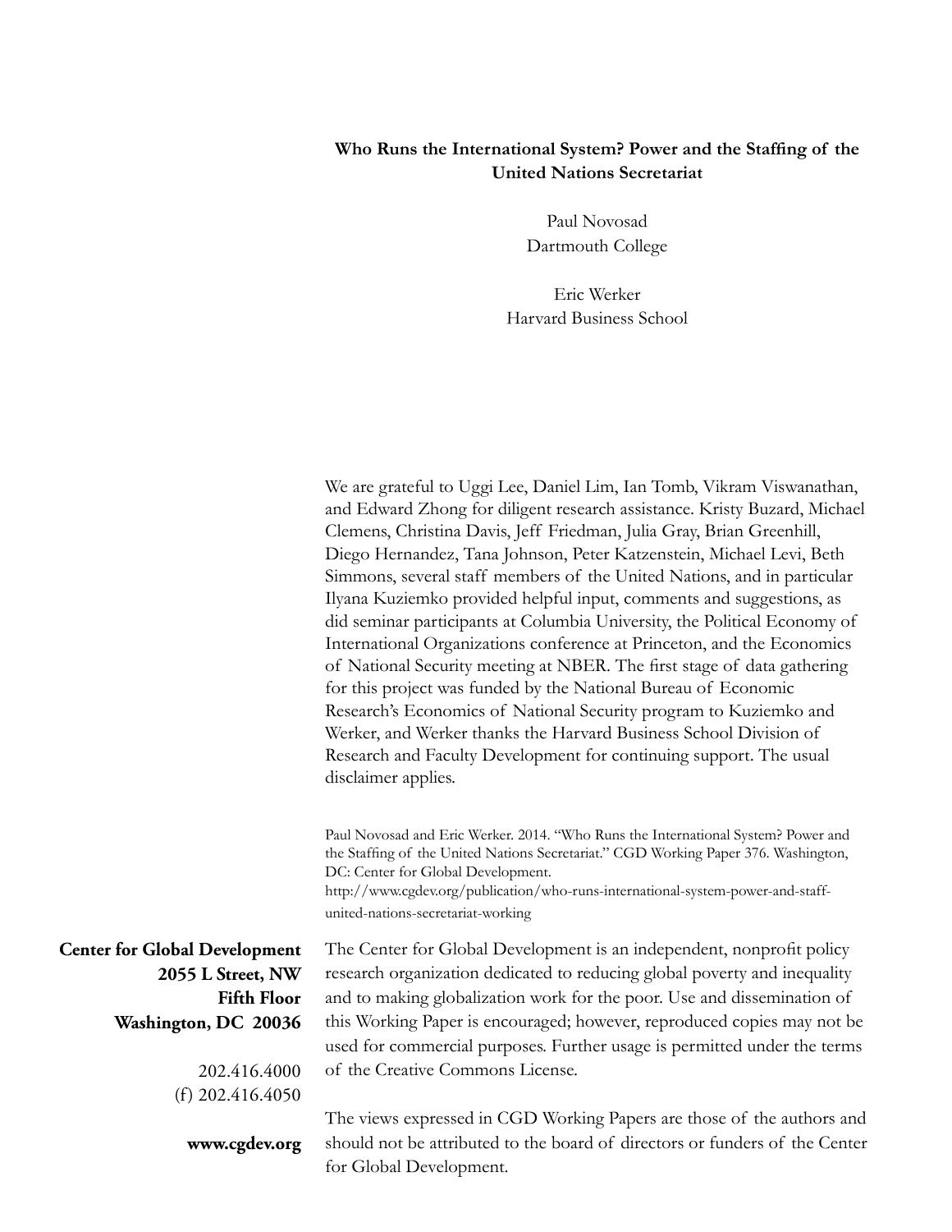**Who Runs the International System? Power and the Staffing of the United Nations Secretariat**

Paul Novosad
Dartmouth College

Eric Werker
Harvard Business School

We are grateful to Uggi Lee, Daniel Lim, Ian Tomb, Vikram Viswanathan, and Edward Zhong for diligent research assistance. Kristy Buzard, Michael Clemens, Christina Davis, Jeff Friedman, Julia Gray, Brian Greenhill, Diego Hernandez, Tana Johnson, Peter Katzenstein, Michael Levi, Beth Simmons, several staff members of the United Nations, and in particular Ilyana Kuziemko provided helpful input, comments and suggestions, as did seminar participants at Columbia University, the Political Economy of International Organizations conference at Princeton, and the Economics of National Security meeting at NBER. The first stage of data gathering for this project was funded by the National Bureau of Economic Research's Economics of National Security program to Kuziemko and Werker, and Werker thanks the Harvard Business School Division of Research and Faculty Development for continuing support. The usual disclaimer applies.

Paul Novosad and Eric Werker. 2014. "Who Runs the International System? Power and the Staffing of the United Nations Secretariat." CGD Working Paper 376. Washington, DC: Center for Global Development.
http://www.cgdev.org/publication/who-runs-international-system-power-and-staff-united-nations-secretariat-working

**Center for Global Development**
**2055 L Street, NW**
**Fifth Floor**
**Washington, DC 20036**

202.416.4000
(f) 202.416.4050

**www.cgdev.org**

The Center for Global Development is an independent, nonprofit policy research organization dedicated to reducing global poverty and inequality and to making globalization work for the poor. Use and dissemination of this Working Paper is encouraged; however, reproduced copies may not be used for commercial purposes. Further usage is permitted under the terms of the Creative Commons License.

The views expressed in CGD Working Papers are those of the authors and should not be attributed to the board of directors or funders of the Center for Global Development.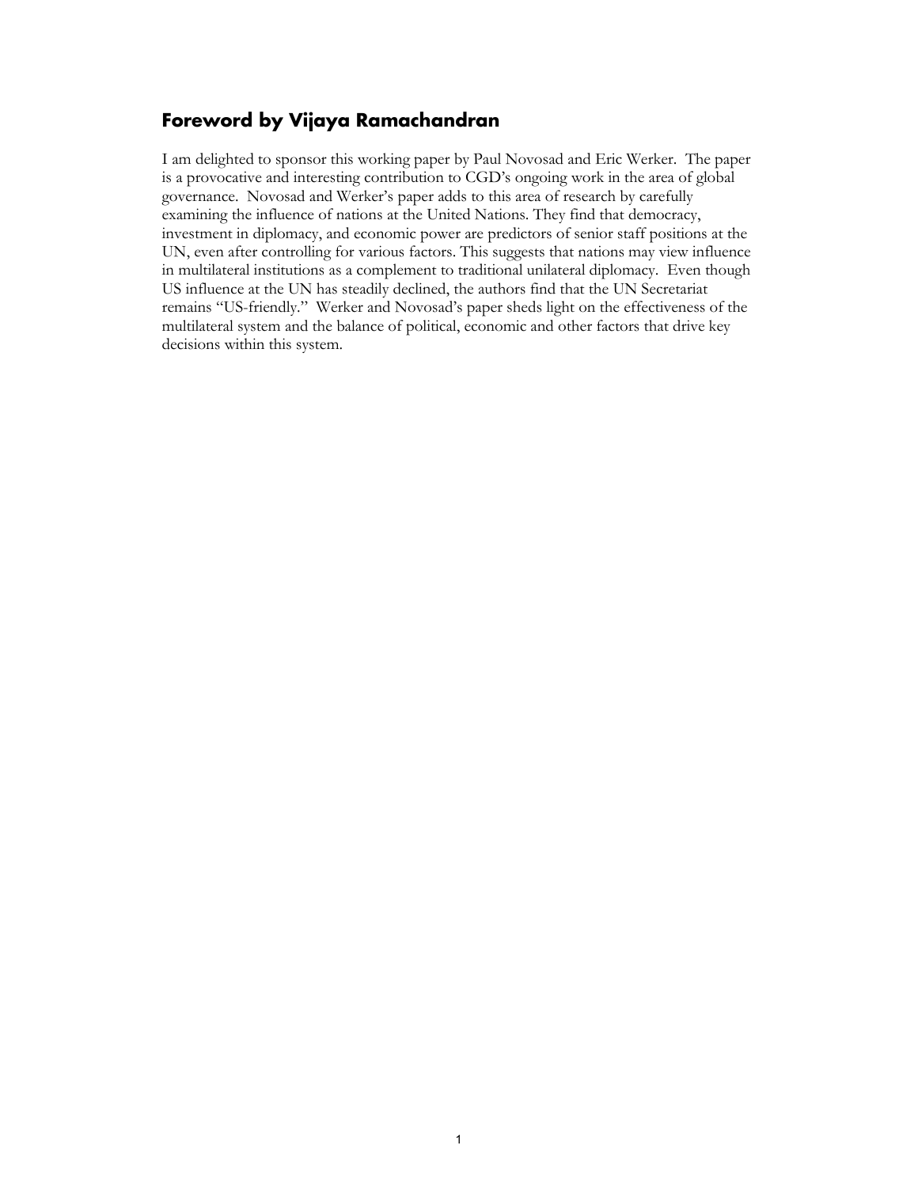## Foreword by Vijaya Ramachandran

I am delighted to sponsor this working paper by Paul Novosad and Eric Werker. The paper is a provocative and interesting contribution to CGD's ongoing work in the area of global governance. Novosad and Werker's paper adds to this area of research by carefully examining the influence of nations at the United Nations. They find that democracy, investment in diplomacy, and economic power are predictors of senior staff positions at the UN, even after controlling for various factors. This suggests that nations may view influence in multilateral institutions as a complement to traditional unilateral diplomacy. Even though US influence at the UN has steadily declined, the authors find that the UN Secretariat remains "US-friendly." Werker and Novosad's paper sheds light on the effectiveness of the multilateral system and the balance of political, economic and other factors that drive key decisions within this system.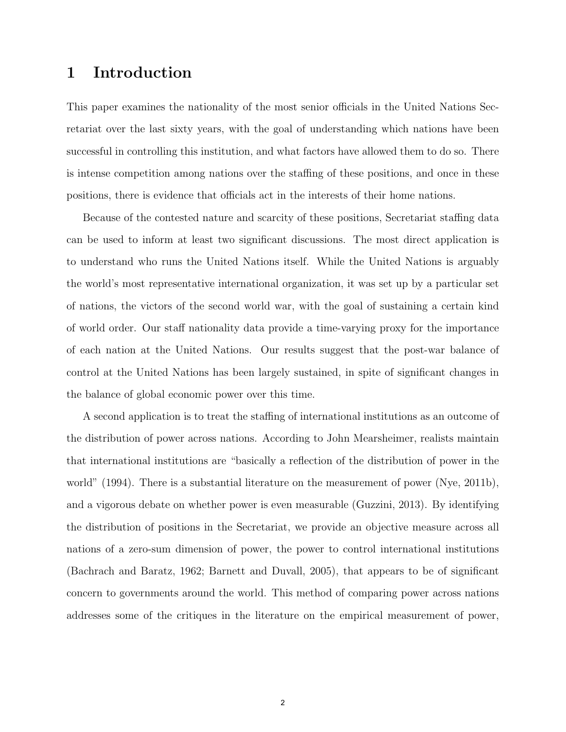# 1 Introduction

This paper examines the nationality of the most senior officials in the United Nations Secretariat over the last sixty years, with the goal of understanding which nations have been successful in controlling this institution, and what factors have allowed them to do so. There is intense competition among nations over the staffing of these positions, and once in these positions, there is evidence that officials act in the interests of their home nations.

Because of the contested nature and scarcity of these positions, Secretariat staffing data can be used to inform at least two significant discussions. The most direct application is to understand who runs the United Nations itself. While the United Nations is arguably the world's most representative international organization, it was set up by a particular set of nations, the victors of the second world war, with the goal of sustaining a certain kind of world order. Our staff nationality data provide a time-varying proxy for the importance of each nation at the United Nations. Our results suggest that the post-war balance of control at the United Nations has been largely sustained, in spite of significant changes in the balance of global economic power over this time.

A second application is to treat the staffing of international institutions as an outcome of the distribution of power across nations. According to John Mearsheimer, realists maintain that international institutions are "basically a reflection of the distribution of power in the world" (1994). There is a substantial literature on the measurement of power (Nye, 2011b), and a vigorous debate on whether power is even measurable (Guzzini, 2013). By identifying the distribution of positions in the Secretariat, we provide an objective measure across all nations of a zero-sum dimension of power, the power to control international institutions (Bachrach and Baratz, 1962; Barnett and Duvall, 2005), that appears to be of significant concern to governments around the world. This method of comparing power across nations addresses some of the critiques in the literature on the empirical measurement of power,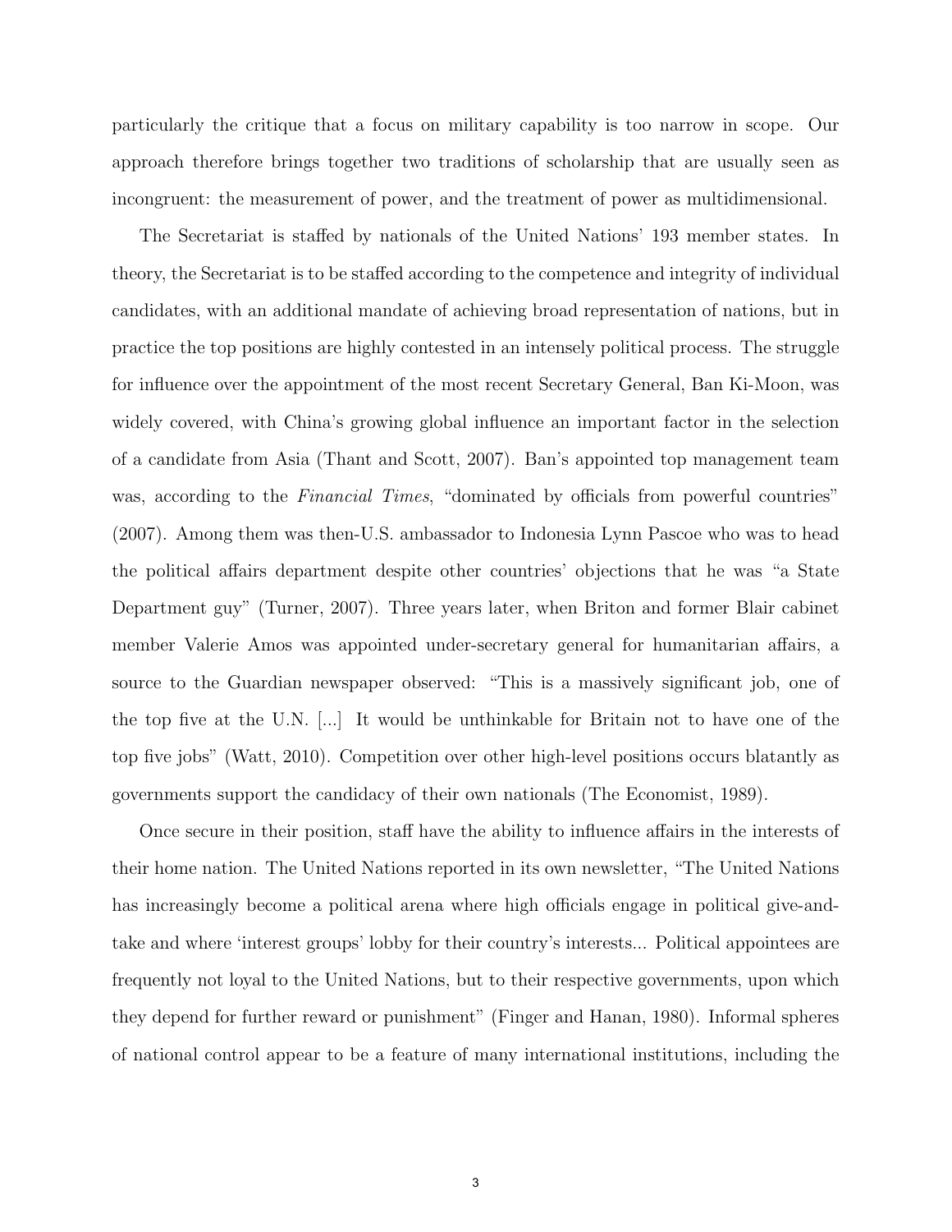particularly the critique that a focus on military capability is too narrow in scope. Our approach therefore brings together two traditions of scholarship that are usually seen as incongruent: the measurement of power, and the treatment of power as multidimensional.

The Secretariat is staffed by nationals of the United Nations' 193 member states. In theory, the Secretariat is to be staffed according to the competence and integrity of individual candidates, with an additional mandate of achieving broad representation of nations, but in practice the top positions are highly contested in an intensely political process. The struggle for influence over the appointment of the most recent Secretary General, Ban Ki-Moon, was widely covered, with China's growing global influence an important factor in the selection of a candidate from Asia (Thant and Scott, 2007). Ban's appointed top management team was, according to the *Financial Times*, "dominated by officials from powerful countries" (2007). Among them was then-U.S. ambassador to Indonesia Lynn Pascoe who was to head the political affairs department despite other countries' objections that he was "a State Department guy" (Turner, 2007). Three years later, when Briton and former Blair cabinet member Valerie Amos was appointed under-secretary general for humanitarian affairs, a source to the Guardian newspaper observed: "This is a massively significant job, one of the top five at the U.N. [...] It would be unthinkable for Britain not to have one of the top five jobs" (Watt, 2010). Competition over other high-level positions occurs blatantly as governments support the candidacy of their own nationals (The Economist, 1989).

Once secure in their position, staff have the ability to influence affairs in the interests of their home nation. The United Nations reported in its own newsletter, "The United Nations has increasingly become a political arena where high officials engage in political give-and-take and where 'interest groups' lobby for their country's interests... Political appointees are frequently not loyal to the United Nations, but to their respective governments, upon which they depend for further reward or punishment" (Finger and Hanan, 1980). Informal spheres of national control appear to be a feature of many international institutions, including the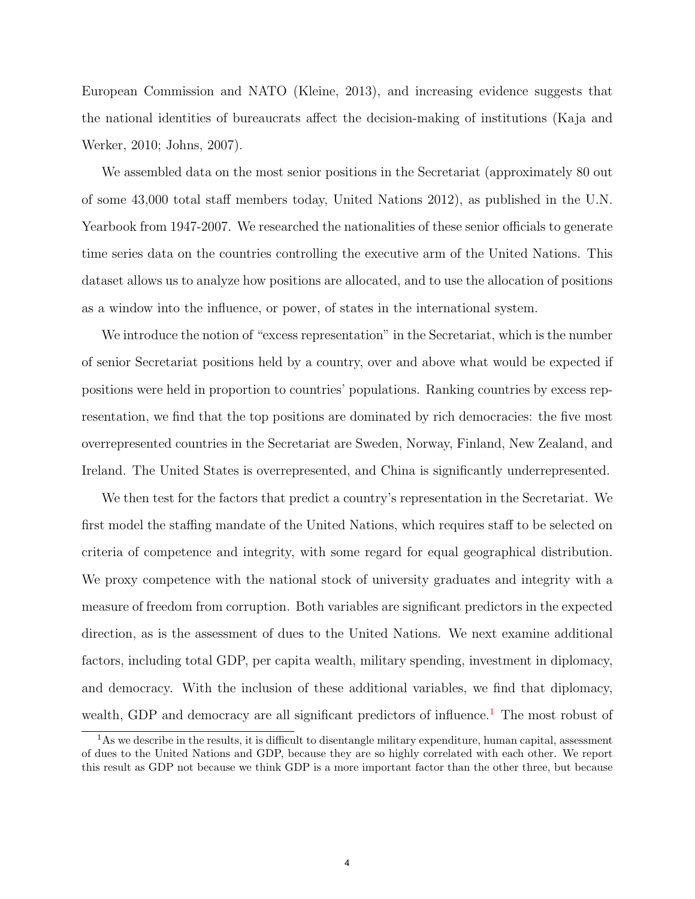European Commission and NATO (Kleine, 2013), and increasing evidence suggests that the national identities of bureaucrats affect the decision-making of institutions (Kaja and Werker, 2010; Johns, 2007).

We assembled data on the most senior positions in the Secretariat (approximately 80 out of some 43,000 total staff members today, United Nations 2012), as published in the U.N. Yearbook from 1947-2007. We researched the nationalities of these senior officials to generate time series data on the countries controlling the executive arm of the United Nations. This dataset allows us to analyze how positions are allocated, and to use the allocation of positions as a window into the influence, or power, of states in the international system.

We introduce the notion of "excess representation" in the Secretariat, which is the number of senior Secretariat positions held by a country, over and above what would be expected if positions were held in proportion to countries' populations. Ranking countries by excess representation, we find that the top positions are dominated by rich democracies: the five most overrepresented countries in the Secretariat are Sweden, Norway, Finland, New Zealand, and Ireland. The United States is overrepresented, and China is significantly underrepresented.

We then test for the factors that predict a country's representation in the Secretariat. We first model the staffing mandate of the United Nations, which requires staff to be selected on criteria of competence and integrity, with some regard for equal geographical distribution. We proxy competence with the national stock of university graduates and integrity with a measure of freedom from corruption. Both variables are significant predictors in the expected direction, as is the assessment of dues to the United Nations. We next examine additional factors, including total GDP, per capita wealth, military spending, investment in diplomacy, and democracy. With the inclusion of these additional variables, we find that diplomacy, wealth, GDP and democracy are all significant predictors of influence.[1] The most robust of

[1] As we describe in the results, it is difficult to disentangle military expenditure, human capital, assessment of dues to the United Nations and GDP, because they are so highly correlated with each other. We report this result as GDP not because we think GDP is a more important factor than the other three, but because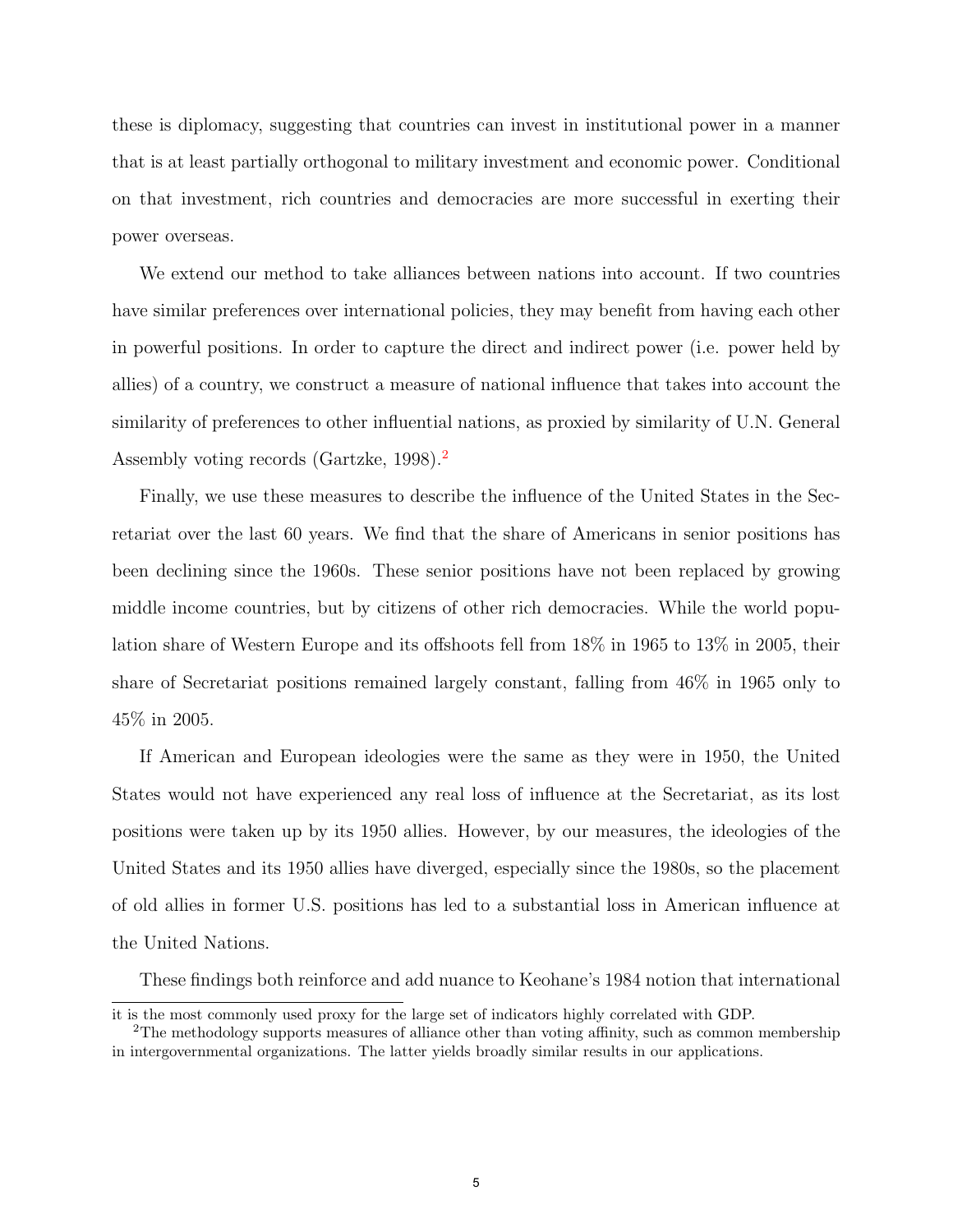these is diplomacy, suggesting that countries can invest in institutional power in a manner that is at least partially orthogonal to military investment and economic power. Conditional on that investment, rich countries and democracies are more successful in exerting their power overseas.

We extend our method to take alliances between nations into account. If two countries have similar preferences over international policies, they may benefit from having each other in powerful positions. In order to capture the direct and indirect power (i.e. power held by allies) of a country, we construct a measure of national influence that takes into account the similarity of preferences to other influential nations, as proxied by similarity of U.N. General Assembly voting records (Gartzke, 1998).[2]

Finally, we use these measures to describe the influence of the United States in the Secretariat over the last 60 years. We find that the share of Americans in senior positions has been declining since the 1960s. These senior positions have not been replaced by growing middle income countries, but by citizens of other rich democracies. While the world population share of Western Europe and its offshoots fell from 18% in 1965 to 13% in 2005, their share of Secretariat positions remained largely constant, falling from 46% in 1965 only to 45% in 2005.

If American and European ideologies were the same as they were in 1950, the United States would not have experienced any real loss of influence at the Secretariat, as its lost positions were taken up by its 1950 allies. However, by our measures, the ideologies of the United States and its 1950 allies have diverged, especially since the 1980s, so the placement of old allies in former U.S. positions has led to a substantial loss in American influence at the United Nations.

These findings both reinforce and add nuance to Keohane's 1984 notion that international

---

it is the most commonly used proxy for the large set of indicators highly correlated with GDP.

[2]The methodology supports measures of alliance other than voting affinity, such as common membership in intergovernmental organizations. The latter yields broadly similar results in our applications.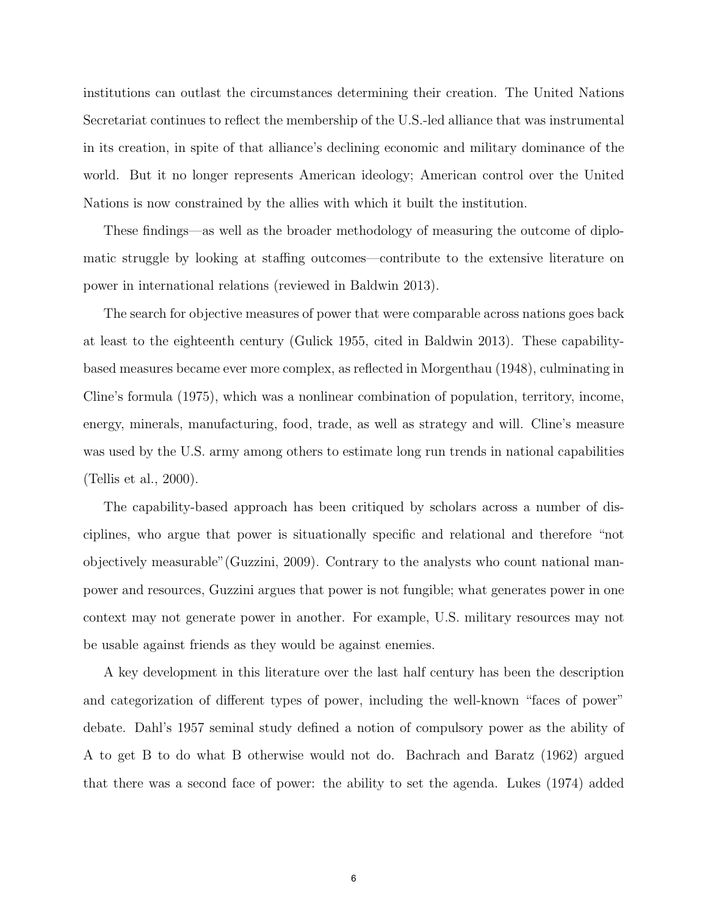institutions can outlast the circumstances determining their creation. The United Nations Secretariat continues to reflect the membership of the U.S.-led alliance that was instrumental in its creation, in spite of that alliance's declining economic and military dominance of the world. But it no longer represents American ideology; American control over the United Nations is now constrained by the allies with which it built the institution.

These findings—as well as the broader methodology of measuring the outcome of diplomatic struggle by looking at staffing outcomes—contribute to the extensive literature on power in international relations (reviewed in Baldwin 2013).

The search for objective measures of power that were comparable across nations goes back at least to the eighteenth century (Gulick 1955, cited in Baldwin 2013). These capability-based measures became ever more complex, as reflected in Morgenthau (1948), culminating in Cline's formula (1975), which was a nonlinear combination of population, territory, income, energy, minerals, manufacturing, food, trade, as well as strategy and will. Cline's measure was used by the U.S. army among others to estimate long run trends in national capabilities (Tellis et al., 2000).

The capability-based approach has been critiqued by scholars across a number of disciplines, who argue that power is situationally specific and relational and therefore "not objectively measurable"(Guzzini, 2009). Contrary to the analysts who count national manpower and resources, Guzzini argues that power is not fungible; what generates power in one context may not generate power in another. For example, U.S. military resources may not be usable against friends as they would be against enemies.

A key development in this literature over the last half century has been the description and categorization of different types of power, including the well-known "faces of power" debate. Dahl's 1957 seminal study defined a notion of compulsory power as the ability of A to get B to do what B otherwise would not do. Bachrach and Baratz (1962) argued that there was a second face of power: the ability to set the agenda. Lukes (1974) added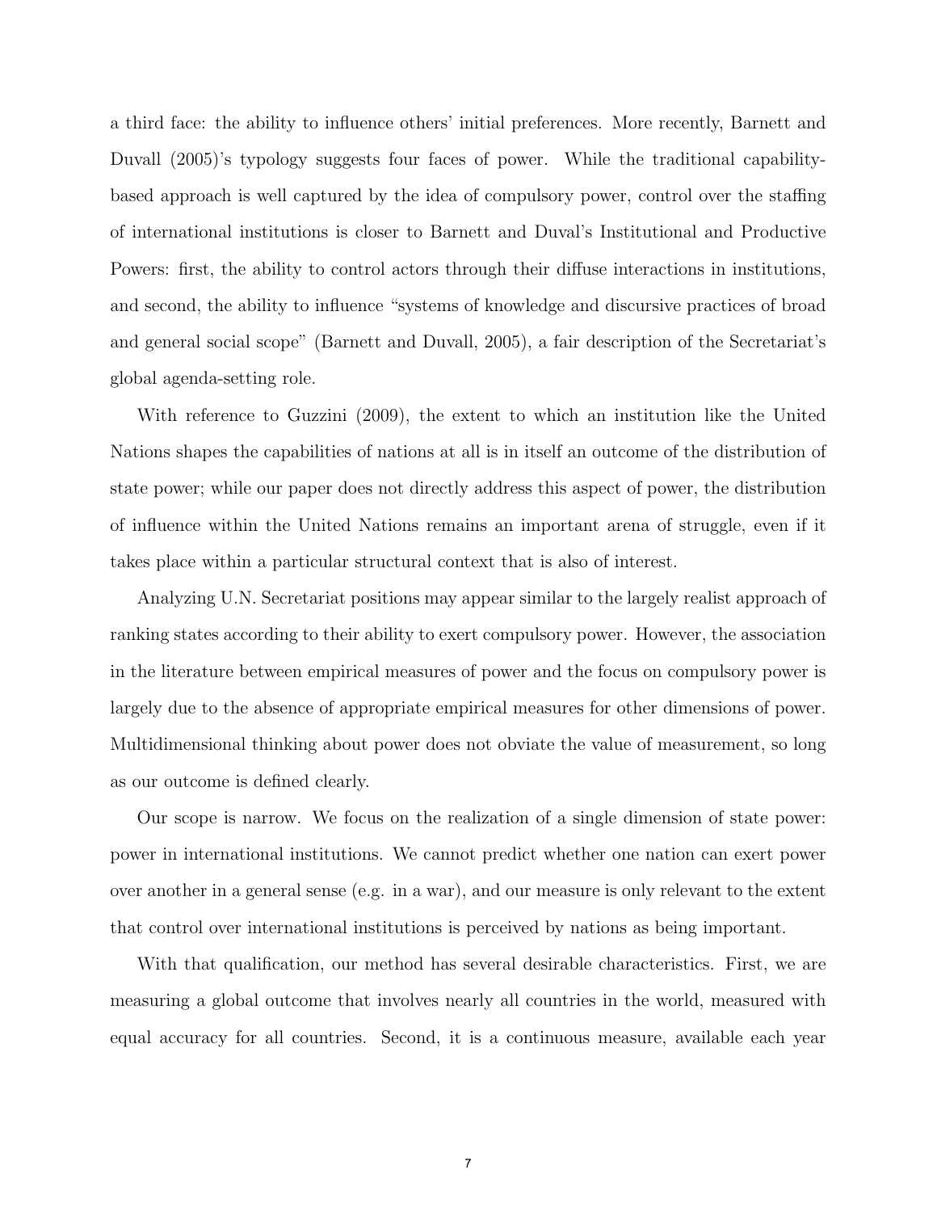a third face: the ability to influence others' initial preferences. More recently, Barnett and Duvall (2005)'s typology suggests four faces of power. While the traditional capability-based approach is well captured by the idea of compulsory power, control over the staffing of international institutions is closer to Barnett and Duval's Institutional and Productive Powers: first, the ability to control actors through their diffuse interactions in institutions, and second, the ability to influence "systems of knowledge and discursive practices of broad and general social scope" (Barnett and Duvall, 2005), a fair description of the Secretariat's global agenda-setting role.

With reference to Guzzini (2009), the extent to which an institution like the United Nations shapes the capabilities of nations at all is in itself an outcome of the distribution of state power; while our paper does not directly address this aspect of power, the distribution of influence within the United Nations remains an important arena of struggle, even if it takes place within a particular structural context that is also of interest.

Analyzing U.N. Secretariat positions may appear similar to the largely realist approach of ranking states according to their ability to exert compulsory power. However, the association in the literature between empirical measures of power and the focus on compulsory power is largely due to the absence of appropriate empirical measures for other dimensions of power. Multidimensional thinking about power does not obviate the value of measurement, so long as our outcome is defined clearly.

Our scope is narrow. We focus on the realization of a single dimension of state power: power in international institutions. We cannot predict whether one nation can exert power over another in a general sense (e.g. in a war), and our measure is only relevant to the extent that control over international institutions is perceived by nations as being important.

With that qualification, our method has several desirable characteristics. First, we are measuring a global outcome that involves nearly all countries in the world, measured with equal accuracy for all countries. Second, it is a continuous measure, available each year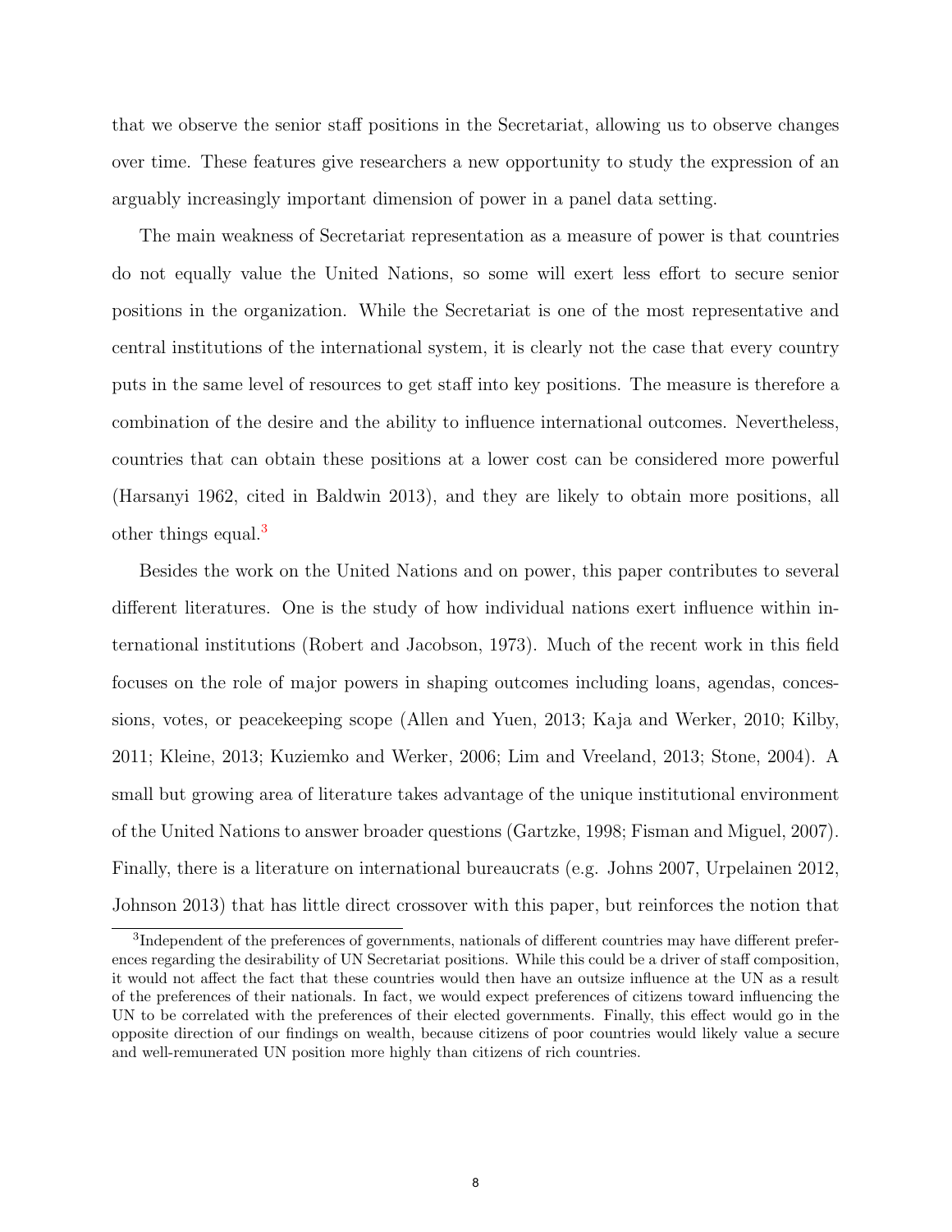that we observe the senior staff positions in the Secretariat, allowing us to observe changes over time. These features give researchers a new opportunity to study the expression of an arguably increasingly important dimension of power in a panel data setting.

The main weakness of Secretariat representation as a measure of power is that countries do not equally value the United Nations, so some will exert less effort to secure senior positions in the organization. While the Secretariat is one of the most representative and central institutions of the international system, it is clearly not the case that every country puts in the same level of resources to get staff into key positions. The measure is therefore a combination of the desire and the ability to influence international outcomes. Nevertheless, countries that can obtain these positions at a lower cost can be considered more powerful (Harsanyi 1962, cited in Baldwin 2013), and they are likely to obtain more positions, all other things equal.[3]

Besides the work on the United Nations and on power, this paper contributes to several different literatures. One is the study of how individual nations exert influence within international institutions (Robert and Jacobson, 1973). Much of the recent work in this field focuses on the role of major powers in shaping outcomes including loans, agendas, concessions, votes, or peacekeeping scope (Allen and Yuen, 2013; Kaja and Werker, 2010; Kilby, 2011; Kleine, 2013; Kuziemko and Werker, 2006; Lim and Vreeland, 2013; Stone, 2004). A small but growing area of literature takes advantage of the unique institutional environment of the United Nations to answer broader questions (Gartzke, 1998; Fisman and Miguel, 2007). Finally, there is a literature on international bureaucrats (e.g. Johns 2007, Urpelainen 2012, Johnson 2013) that has little direct crossover with this paper, but reinforces the notion that

[3] Independent of the preferences of governments, nationals of different countries may have different preferences regarding the desirability of UN Secretariat positions. While this could be a driver of staff composition, it would not affect the fact that these countries would then have an outsize influence at the UN as a result of the preferences of their nationals. In fact, we would expect preferences of citizens toward influencing the UN to be correlated with the preferences of their elected governments. Finally, this effect would go in the opposite direction of our findings on wealth, because citizens of poor countries would likely value a secure and well-remunerated UN position more highly than citizens of rich countries.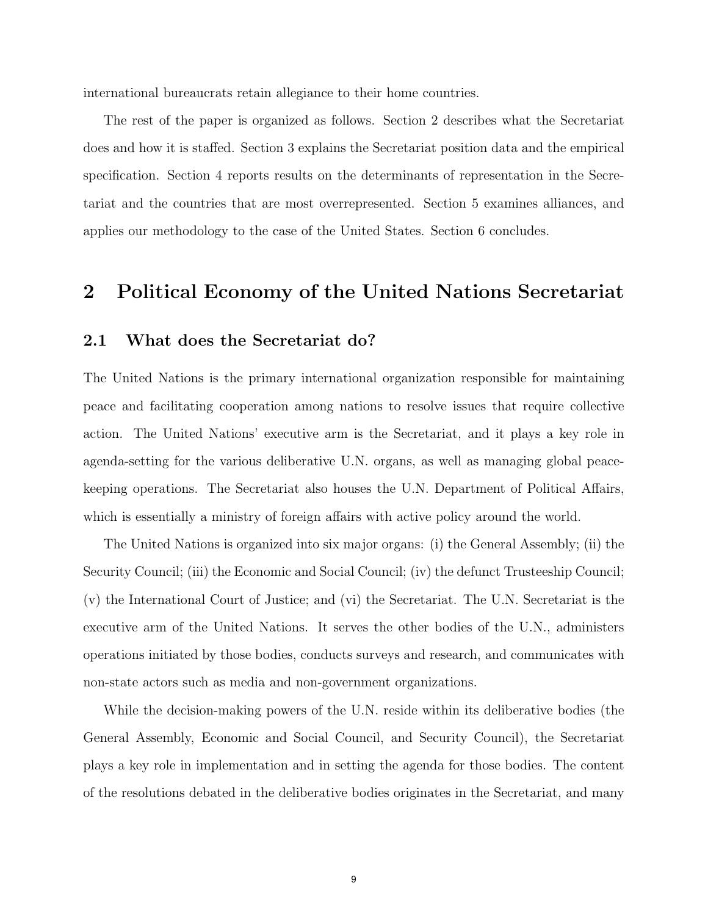international bureaucrats retain allegiance to their home countries.

The rest of the paper is organized as follows. Section 2 describes what the Secretariat does and how it is staffed. Section 3 explains the Secretariat position data and the empirical specification. Section 4 reports results on the determinants of representation in the Secretariat and the countries that are most overrepresented. Section 5 examines alliances, and applies our methodology to the case of the United States. Section 6 concludes.

## 2 Political Economy of the United Nations Secretariat

### 2.1 What does the Secretariat do?

The United Nations is the primary international organization responsible for maintaining peace and facilitating cooperation among nations to resolve issues that require collective action. The United Nations' executive arm is the Secretariat, and it plays a key role in agenda-setting for the various deliberative U.N. organs, as well as managing global peace-keeping operations. The Secretariat also houses the U.N. Department of Political Affairs, which is essentially a ministry of foreign affairs with active policy around the world.

The United Nations is organized into six major organs: (i) the General Assembly; (ii) the Security Council; (iii) the Economic and Social Council; (iv) the defunct Trusteeship Council; (v) the International Court of Justice; and (vi) the Secretariat. The U.N. Secretariat is the executive arm of the United Nations. It serves the other bodies of the U.N., administers operations initiated by those bodies, conducts surveys and research, and communicates with non-state actors such as media and non-government organizations.

While the decision-making powers of the U.N. reside within its deliberative bodies (the General Assembly, Economic and Social Council, and Security Council), the Secretariat plays a key role in implementation and in setting the agenda for those bodies. The content of the resolutions debated in the deliberative bodies originates in the Secretariat, and many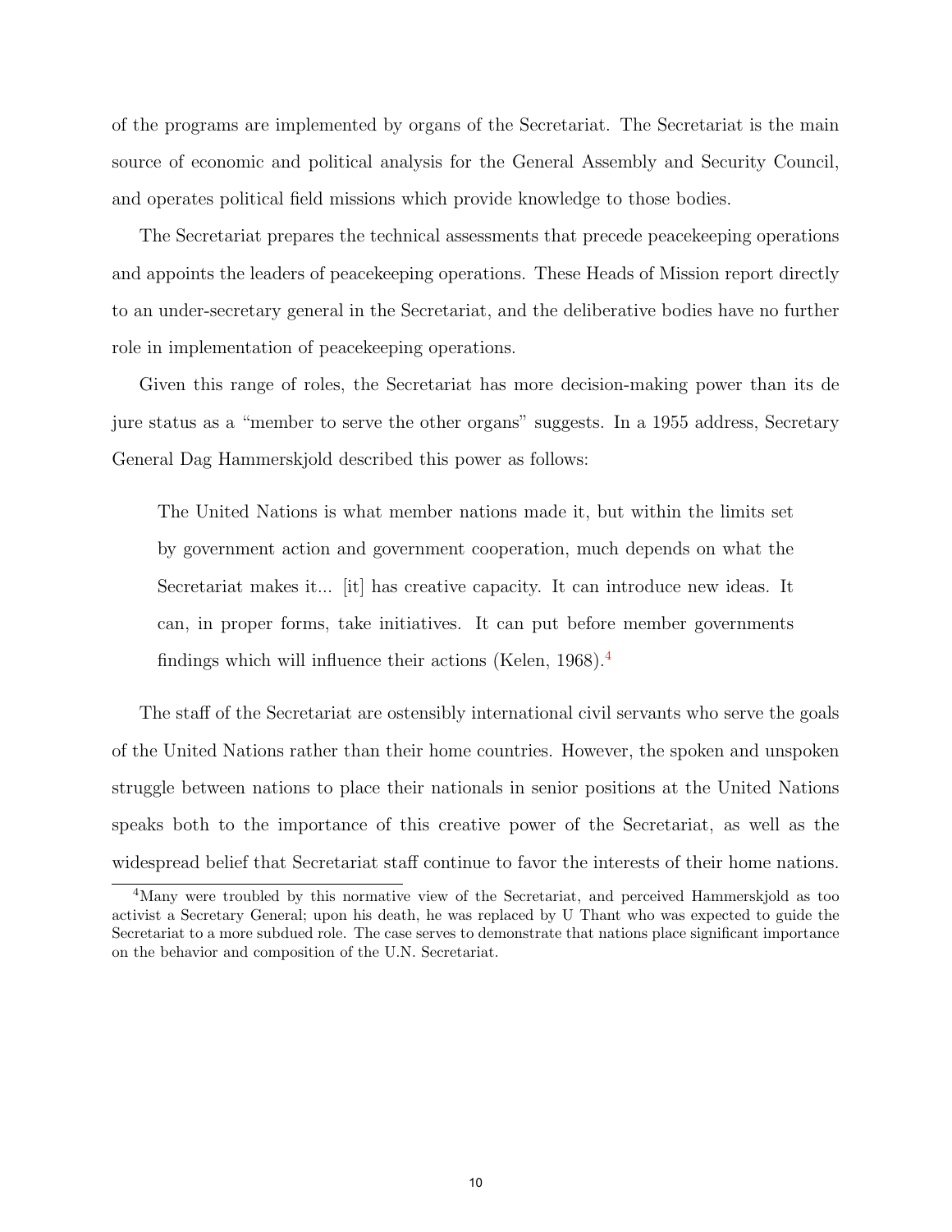of the programs are implemented by organs of the Secretariat. The Secretariat is the main source of economic and political analysis for the General Assembly and Security Council, and operates political field missions which provide knowledge to those bodies.

The Secretariat prepares the technical assessments that precede peacekeeping operations and appoints the leaders of peacekeeping operations. These Heads of Mission report directly to an under-secretary general in the Secretariat, and the deliberative bodies have no further role in implementation of peacekeeping operations.

Given this range of roles, the Secretariat has more decision-making power than its de jure status as a "member to serve the other organs" suggests. In a 1955 address, Secretary General Dag Hammerskjold described this power as follows:

> The United Nations is what member nations made it, but within the limits set by government action and government cooperation, much depends on what the Secretariat makes it... [it] has creative capacity. It can introduce new ideas. It can, in proper forms, take initiatives. It can put before member governments findings which will influence their actions (Kelen, 1968).[4]

The staff of the Secretariat are ostensibly international civil servants who serve the goals of the United Nations rather than their home countries. However, the spoken and unspoken struggle between nations to place their nationals in senior positions at the United Nations speaks both to the importance of this creative power of the Secretariat, as well as the widespread belief that Secretariat staff continue to favor the interests of their home nations.

[4] Many were troubled by this normative view of the Secretariat, and perceived Hammerskjold as too activist a Secretary General; upon his death, he was replaced by U Thant who was expected to guide the Secretariat to a more subdued role. The case serves to demonstrate that nations place significant importance on the behavior and composition of the U.N. Secretariat.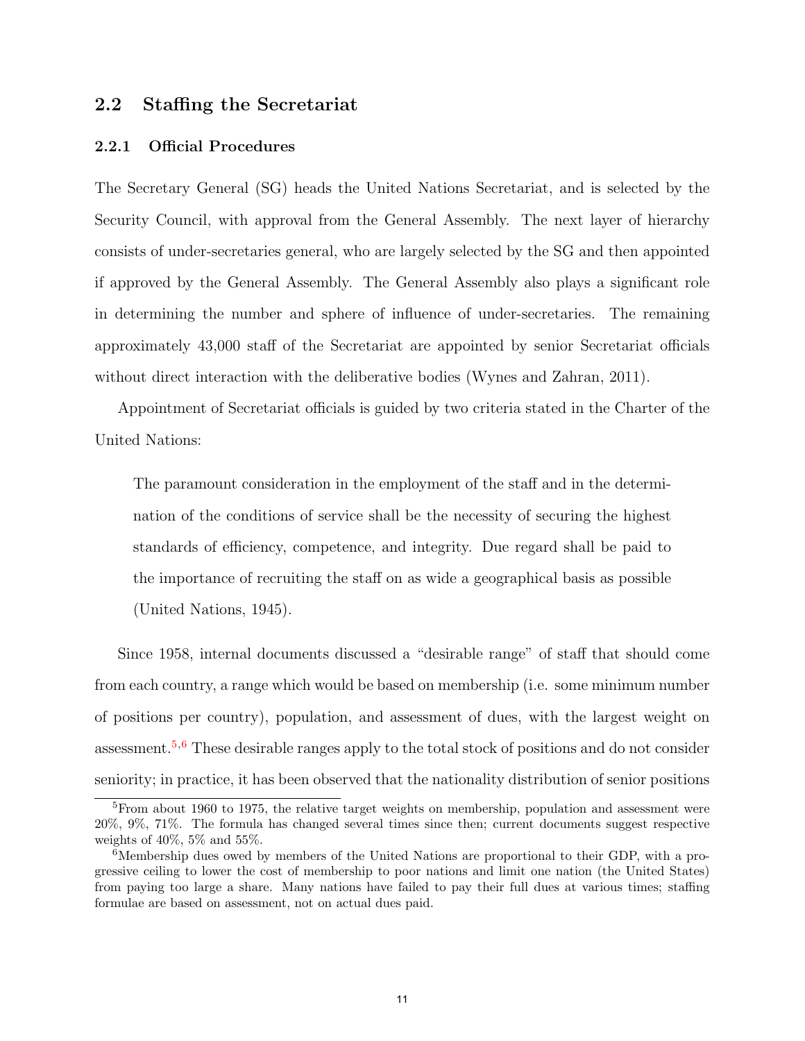## 2.2 Staffing the Secretariat

### 2.2.1 Official Procedures

The Secretary General (SG) heads the United Nations Secretariat, and is selected by the Security Council, with approval from the General Assembly. The next layer of hierarchy consists of under-secretaries general, who are largely selected by the SG and then appointed if approved by the General Assembly. The General Assembly also plays a significant role in determining the number and sphere of influence of under-secretaries. The remaining approximately 43,000 staff of the Secretariat are appointed by senior Secretariat officials without direct interaction with the deliberative bodies (Wynes and Zahran, 2011).

Appointment of Secretariat officials is guided by two criteria stated in the Charter of the United Nations:

> The paramount consideration in the employment of the staff and in the determination of the conditions of service shall be the necessity of securing the highest standards of efficiency, competence, and integrity. Due regard shall be paid to the importance of recruiting the staff on as wide a geographical basis as possible (United Nations, 1945).

Since 1958, internal documents discussed a "desirable range" of staff that should come from each country, a range which would be based on membership (i.e. some minimum number of positions per country), population, and assessment of dues, with the largest weight on assessment.[5,6] These desirable ranges apply to the total stock of positions and do not consider seniority; in practice, it has been observed that the nationality distribution of senior positions

[5] From about 1960 to 1975, the relative target weights on membership, population and assessment were 20%, 9%, 71%. The formula has changed several times since then; current documents suggest respective weights of 40%, 5% and 55%.

[6] Membership dues owed by members of the United Nations are proportional to their GDP, with a progressive ceiling to lower the cost of membership to poor nations and limit one nation (the United States) from paying too large a share. Many nations have failed to pay their full dues at various times; staffing formulae are based on assessment, not on actual dues paid.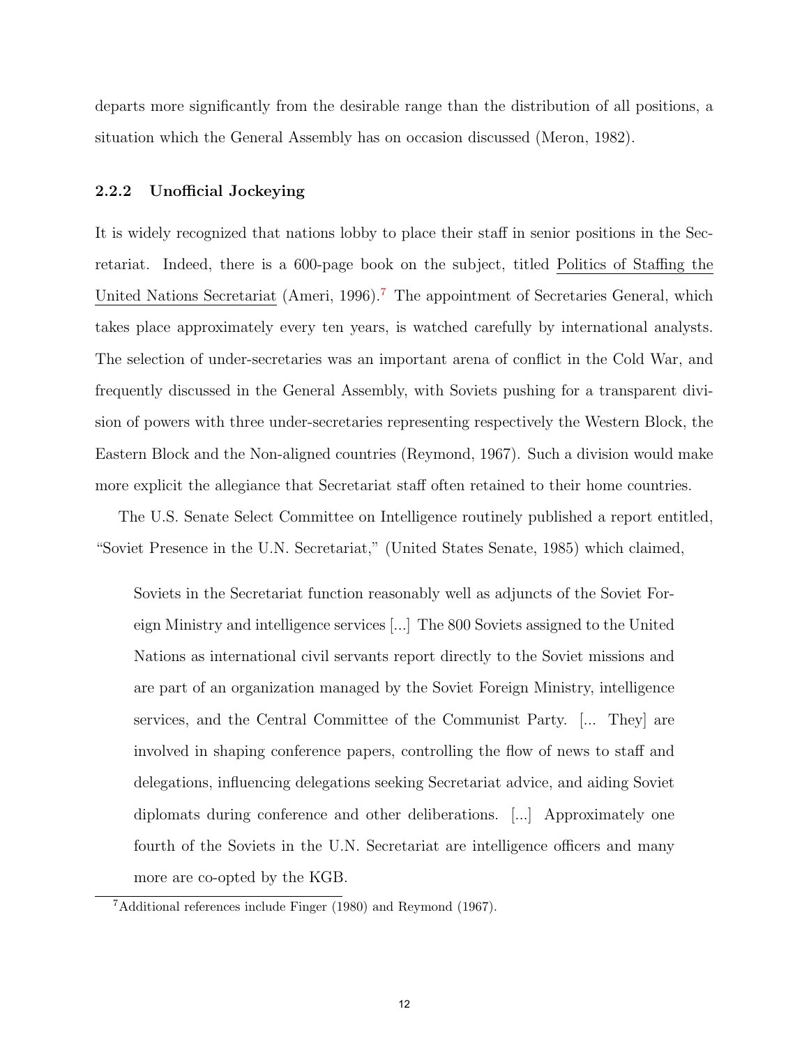departs more significantly from the desirable range than the distribution of all positions, a situation which the General Assembly has on occasion discussed (Meron, 1982).

### 2.2.2 Unofficial Jockeying

It is widely recognized that nations lobby to place their staff in senior positions in the Secretariat. Indeed, there is a 600-page book on the subject, titled Politics of Staffing the United Nations Secretariat (Ameri, 1996).[7] The appointment of Secretaries General, which takes place approximately every ten years, is watched carefully by international analysts. The selection of under-secretaries was an important arena of conflict in the Cold War, and frequently discussed in the General Assembly, with Soviets pushing for a transparent division of powers with three under-secretaries representing respectively the Western Block, the Eastern Block and the Non-aligned countries (Reymond, 1967). Such a division would make more explicit the allegiance that Secretariat staff often retained to their home countries.

The U.S. Senate Select Committee on Intelligence routinely published a report entitled, "Soviet Presence in the U.N. Secretariat," (United States Senate, 1985) which claimed,

> Soviets in the Secretariat function reasonably well as adjuncts of the Soviet Foreign Ministry and intelligence services [...] The 800 Soviets assigned to the United Nations as international civil servants report directly to the Soviet missions and are part of an organization managed by the Soviet Foreign Ministry, intelligence services, and the Central Committee of the Communist Party. [... They] are involved in shaping conference papers, controlling the flow of news to staff and delegations, influencing delegations seeking Secretariat advice, and aiding Soviet diplomats during conference and other deliberations. [...] Approximately one fourth of the Soviets in the U.N. Secretariat are intelligence officers and many more are co-opted by the KGB.

[7] Additional references include Finger (1980) and Reymond (1967).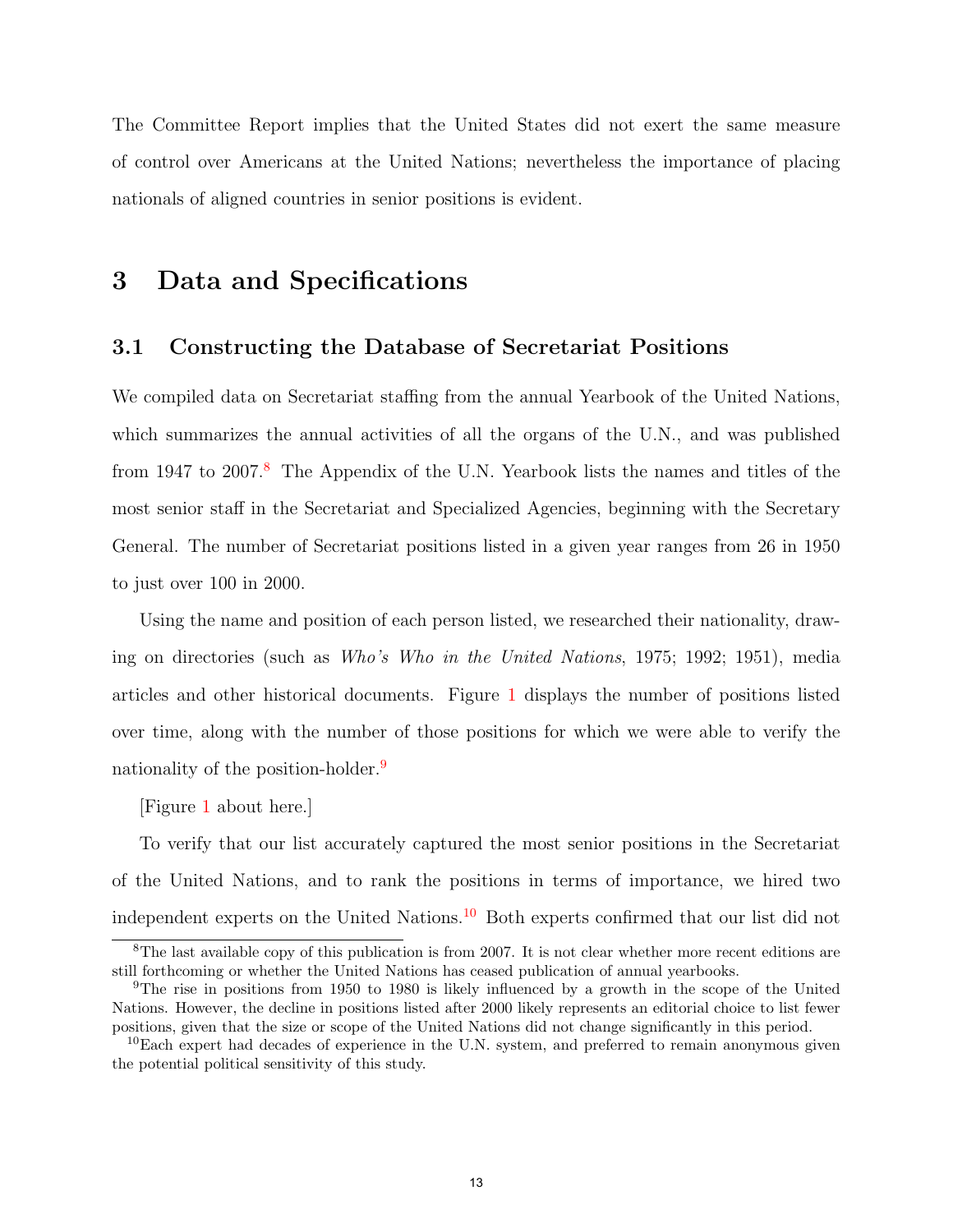The Committee Report implies that the United States did not exert the same measure of control over Americans at the United Nations; nevertheless the importance of placing nationals of aligned countries in senior positions is evident.

# 3 Data and Specifications

## 3.1 Constructing the Database of Secretariat Positions

We compiled data on Secretariat staffing from the annual Yearbook of the United Nations, which summarizes the annual activities of all the organs of the U.N., and was published from 1947 to 2007.[8] The Appendix of the U.N. Yearbook lists the names and titles of the most senior staff in the Secretariat and Specialized Agencies, beginning with the Secretary General. The number of Secretariat positions listed in a given year ranges from 26 in 1950 to just over 100 in 2000.

Using the name and position of each person listed, we researched their nationality, drawing on directories (such as *Who's Who in the United Nations*, 1975; 1992; 1951), media articles and other historical documents. Figure 1 displays the number of positions listed over time, along with the number of those positions for which we were able to verify the nationality of the position-holder.[9]

[Figure 1 about here.]

To verify that our list accurately captured the most senior positions in the Secretariat of the United Nations, and to rank the positions in terms of importance, we hired two independent experts on the United Nations.[10] Both experts confirmed that our list did not

[8] The last available copy of this publication is from 2007. It is not clear whether more recent editions are still forthcoming or whether the United Nations has ceased publication of annual yearbooks.

[9] The rise in positions from 1950 to 1980 is likely influenced by a growth in the scope of the United Nations. However, the decline in positions listed after 2000 likely represents an editorial choice to list fewer positions, given that the size or scope of the United Nations did not change significantly in this period.

[10] Each expert had decades of experience in the U.N. system, and preferred to remain anonymous given the potential political sensitivity of this study.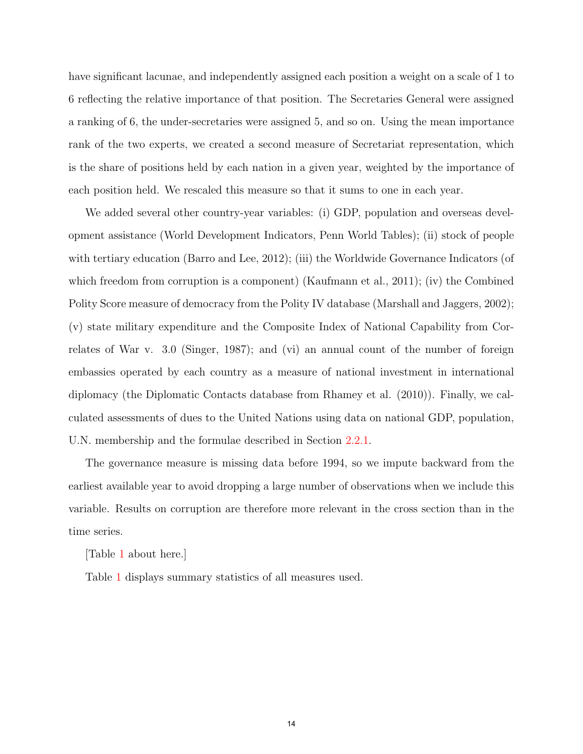have significant lacunae, and independently assigned each position a weight on a scale of 1 to 6 reflecting the relative importance of that position. The Secretaries General were assigned a ranking of 6, the under-secretaries were assigned 5, and so on. Using the mean importance rank of the two experts, we created a second measure of Secretariat representation, which is the share of positions held by each nation in a given year, weighted by the importance of each position held. We rescaled this measure so that it sums to one in each year.

We added several other country-year variables: (i) GDP, population and overseas development assistance (World Development Indicators, Penn World Tables); (ii) stock of people with tertiary education (Barro and Lee, 2012); (iii) the Worldwide Governance Indicators (of which freedom from corruption is a component) (Kaufmann et al., 2011); (iv) the Combined Polity Score measure of democracy from the Polity IV database (Marshall and Jaggers, 2002); (v) state military expenditure and the Composite Index of National Capability from Correlates of War v. 3.0 (Singer, 1987); and (vi) an annual count of the number of foreign embassies operated by each country as a measure of national investment in international diplomacy (the Diplomatic Contacts database from Rhamey et al. (2010)). Finally, we calculated assessments of dues to the United Nations using data on national GDP, population, U.N. membership and the formulae described in Section 2.2.1.

The governance measure is missing data before 1994, so we impute backward from the earliest available year to avoid dropping a large number of observations when we include this variable. Results on corruption are therefore more relevant in the cross section than in the time series.

[Table 1 about here.]

Table 1 displays summary statistics of all measures used.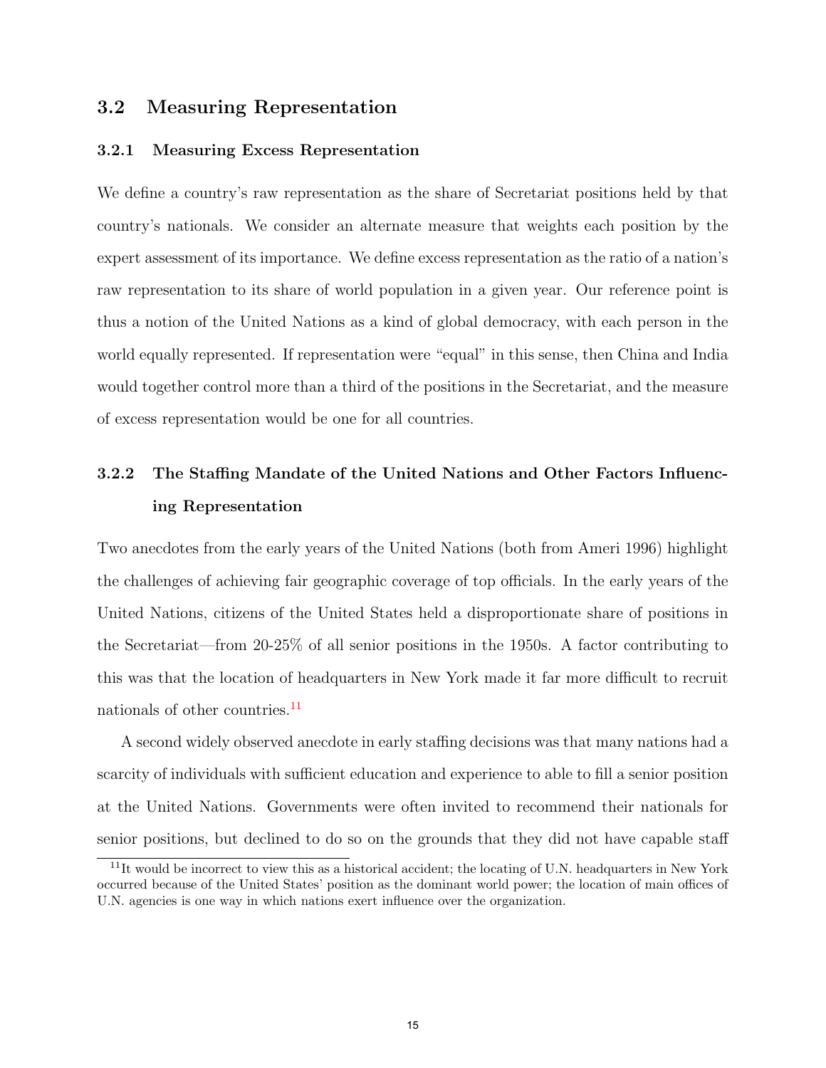## 3.2 Measuring Representation

### 3.2.1 Measuring Excess Representation

We define a country's raw representation as the share of Secretariat positions held by that country's nationals. We consider an alternate measure that weights each position by the expert assessment of its importance. We define excess representation as the ratio of a nation's raw representation to its share of world population in a given year. Our reference point is thus a notion of the United Nations as a kind of global democracy, with each person in the world equally represented. If representation were "equal" in this sense, then China and India would together control more than a third of the positions in the Secretariat, and the measure of excess representation would be one for all countries.

### 3.2.2 The Staffing Mandate of the United Nations and Other Factors Influencing Representation

Two anecdotes from the early years of the United Nations (both from Ameri 1996) highlight the challenges of achieving fair geographic coverage of top officials. In the early years of the United Nations, citizens of the United States held a disproportionate share of positions in the Secretariat—from 20-25% of all senior positions in the 1950s. A factor contributing to this was that the location of headquarters in New York made it far more difficult to recruit nationals of other countries.[11]

A second widely observed anecdote in early staffing decisions was that many nations had a scarcity of individuals with sufficient education and experience to able to fill a senior position at the United Nations. Governments were often invited to recommend their nationals for senior positions, but declined to do so on the grounds that they did not have capable staff

[11] It would be incorrect to view this as a historical accident; the locating of U.N. headquarters in New York occurred because of the United States' position as the dominant world power; the location of main offices of U.N. agencies is one way in which nations exert influence over the organization.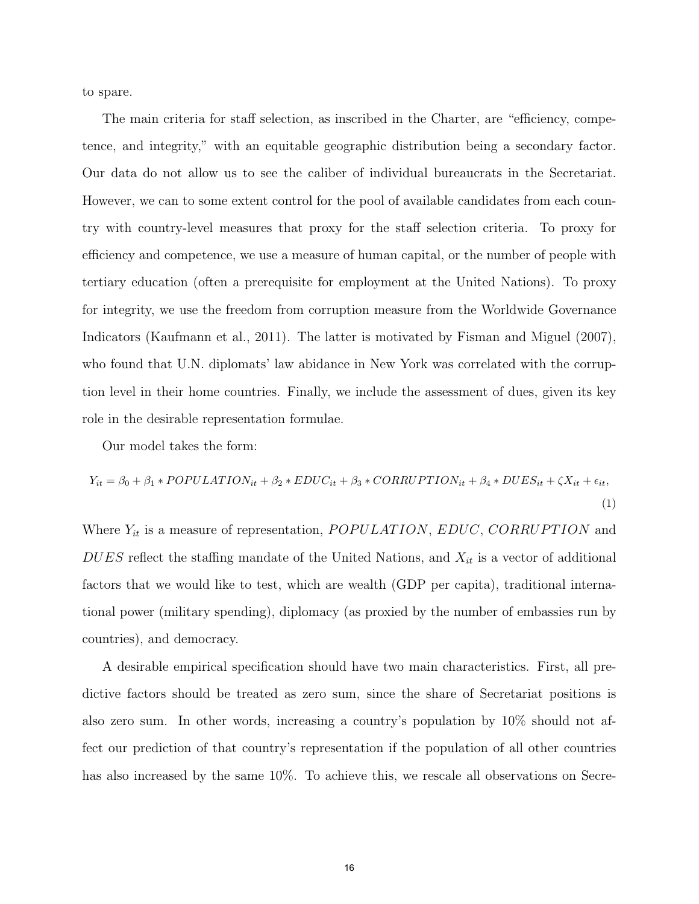to spare.

The main criteria for staff selection, as inscribed in the Charter, are "efficiency, competence, and integrity," with an equitable geographic distribution being a secondary factor. Our data do not allow us to see the caliber of individual bureaucrats in the Secretariat. However, we can to some extent control for the pool of available candidates from each country with country-level measures that proxy for the staff selection criteria. To proxy for efficiency and competence, we use a measure of human capital, or the number of people with tertiary education (often a prerequisite for employment at the United Nations). To proxy for integrity, we use the freedom from corruption measure from the Worldwide Governance Indicators (Kaufmann et al., 2011). The latter is motivated by Fisman and Miguel (2007), who found that U.N. diplomats' law abidance in New York was correlated with the corruption level in their home countries. Finally, we include the assessment of dues, given its key role in the desirable representation formulae.

Our model takes the form:

$$Y_{it} = \beta_0 + \beta_1 * POPULATION_{it} + \beta_2 * EDUC_{it} + \beta_3 * CORRUPTION_{it} + \beta_4 * DUES_{it} + \zeta X_{it} + \epsilon_{it}, \tag{1}$$

Where $Y_{it}$ is a measure of representation, $POPULATION$, $EDUC$, $CORRUPTION$ and $DUES$ reflect the staffing mandate of the United Nations, and $X_{it}$ is a vector of additional factors that we would like to test, which are wealth (GDP per capita), traditional international power (military spending), diplomacy (as proxied by the number of embassies run by countries), and democracy.

A desirable empirical specification should have two main characteristics. First, all predictive factors should be treated as zero sum, since the share of Secretariat positions is also zero sum. In other words, increasing a country's population by 10% should not affect our prediction of that country's representation if the population of all other countries has also increased by the same 10%. To achieve this, we rescale all observations on Secre-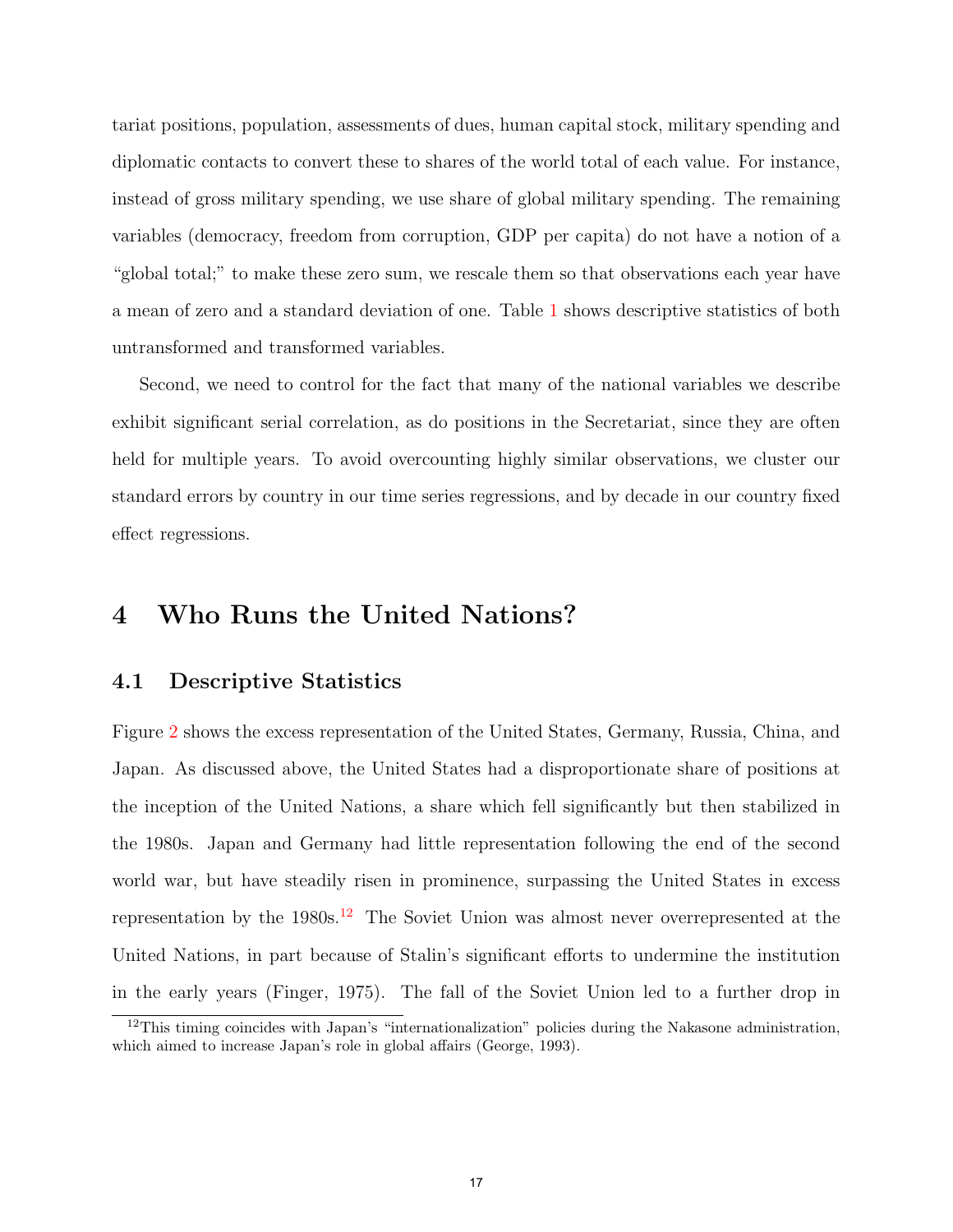tariat positions, population, assessments of dues, human capital stock, military spending and diplomatic contacts to convert these to shares of the world total of each value. For instance, instead of gross military spending, we use share of global military spending. The remaining variables (democracy, freedom from corruption, GDP per capita) do not have a notion of a "global total;" to make these zero sum, we rescale them so that observations each year have a mean of zero and a standard deviation of one. Table 1 shows descriptive statistics of both untransformed and transformed variables.

Second, we need to control for the fact that many of the national variables we describe exhibit significant serial correlation, as do positions in the Secretariat, since they are often held for multiple years. To avoid overcounting highly similar observations, we cluster our standard errors by country in our time series regressions, and by decade in our country fixed effect regressions.

# 4 Who Runs the United Nations?

## 4.1 Descriptive Statistics

Figure 2 shows the excess representation of the United States, Germany, Russia, China, and Japan. As discussed above, the United States had a disproportionate share of positions at the inception of the United Nations, a share which fell significantly but then stabilized in the 1980s. Japan and Germany had little representation following the end of the second world war, but have steadily risen in prominence, surpassing the United States in excess representation by the 1980s.[12] The Soviet Union was almost never overrepresented at the United Nations, in part because of Stalin's significant efforts to undermine the institution in the early years (Finger, 1975). The fall of the Soviet Union led to a further drop in

[12] This timing coincides with Japan's "internationalization" policies during the Nakasone administration, which aimed to increase Japan's role in global affairs (George, 1993).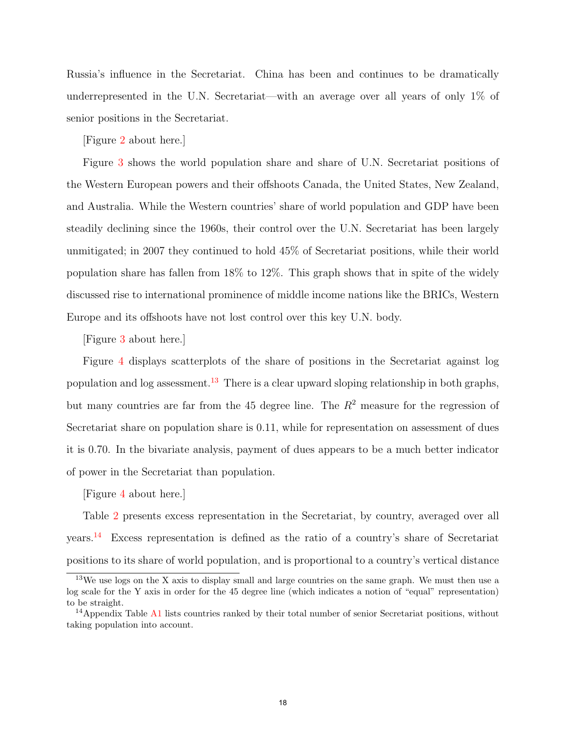Russia's influence in the Secretariat. China has been and continues to be dramatically underrepresented in the U.N. Secretariat—with an average over all years of only 1% of senior positions in the Secretariat.

[Figure 2 about here.]

Figure 3 shows the world population share and share of U.N. Secretariat positions of the Western European powers and their offshoots Canada, the United States, New Zealand, and Australia. While the Western countries' share of world population and GDP have been steadily declining since the 1960s, their control over the U.N. Secretariat has been largely unmitigated; in 2007 they continued to hold 45% of Secretariat positions, while their world population share has fallen from 18% to 12%. This graph shows that in spite of the widely discussed rise to international prominence of middle income nations like the BRICs, Western Europe and its offshoots have not lost control over this key U.N. body.

[Figure 3 about here.]

Figure 4 displays scatterplots of the share of positions in the Secretariat against log population and log assessment.[13] There is a clear upward sloping relationship in both graphs, but many countries are far from the 45 degree line. The $R^2$ measure for the regression of Secretariat share on population share is 0.11, while for representation on assessment of dues it is 0.70. In the bivariate analysis, payment of dues appears to be a much better indicator of power in the Secretariat than population.

[Figure 4 about here.]

Table 2 presents excess representation in the Secretariat, by country, averaged over all years.[14] Excess representation is defined as the ratio of a country's share of Secretariat positions to its share of world population, and is proportional to a country's vertical distance

[13] We use logs on the X axis to display small and large countries on the same graph. We must then use a log scale for the Y axis in order for the 45 degree line (which indicates a notion of "equal" representation) to be straight.

[14] Appendix Table A1 lists countries ranked by their total number of senior Secretariat positions, without taking population into account.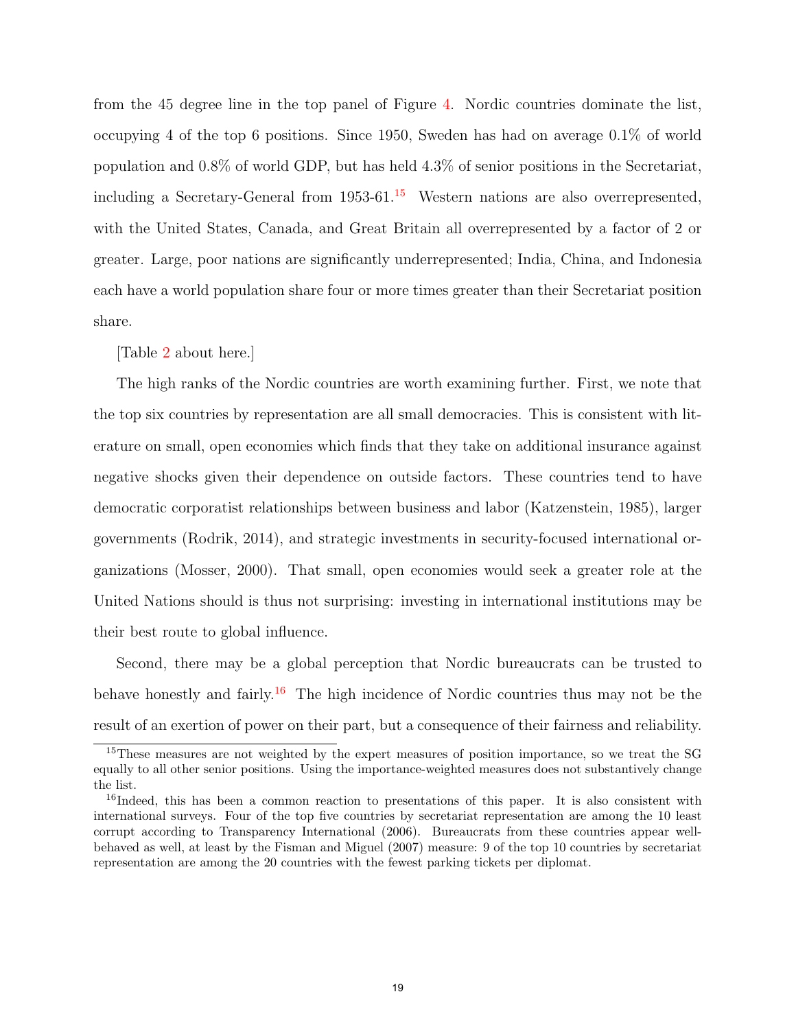from the 45 degree line in the top panel of Figure 4. Nordic countries dominate the list, occupying 4 of the top 6 positions. Since 1950, Sweden has had on average 0.1% of world population and 0.8% of world GDP, but has held 4.3% of senior positions in the Secretariat, including a Secretary-General from 1953-61.[15] Western nations are also overrepresented, with the United States, Canada, and Great Britain all overrepresented by a factor of 2 or greater. Large, poor nations are significantly underrepresented; India, China, and Indonesia each have a world population share four or more times greater than their Secretariat position share.

[Table 2 about here.]

The high ranks of the Nordic countries are worth examining further. First, we note that the top six countries by representation are all small democracies. This is consistent with literature on small, open economies which finds that they take on additional insurance against negative shocks given their dependence on outside factors. These countries tend to have democratic corporatist relationships between business and labor (Katzenstein, 1985), larger governments (Rodrik, 2014), and strategic investments in security-focused international organizations (Mosser, 2000). That small, open economies would seek a greater role at the United Nations should is thus not surprising: investing in international institutions may be their best route to global influence.

Second, there may be a global perception that Nordic bureaucrats can be trusted to behave honestly and fairly.[16] The high incidence of Nordic countries thus may not be the result of an exertion of power on their part, but a consequence of their fairness and reliability.

---

[15] These measures are not weighted by the expert measures of position importance, so we treat the SG equally to all other senior positions. Using the importance-weighted measures does not substantively change the list.

[16] Indeed, this has been a common reaction to presentations of this paper. It is also consistent with international surveys. Four of the top five countries by secretariat representation are among the 10 least corrupt according to Transparency International (2006). Bureaucrats from these countries appear well-behaved as well, at least by the Fisman and Miguel (2007) measure: 9 of the top 10 countries by secretariat representation are among the 20 countries with the fewest parking tickets per diplomat.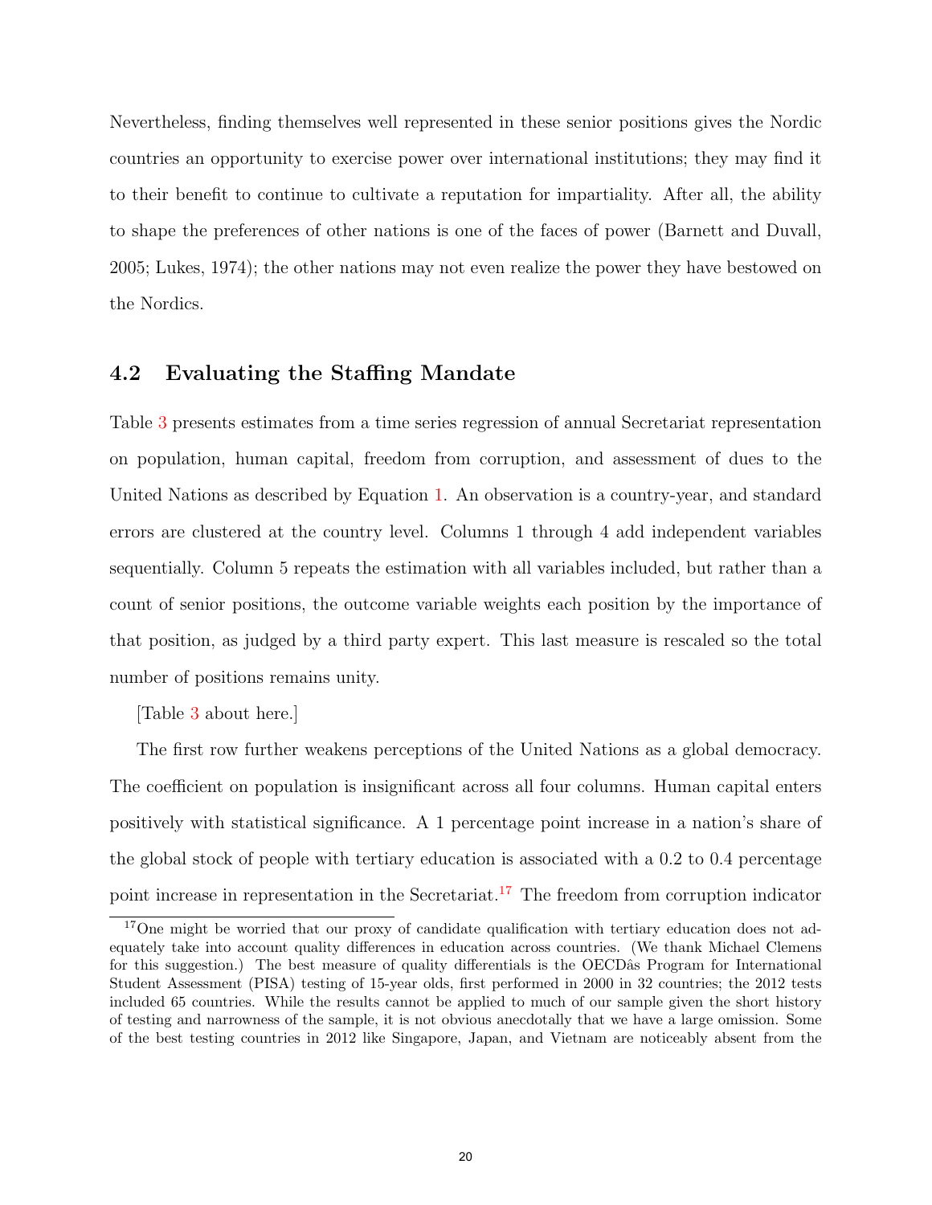Nevertheless, finding themselves well represented in these senior positions gives the Nordic countries an opportunity to exercise power over international institutions; they may find it to their benefit to continue to cultivate a reputation for impartiality. After all, the ability to shape the preferences of other nations is one of the faces of power (Barnett and Duvall, 2005; Lukes, 1974); the other nations may not even realize the power they have bestowed on the Nordics.

## 4.2 Evaluating the Staffing Mandate

Table 3 presents estimates from a time series regression of annual Secretariat representation on population, human capital, freedom from corruption, and assessment of dues to the United Nations as described by Equation 1. An observation is a country-year, and standard errors are clustered at the country level. Columns 1 through 4 add independent variables sequentially. Column 5 repeats the estimation with all variables included, but rather than a count of senior positions, the outcome variable weights each position by the importance of that position, as judged by a third party expert. This last measure is rescaled so the total number of positions remains unity.

[Table 3 about here.]

The first row further weakens perceptions of the United Nations as a global democracy. The coefficient on population is insignificant across all four columns. Human capital enters positively with statistical significance. A 1 percentage point increase in a nation's share of the global stock of people with tertiary education is associated with a 0.2 to 0.4 percentage point increase in representation in the Secretariat.[17] The freedom from corruption indicator

[17] One might be worried that our proxy of candidate qualification with tertiary education does not adequately take into account quality differences in education across countries. (We thank Michael Clemens for this suggestion.) The best measure of quality differentials is the OECDâs Program for International Student Assessment (PISA) testing of 15-year olds, first performed in 2000 in 32 countries; the 2012 tests included 65 countries. While the results cannot be applied to much of our sample given the short history of testing and narrowness of the sample, it is not obvious anecdotally that we have a large omission. Some of the best testing countries in 2012 like Singapore, Japan, and Vietnam are noticeably absent from the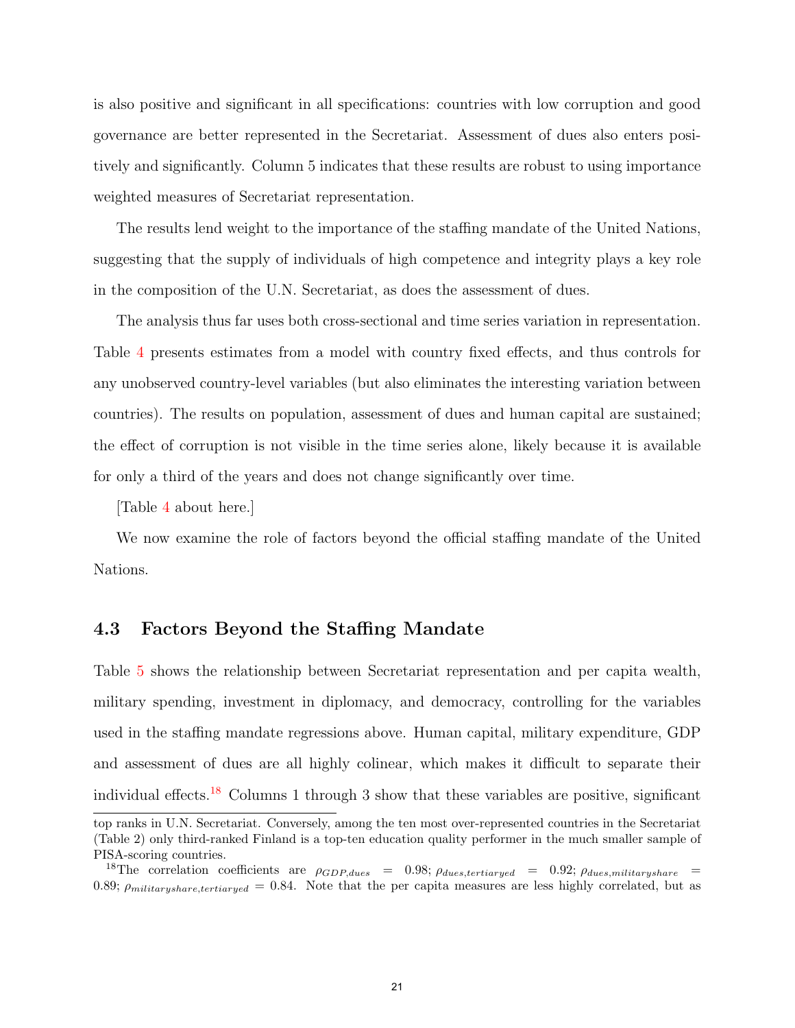is also positive and significant in all specifications: countries with low corruption and good governance are better represented in the Secretariat. Assessment of dues also enters positively and significantly. Column 5 indicates that these results are robust to using importance weighted measures of Secretariat representation.

The results lend weight to the importance of the staffing mandate of the United Nations, suggesting that the supply of individuals of high competence and integrity plays a key role in the composition of the U.N. Secretariat, as does the assessment of dues.

The analysis thus far uses both cross-sectional and time series variation in representation. Table 4 presents estimates from a model with country fixed effects, and thus controls for any unobserved country-level variables (but also eliminates the interesting variation between countries). The results on population, assessment of dues and human capital are sustained; the effect of corruption is not visible in the time series alone, likely because it is available for only a third of the years and does not change significantly over time.

[Table 4 about here.]

We now examine the role of factors beyond the official staffing mandate of the United Nations.

### 4.3 Factors Beyond the Staffing Mandate

Table 5 shows the relationship between Secretariat representation and per capita wealth, military spending, investment in diplomacy, and democracy, controlling for the variables used in the staffing mandate regressions above. Human capital, military expenditure, GDP and assessment of dues are all highly colinear, which makes it difficult to separate their individual effects.[18] Columns 1 through 3 show that these variables are positive, significant

top ranks in U.N. Secretariat. Conversely, among the ten most over-represented countries in the Secretariat (Table 2) only third-ranked Finland is a top-ten education quality performer in the much smaller sample of PISA-scoring countries.

[18] The correlation coefficients are $\rho_{GDP,dues} = 0.98$; $\rho_{dues,tertiaryed} = 0.92$; $\rho_{dues,militaryshare} = 0.89$; $\rho_{militaryshare,tertiaryed} = 0.84$. Note that the per capita measures are less highly correlated, but as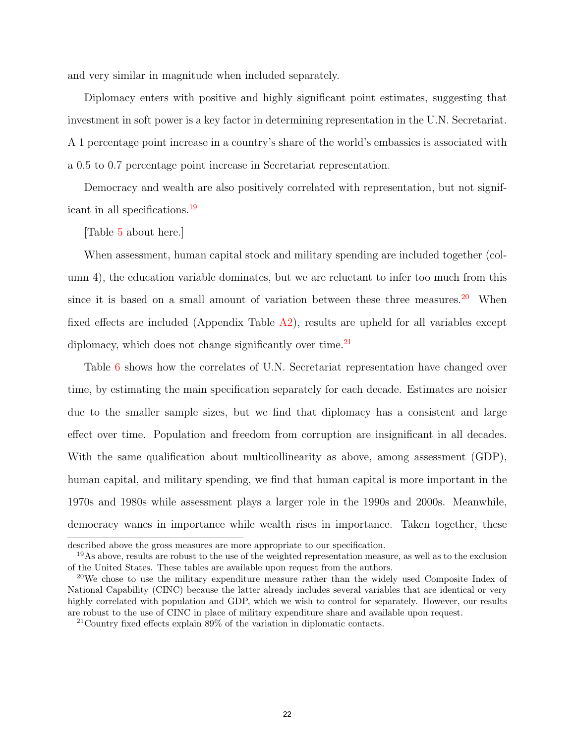and very similar in magnitude when included separately.

Diplomacy enters with positive and highly significant point estimates, suggesting that investment in soft power is a key factor in determining representation in the U.N. Secretariat. A 1 percentage point increase in a country's share of the world's embassies is associated with a 0.5 to 0.7 percentage point increase in Secretariat representation.

Democracy and wealth are also positively correlated with representation, but not significant in all specifications.[19]

[Table 5 about here.]

When assessment, human capital stock and military spending are included together (column 4), the education variable dominates, but we are reluctant to infer too much from this since it is based on a small amount of variation between these three measures.[20] When fixed effects are included (Appendix Table A2), results are upheld for all variables except diplomacy, which does not change significantly over time.[21]

Table 6 shows how the correlates of U.N. Secretariat representation have changed over time, by estimating the main specification separately for each decade. Estimates are noisier due to the smaller sample sizes, but we find that diplomacy has a consistent and large effect over time. Population and freedom from corruption are insignificant in all decades. With the same qualification about multicollinearity as above, among assessment (GDP), human capital, and military spending, we find that human capital is more important in the 1970s and 1980s while assessment plays a larger role in the 1990s and 2000s. Meanwhile, democracy wanes in importance while wealth rises in importance. Taken together, these

described above the gross measures are more appropriate to our specification.

[19] As above, results are robust to the use of the weighted representation measure, as well as to the exclusion of the United States. These tables are available upon request from the authors.

[20] We chose to use the military expenditure measure rather than the widely used Composite Index of National Capability (CINC) because the latter already includes several variables that are identical or very highly correlated with population and GDP, which we wish to control for separately. However, our results are robust to the use of CINC in place of military expenditure share and available upon request.

[21] Country fixed effects explain 89% of the variation in diplomatic contacts.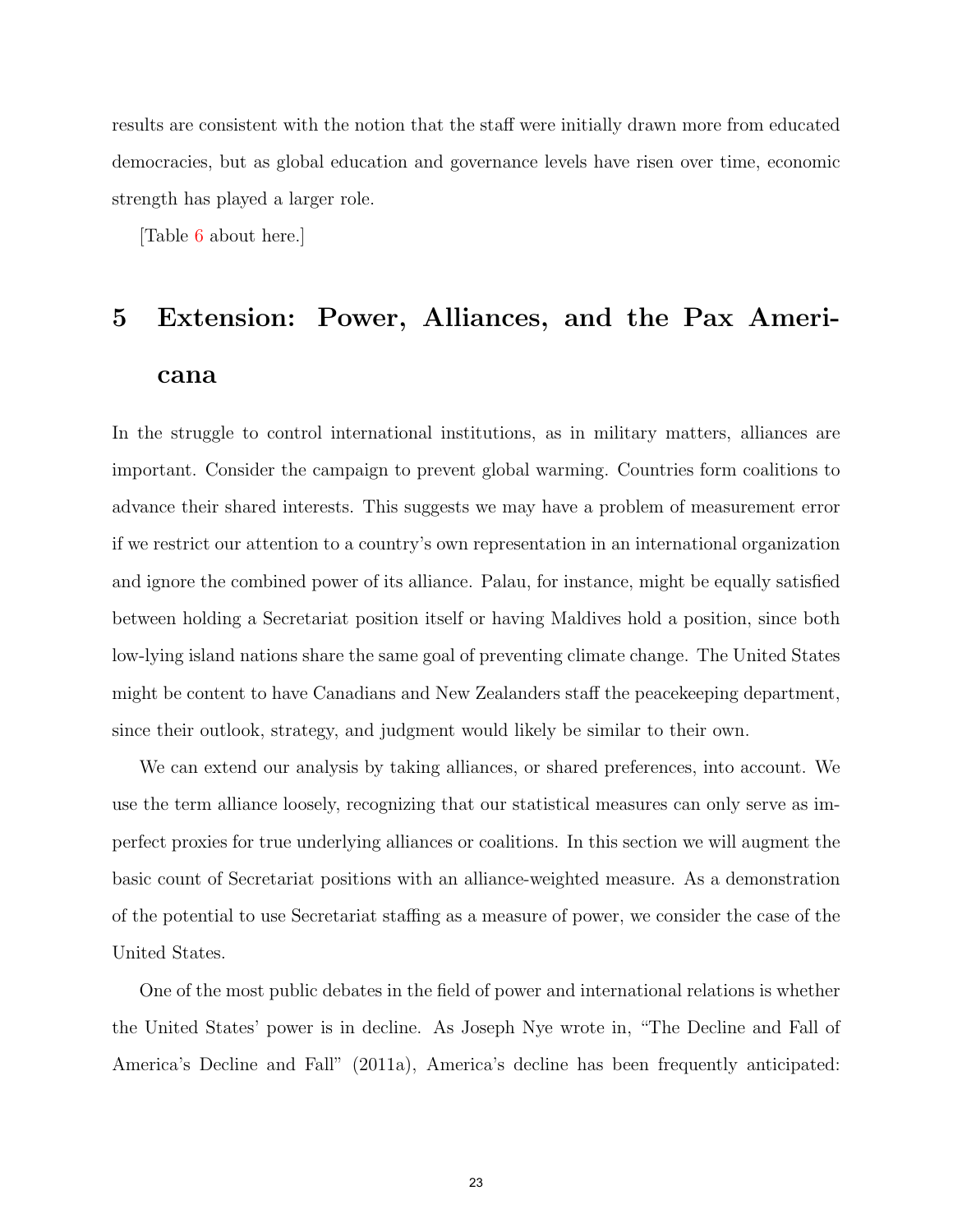results are consistent with the notion that the staff were initially drawn more from educated democracies, but as global education and governance levels have risen over time, economic strength has played a larger role.

[Table 6 about here.]

## 5 Extension: Power, Alliances, and the Pax Americana

In the struggle to control international institutions, as in military matters, alliances are important. Consider the campaign to prevent global warming. Countries form coalitions to advance their shared interests. This suggests we may have a problem of measurement error if we restrict our attention to a country's own representation in an international organization and ignore the combined power of its alliance. Palau, for instance, might be equally satisfied between holding a Secretariat position itself or having Maldives hold a position, since both low-lying island nations share the same goal of preventing climate change. The United States might be content to have Canadians and New Zealanders staff the peacekeeping department, since their outlook, strategy, and judgment would likely be similar to their own.

We can extend our analysis by taking alliances, or shared preferences, into account. We use the term alliance loosely, recognizing that our statistical measures can only serve as imperfect proxies for true underlying alliances or coalitions. In this section we will augment the basic count of Secretariat positions with an alliance-weighted measure. As a demonstration of the potential to use Secretariat staffing as a measure of power, we consider the case of the United States.

One of the most public debates in the field of power and international relations is whether the United States' power is in decline. As Joseph Nye wrote in, "The Decline and Fall of America's Decline and Fall" (2011a), America's decline has been frequently anticipated: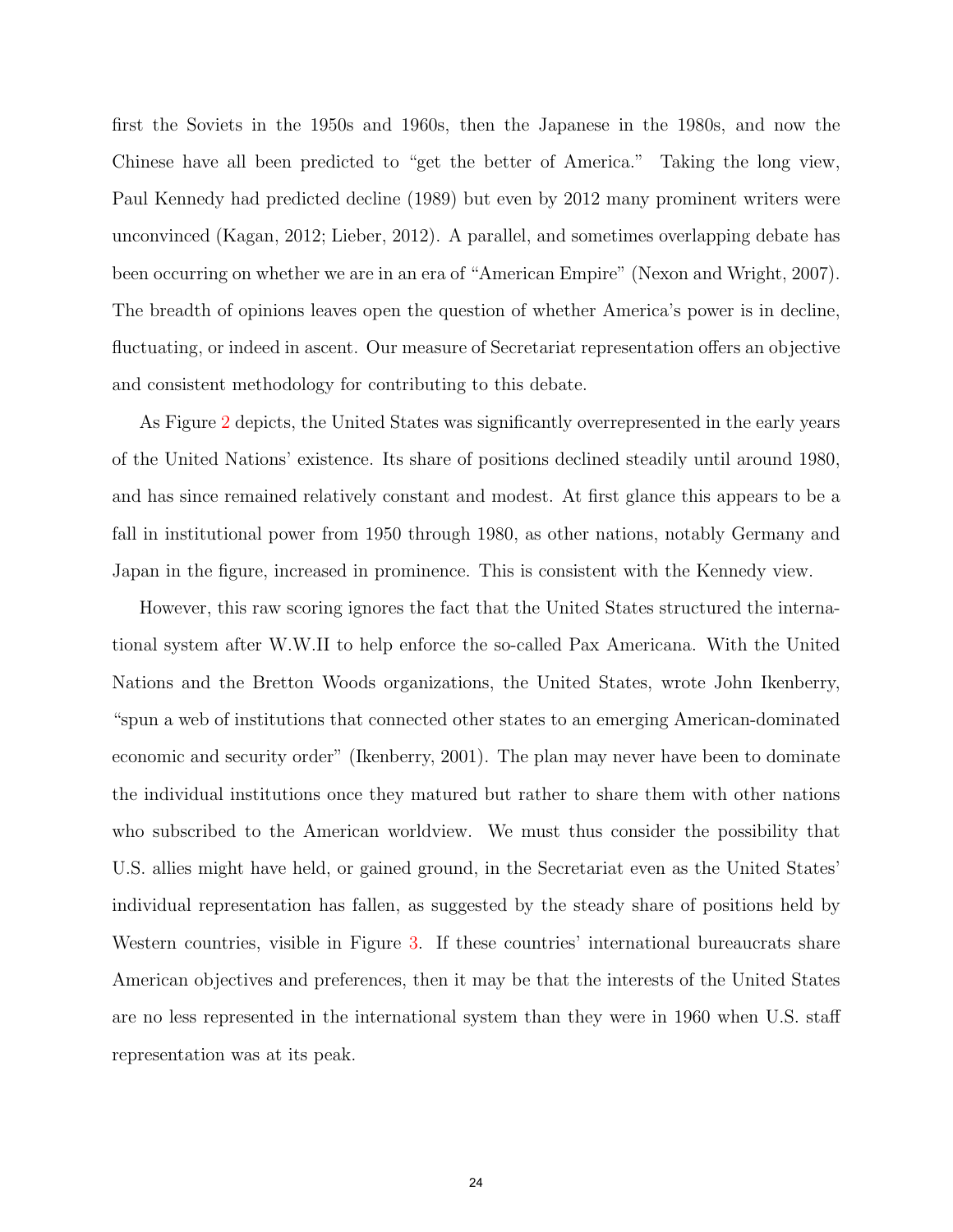first the Soviets in the 1950s and 1960s, then the Japanese in the 1980s, and now the Chinese have all been predicted to "get the better of America." Taking the long view, Paul Kennedy had predicted decline (1989) but even by 2012 many prominent writers were unconvinced (Kagan, 2012; Lieber, 2012). A parallel, and sometimes overlapping debate has been occurring on whether we are in an era of "American Empire" (Nexon and Wright, 2007). The breadth of opinions leaves open the question of whether America's power is in decline, fluctuating, or indeed in ascent. Our measure of Secretariat representation offers an objective and consistent methodology for contributing to this debate.

As Figure 2 depicts, the United States was significantly overrepresented in the early years of the United Nations' existence. Its share of positions declined steadily until around 1980, and has since remained relatively constant and modest. At first glance this appears to be a fall in institutional power from 1950 through 1980, as other nations, notably Germany and Japan in the figure, increased in prominence. This is consistent with the Kennedy view.

However, this raw scoring ignores the fact that the United States structured the international system after W.W.II to help enforce the so-called Pax Americana. With the United Nations and the Bretton Woods organizations, the United States, wrote John Ikenberry, "spun a web of institutions that connected other states to an emerging American-dominated economic and security order" (Ikenberry, 2001). The plan may never have been to dominate the individual institutions once they matured but rather to share them with other nations who subscribed to the American worldview. We must thus consider the possibility that U.S. allies might have held, or gained ground, in the Secretariat even as the United States' individual representation has fallen, as suggested by the steady share of positions held by Western countries, visible in Figure 3. If these countries' international bureaucrats share American objectives and preferences, then it may be that the interests of the United States are no less represented in the international system than they were in 1960 when U.S. staff representation was at its peak.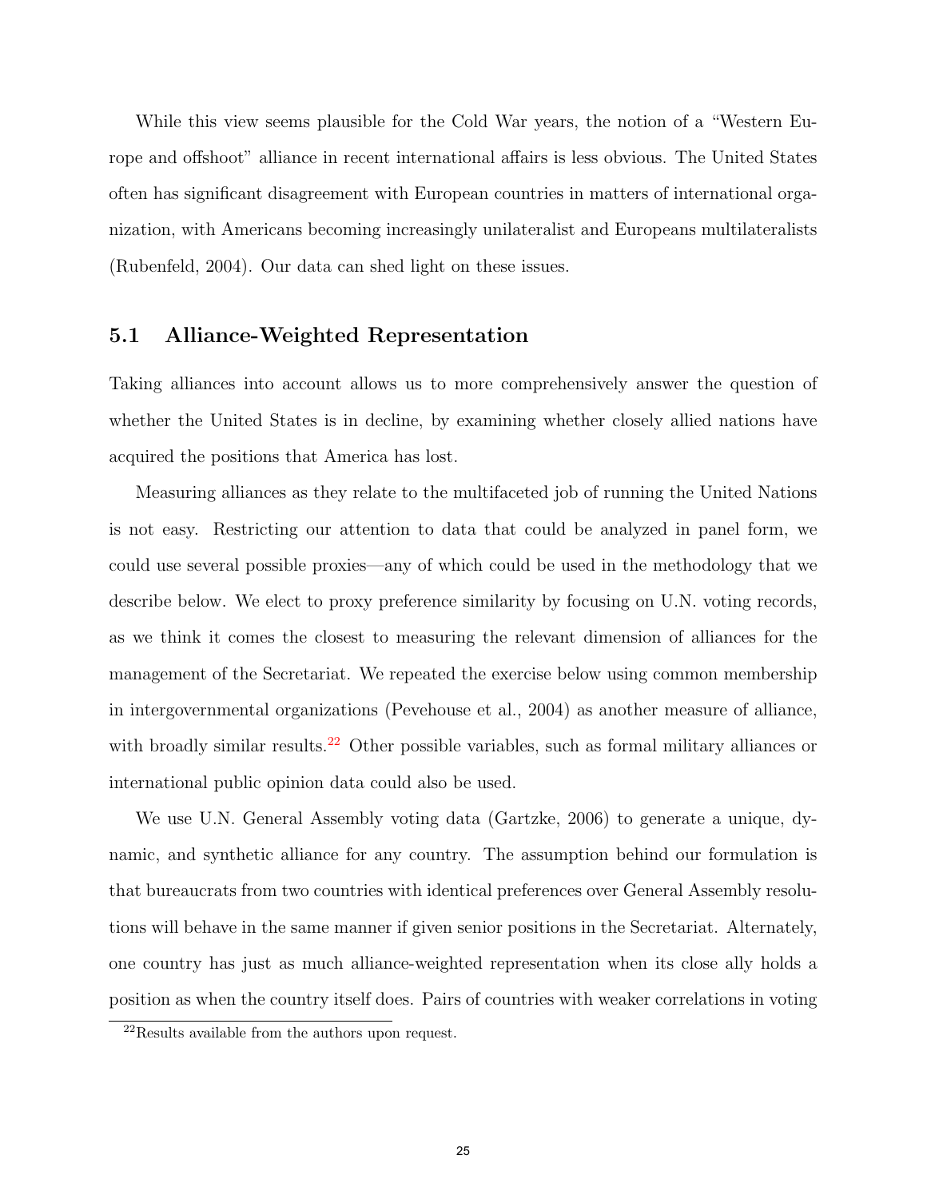While this view seems plausible for the Cold War years, the notion of a "Western Europe and offshoot" alliance in recent international affairs is less obvious. The United States often has significant disagreement with European countries in matters of international organization, with Americans becoming increasingly unilateralist and Europeans multilateralists (Rubenfeld, 2004). Our data can shed light on these issues.

## 5.1 Alliance-Weighted Representation

Taking alliances into account allows us to more comprehensively answer the question of whether the United States is in decline, by examining whether closely allied nations have acquired the positions that America has lost.

Measuring alliances as they relate to the multifaceted job of running the United Nations is not easy. Restricting our attention to data that could be analyzed in panel form, we could use several possible proxies—any of which could be used in the methodology that we describe below. We elect to proxy preference similarity by focusing on U.N. voting records, as we think it comes the closest to measuring the relevant dimension of alliances for the management of the Secretariat. We repeated the exercise below using common membership in intergovernmental organizations (Pevehouse et al., 2004) as another measure of alliance, with broadly similar results.[22] Other possible variables, such as formal military alliances or international public opinion data could also be used.

We use U.N. General Assembly voting data (Gartzke, 2006) to generate a unique, dynamic, and synthetic alliance for any country. The assumption behind our formulation is that bureaucrats from two countries with identical preferences over General Assembly resolutions will behave in the same manner if given senior positions in the Secretariat. Alternately, one country has just as much alliance-weighted representation when its close ally holds a position as when the country itself does. Pairs of countries with weaker correlations in voting

[22] Results available from the authors upon request.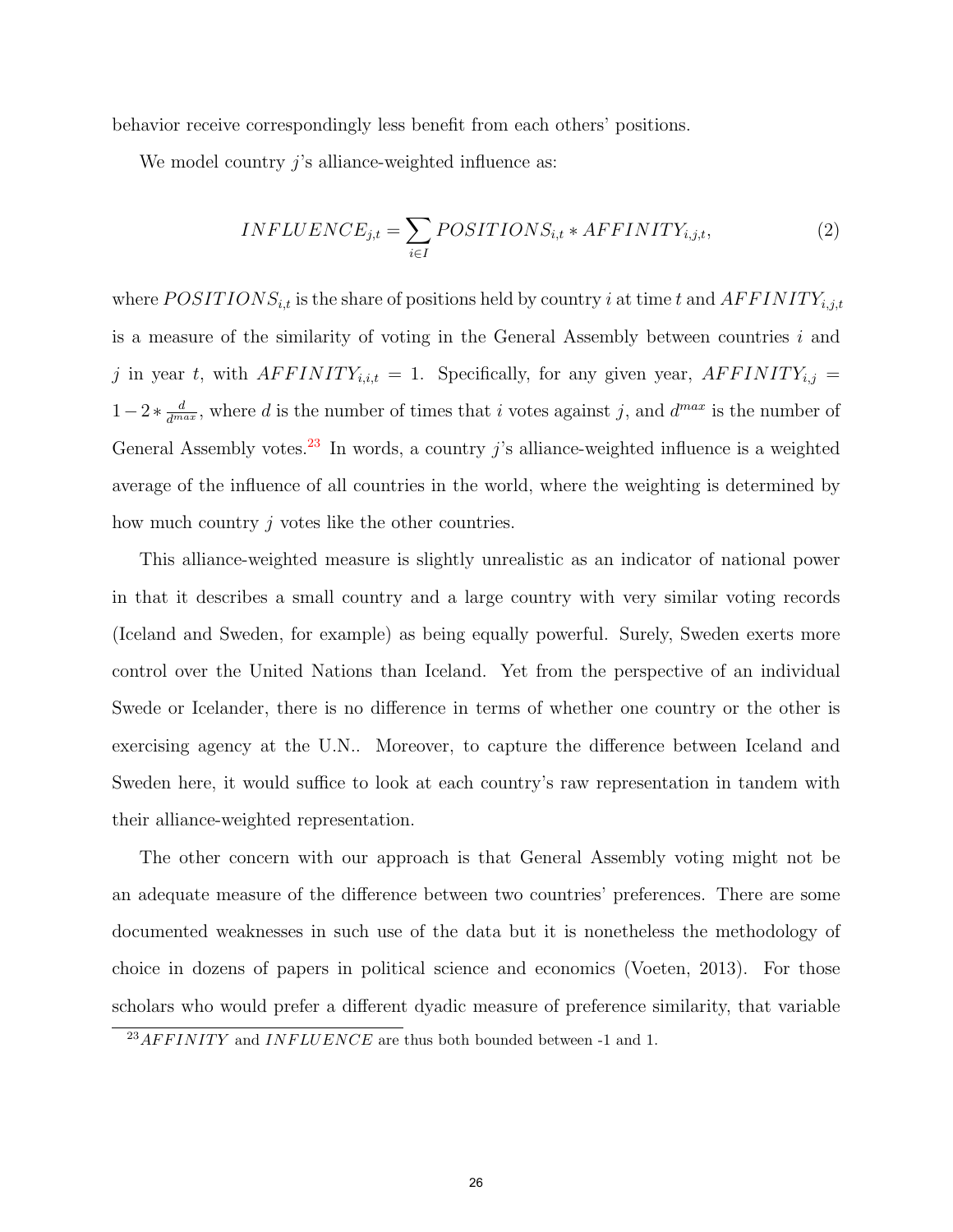behavior receive correspondingly less benefit from each others' positions.

We model country $j$'s alliance-weighted influence as:

$$INFLUENCE_{j,t} = \sum_{i \in I} POSITIONS_{i,t} * AFFINITY_{i,j,t}, \tag{2}$$

where $POSITIONS_{i,t}$ is the share of positions held by country $i$ at time $t$ and $AFFINITY_{i,j,t}$ is a measure of the similarity of voting in the General Assembly between countries $i$ and $j$ in year $t$, with $AFFINITY_{i,i,t} = 1$. Specifically, for any given year, $AFFINITY_{i,j} = 1 - 2 * \frac{d}{d^{max}}$, where $d$ is the number of times that $i$ votes against $j$, and $d^{max}$ is the number of General Assembly votes.[23] In words, a country $j$'s alliance-weighted influence is a weighted average of the influence of all countries in the world, where the weighting is determined by how much country $j$ votes like the other countries.

This alliance-weighted measure is slightly unrealistic as an indicator of national power in that it describes a small country and a large country with very similar voting records (Iceland and Sweden, for example) as being equally powerful. Surely, Sweden exerts more control over the United Nations than Iceland. Yet from the perspective of an individual Swede or Icelander, there is no difference in terms of whether one country or the other is exercising agency at the U.N.. Moreover, to capture the difference between Iceland and Sweden here, it would suffice to look at each country's raw representation in tandem with their alliance-weighted representation.

The other concern with our approach is that General Assembly voting might not be an adequate measure of the difference between two countries' preferences. There are some documented weaknesses in such use of the data but it is nonetheless the methodology of choice in dozens of papers in political science and economics (Voeten, 2013). For those scholars who would prefer a different dyadic measure of preference similarity, that variable

[23] $AFFINITY$ and $INFLUENCE$ are thus both bounded between -1 and 1.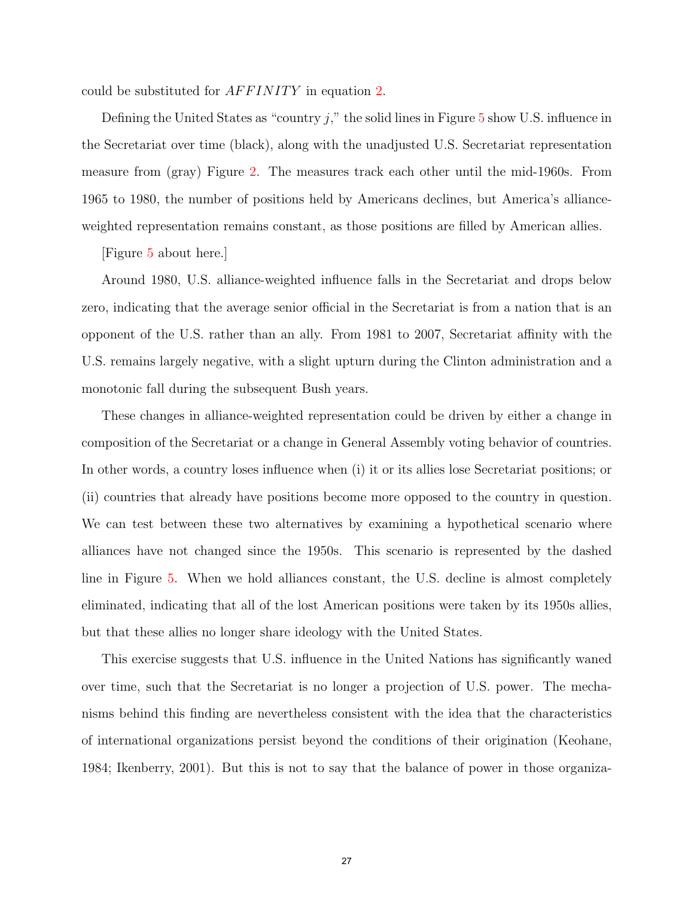could be substituted for $AFFINITY$ in equation 2.

Defining the United States as "country $j$," the solid lines in Figure 5 show U.S. influence in the Secretariat over time (black), along with the unadjusted U.S. Secretariat representation measure from (gray) Figure 2. The measures track each other until the mid-1960s. From 1965 to 1980, the number of positions held by Americans declines, but America's alliance-weighted representation remains constant, as those positions are filled by American allies.

[Figure 5 about here.]

Around 1980, U.S. alliance-weighted influence falls in the Secretariat and drops below zero, indicating that the average senior official in the Secretariat is from a nation that is an opponent of the U.S. rather than an ally. From 1981 to 2007, Secretariat affinity with the U.S. remains largely negative, with a slight upturn during the Clinton administration and a monotonic fall during the subsequent Bush years.

These changes in alliance-weighted representation could be driven by either a change in composition of the Secretariat or a change in General Assembly voting behavior of countries. In other words, a country loses influence when (i) it or its allies lose Secretariat positions; or (ii) countries that already have positions become more opposed to the country in question. We can test between these two alternatives by examining a hypothetical scenario where alliances have not changed since the 1950s. This scenario is represented by the dashed line in Figure 5. When we hold alliances constant, the U.S. decline is almost completely eliminated, indicating that all of the lost American positions were taken by its 1950s allies, but that these allies no longer share ideology with the United States.

This exercise suggests that U.S. influence in the United Nations has significantly waned over time, such that the Secretariat is no longer a projection of U.S. power. The mechanisms behind this finding are nevertheless consistent with the idea that the characteristics of international organizations persist beyond the conditions of their origination (Keohane, 1984; Ikenberry, 2001). But this is not to say that the balance of power in those organiza-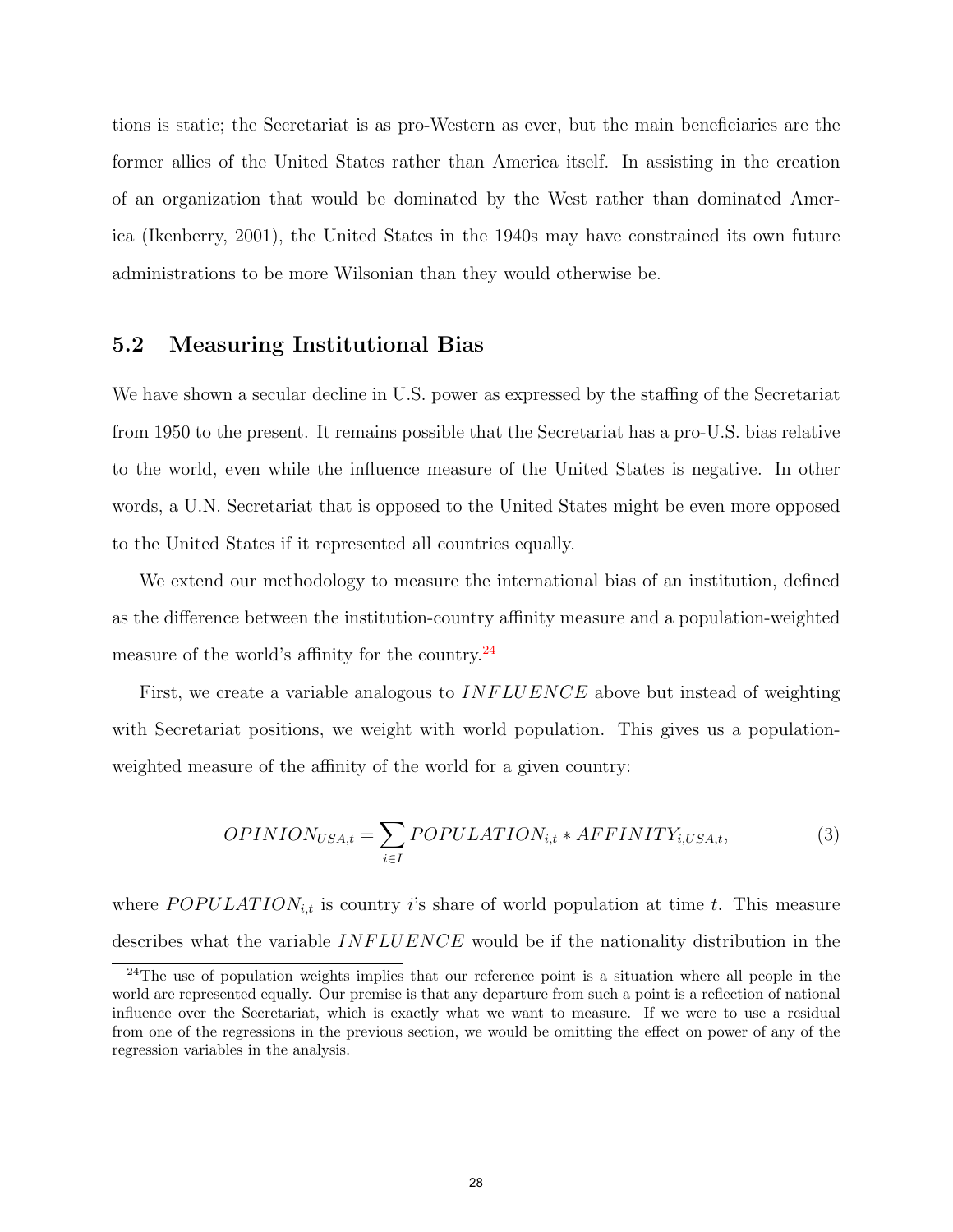tions is static; the Secretariat is as pro-Western as ever, but the main beneficiaries are the former allies of the United States rather than America itself. In assisting in the creation of an organization that would be dominated by the West rather than dominated America (Ikenberry, 2001), the United States in the 1940s may have constrained its own future administrations to be more Wilsonian than they would otherwise be.

## 5.2 Measuring Institutional Bias

We have shown a secular decline in U.S. power as expressed by the staffing of the Secretariat from 1950 to the present. It remains possible that the Secretariat has a pro-U.S. bias relative to the world, even while the influence measure of the United States is negative. In other words, a U.N. Secretariat that is opposed to the United States might be even more opposed to the United States if it represented all countries equally.

We extend our methodology to measure the international bias of an institution, defined as the difference between the institution-country affinity measure and a population-weighted measure of the world's affinity for the country.[24]

First, we create a variable analogous to $INFLUENCE$ above but instead of weighting with Secretariat positions, we weight with world population. This gives us a population-weighted measure of the affinity of the world for a given country:

$$OPINION_{USA,t} = \sum_{i \in I} POPULATION_{i,t} * AFFINITY_{i,USA,t}, \tag{3}$$

where $POPULATION_{i,t}$ is country $i$'s share of world population at time $t$. This measure describes what the variable $INFLUENCE$ would be if the nationality distribution in the

[24]The use of population weights implies that our reference point is a situation where all people in the world are represented equally. Our premise is that any departure from such a point is a reflection of national influence over the Secretariat, which is exactly what we want to measure. If we were to use a residual from one of the regressions in the previous section, we would be omitting the effect on power of any of the regression variables in the analysis.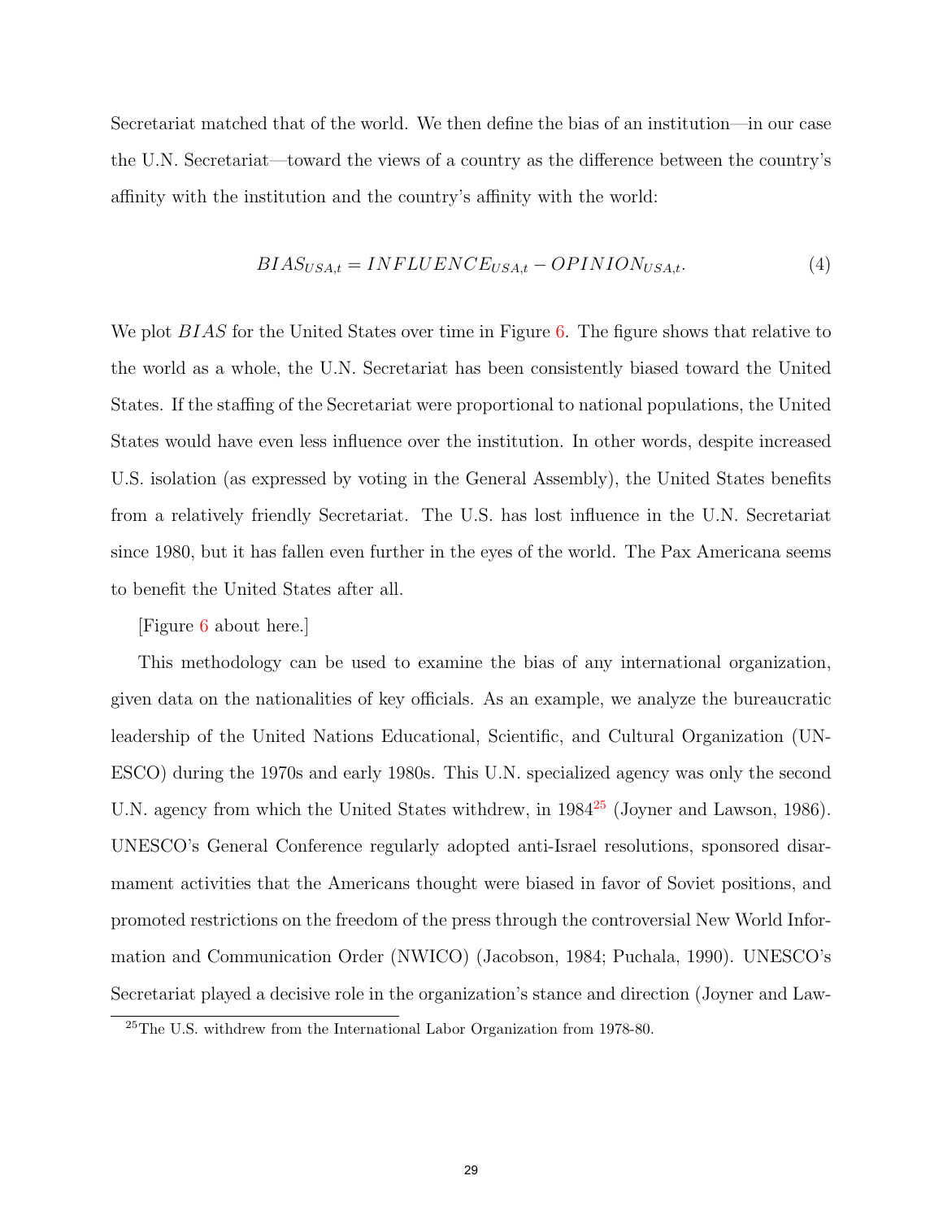Secretariat matched that of the world. We then define the bias of an institution—in our case the U.N. Secretariat—toward the views of a country as the difference between the country's affinity with the institution and the country's affinity with the world:

$$BIAS_{USA,t} = INFLUENCE_{USA,t} - OPINION_{USA,t}. \tag{4}$$

We plot $BIAS$ for the United States over time in Figure 6. The figure shows that relative to the world as a whole, the U.N. Secretariat has been consistently biased toward the United States. If the staffing of the Secretariat were proportional to national populations, the United States would have even less influence over the institution. In other words, despite increased U.S. isolation (as expressed by voting in the General Assembly), the United States benefits from a relatively friendly Secretariat. The U.S. has lost influence in the U.N. Secretariat since 1980, but it has fallen even further in the eyes of the world. The Pax Americana seems to benefit the United States after all.

[Figure 6 about here.]

This methodology can be used to examine the bias of any international organization, given data on the nationalities of key officials. As an example, we analyze the bureaucratic leadership of the United Nations Educational, Scientific, and Cultural Organization (UNESCO) during the 1970s and early 1980s. This U.N. specialized agency was only the second U.N. agency from which the United States withdrew, in 1984[25] (Joyner and Lawson, 1986). UNESCO's General Conference regularly adopted anti-Israel resolutions, sponsored disarmament activities that the Americans thought were biased in favor of Soviet positions, and promoted restrictions on the freedom of the press through the controversial New World Information and Communication Order (NWICO) (Jacobson, 1984; Puchala, 1990). UNESCO's Secretariat played a decisive role in the organization's stance and direction (Joyner and Law-

[25] The U.S. withdrew from the International Labor Organization from 1978-80.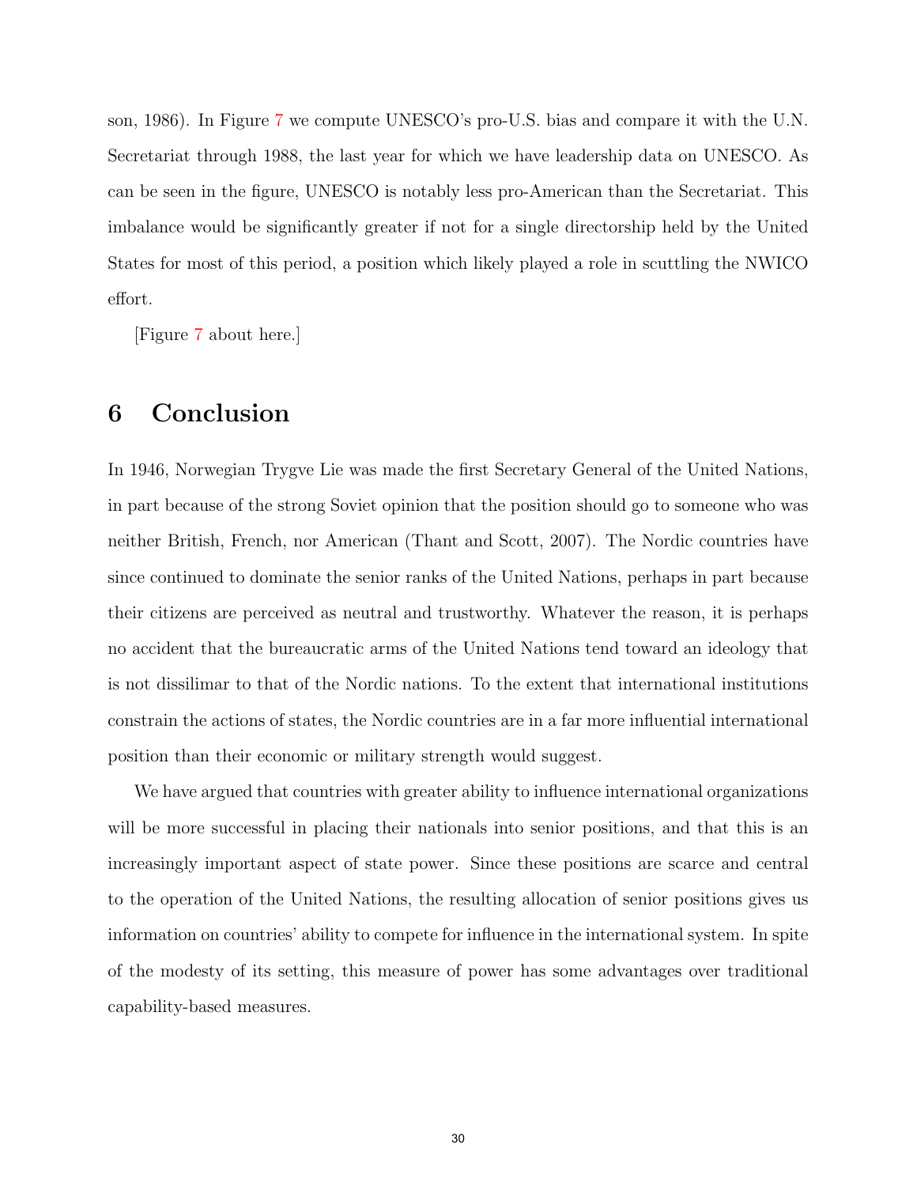son, 1986). In Figure 7 we compute UNESCO's pro-U.S. bias and compare it with the U.N. Secretariat through 1988, the last year for which we have leadership data on UNESCO. As can be seen in the figure, UNESCO is notably less pro-American than the Secretariat. This imbalance would be significantly greater if not for a single directorship held by the United States for most of this period, a position which likely played a role in scuttling the NWICO effort.

[Figure 7 about here.]

# 6 Conclusion

In 1946, Norwegian Trygve Lie was made the first Secretary General of the United Nations, in part because of the strong Soviet opinion that the position should go to someone who was neither British, French, nor American (Thant and Scott, 2007). The Nordic countries have since continued to dominate the senior ranks of the United Nations, perhaps in part because their citizens are perceived as neutral and trustworthy. Whatever the reason, it is perhaps no accident that the bureaucratic arms of the United Nations tend toward an ideology that is not dissilimar to that of the Nordic nations. To the extent that international institutions constrain the actions of states, the Nordic countries are in a far more influential international position than their economic or military strength would suggest.

We have argued that countries with greater ability to influence international organizations will be more successful in placing their nationals into senior positions, and that this is an increasingly important aspect of state power. Since these positions are scarce and central to the operation of the United Nations, the resulting allocation of senior positions gives us information on countries' ability to compete for influence in the international system. In spite of the modesty of its setting, this measure of power has some advantages over traditional capability-based measures.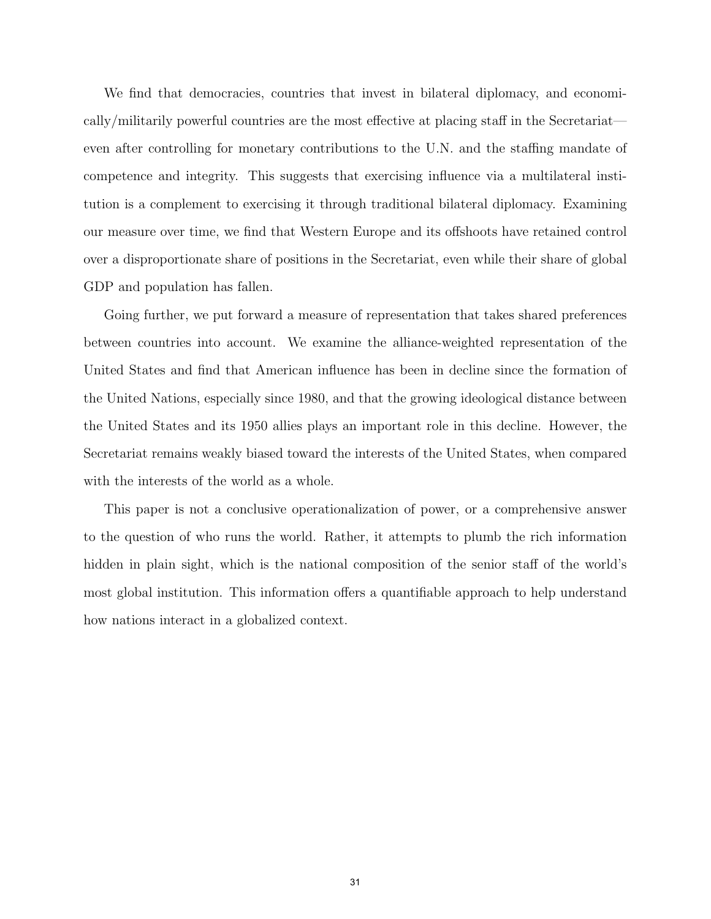We find that democracies, countries that invest in bilateral diplomacy, and economically/militarily powerful countries are the most effective at placing staff in the Secretariat—even after controlling for monetary contributions to the U.N. and the staffing mandate of competence and integrity. This suggests that exercising influence via a multilateral institution is a complement to exercising it through traditional bilateral diplomacy. Examining our measure over time, we find that Western Europe and its offshoots have retained control over a disproportionate share of positions in the Secretariat, even while their share of global GDP and population has fallen.

Going further, we put forward a measure of representation that takes shared preferences between countries into account. We examine the alliance-weighted representation of the United States and find that American influence has been in decline since the formation of the United Nations, especially since 1980, and that the growing ideological distance between the United States and its 1950 allies plays an important role in this decline. However, the Secretariat remains weakly biased toward the interests of the United States, when compared with the interests of the world as a whole.

This paper is not a conclusive operationalization of power, or a comprehensive answer to the question of who runs the world. Rather, it attempts to plumb the rich information hidden in plain sight, which is the national composition of the senior staff of the world's most global institution. This information offers a quantifiable approach to help understand how nations interact in a globalized context.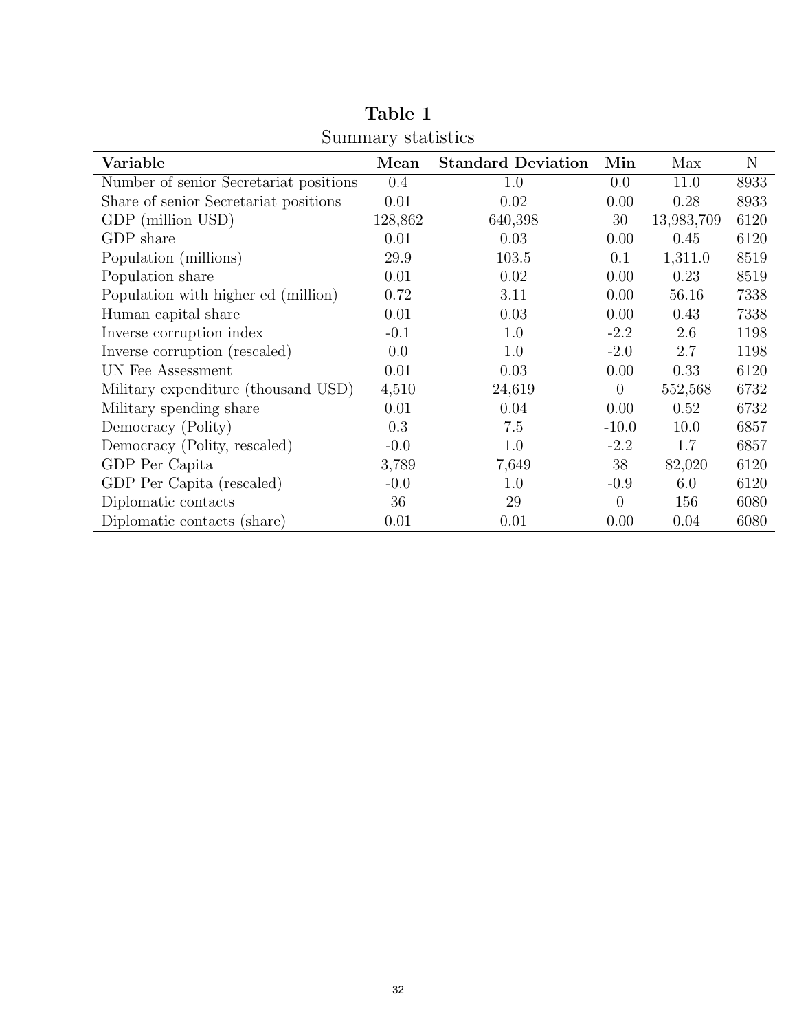**Table 1**

Summary statistics

| Variable | Mean | Standard Deviation | Min | Max | N |
|---|---|---|---|---|---|
| Number of senior Secretariat positions | 0.4 | 1.0 | 0.0 | 11.0 | 8933 |
| Share of senior Secretariat positions | 0.01 | 0.02 | 0.00 | 0.28 | 8933 |
| GDP (million USD) | 128,862 | 640,398 | 30 | 13,983,709 | 6120 |
| GDP share | 0.01 | 0.03 | 0.00 | 0.45 | 6120 |
| Population (millions) | 29.9 | 103.5 | 0.1 | 1,311.0 | 8519 |
| Population share | 0.01 | 0.02 | 0.00 | 0.23 | 8519 |
| Population with higher ed (million) | 0.72 | 3.11 | 0.00 | 56.16 | 7338 |
| Human capital share | 0.01 | 0.03 | 0.00 | 0.43 | 7338 |
| Inverse corruption index | -0.1 | 1.0 | -2.2 | 2.6 | 1198 |
| Inverse corruption (rescaled) | 0.0 | 1.0 | -2.0 | 2.7 | 1198 |
| UN Fee Assessment | 0.01 | 0.03 | 0.00 | 0.33 | 6120 |
| Military expenditure (thousand USD) | 4,510 | 24,619 | 0 | 552,568 | 6732 |
| Military spending share | 0.01 | 0.04 | 0.00 | 0.52 | 6732 |
| Democracy (Polity) | 0.3 | 7.5 | -10.0 | 10.0 | 6857 |
| Democracy (Polity, rescaled) | -0.0 | 1.0 | -2.2 | 1.7 | 6857 |
| GDP Per Capita | 3,789 | 7,649 | 38 | 82,020 | 6120 |
| GDP Per Capita (rescaled) | -0.0 | 1.0 | -0.9 | 6.0 | 6120 |
| Diplomatic contacts | 36 | 29 | 0 | 156 | 6080 |
| Diplomatic contacts (share) | 0.01 | 0.01 | 0.00 | 0.04 | 6080 |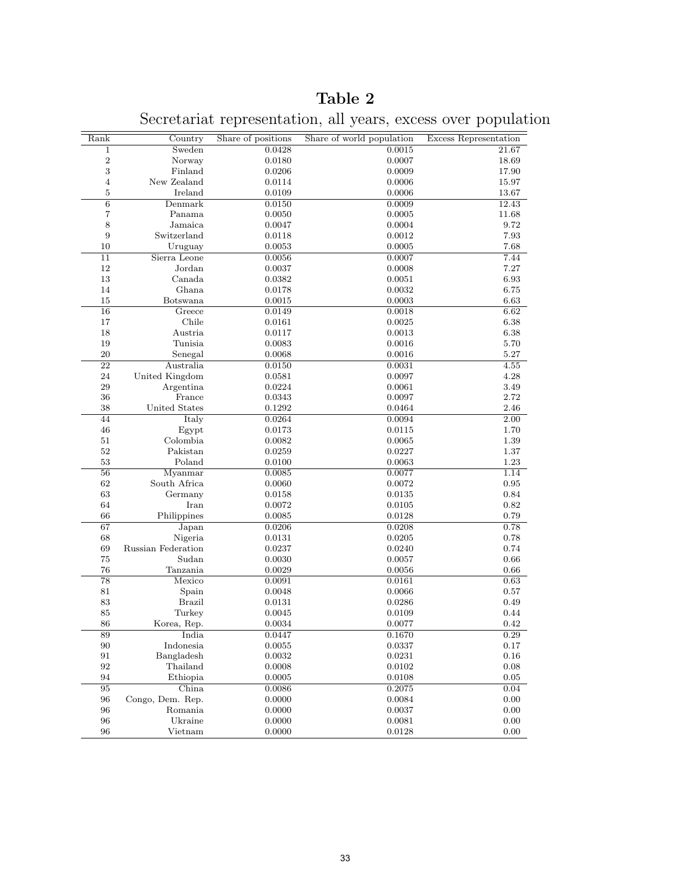# Table 2

## Secretariat representation, all years, excess over population

| Rank | Country | Share of positions | Share of world population | Excess Representation |
|---|---|---|---|---|
| 1 | Sweden | 0.0428 | 0.0015 | 21.67 |
| 2 | Norway | 0.0180 | 0.0007 | 18.69 |
| 3 | Finland | 0.0206 | 0.0009 | 17.90 |
| 4 | New Zealand | 0.0114 | 0.0006 | 15.97 |
| 5 | Ireland | 0.0109 | 0.0006 | 13.67 |
| 6 | Denmark | 0.0150 | 0.0009 | 12.43 |
| 7 | Panama | 0.0050 | 0.0005 | 11.68 |
| 8 | Jamaica | 0.0047 | 0.0004 | 9.72 |
| 9 | Switzerland | 0.0118 | 0.0012 | 7.93 |
| 10 | Uruguay | 0.0053 | 0.0005 | 7.68 |
| 11 | Sierra Leone | 0.0056 | 0.0007 | 7.44 |
| 12 | Jordan | 0.0037 | 0.0008 | 7.27 |
| 13 | Canada | 0.0382 | 0.0051 | 6.93 |
| 14 | Ghana | 0.0178 | 0.0032 | 6.75 |
| 15 | Botswana | 0.0015 | 0.0003 | 6.63 |
| 16 | Greece | 0.0149 | 0.0018 | 6.62 |
| 17 | Chile | 0.0161 | 0.0025 | 6.38 |
| 18 | Austria | 0.0117 | 0.0013 | 6.38 |
| 19 | Tunisia | 0.0083 | 0.0016 | 5.70 |
| 20 | Senegal | 0.0068 | 0.0016 | 5.27 |
| 22 | Australia | 0.0150 | 0.0031 | 4.55 |
| 24 | United Kingdom | 0.0581 | 0.0097 | 4.28 |
| 29 | Argentina | 0.0224 | 0.0061 | 3.49 |
| 36 | France | 0.0343 | 0.0097 | 2.72 |
| 38 | United States | 0.1292 | 0.0464 | 2.46 |
| 44 | Italy | 0.0264 | 0.0094 | 2.00 |
| 46 | Egypt | 0.0173 | 0.0115 | 1.70 |
| 51 | Colombia | 0.0082 | 0.0065 | 1.39 |
| 52 | Pakistan | 0.0259 | 0.0227 | 1.37 |
| 53 | Poland | 0.0100 | 0.0063 | 1.23 |
| 56 | Myanmar | 0.0085 | 0.0077 | 1.14 |
| 62 | South Africa | 0.0060 | 0.0072 | 0.95 |
| 63 | Germany | 0.0158 | 0.0135 | 0.84 |
| 64 | Iran | 0.0072 | 0.0105 | 0.82 |
| 66 | Philippines | 0.0085 | 0.0128 | 0.79 |
| 67 | Japan | 0.0206 | 0.0208 | 0.78 |
| 68 | Nigeria | 0.0131 | 0.0205 | 0.78 |
| 69 | Russian Federation | 0.0237 | 0.0240 | 0.74 |
| 75 | Sudan | 0.0030 | 0.0057 | 0.66 |
| 76 | Tanzania | 0.0029 | 0.0056 | 0.66 |
| 78 | Mexico | 0.0091 | 0.0161 | 0.63 |
| 81 | Spain | 0.0048 | 0.0066 | 0.57 |
| 83 | Brazil | 0.0131 | 0.0286 | 0.49 |
| 85 | Turkey | 0.0045 | 0.0109 | 0.44 |
| 86 | Korea, Rep. | 0.0034 | 0.0077 | 0.42 |
| 89 | India | 0.0447 | 0.1670 | 0.29 |
| 90 | Indonesia | 0.0055 | 0.0337 | 0.17 |
| 91 | Bangladesh | 0.0032 | 0.0231 | 0.16 |
| 92 | Thailand | 0.0008 | 0.0102 | 0.08 |
| 94 | Ethiopia | 0.0005 | 0.0108 | 0.05 |
| 95 | China | 0.0086 | 0.2075 | 0.04 |
| 96 | Congo, Dem. Rep. | 0.0000 | 0.0084 | 0.00 |
| 96 | Romania | 0.0000 | 0.0037 | 0.00 |
| 96 | Ukraine | 0.0000 | 0.0081 | 0.00 |
| 96 | Vietnam | 0.0000 | 0.0128 | 0.00 |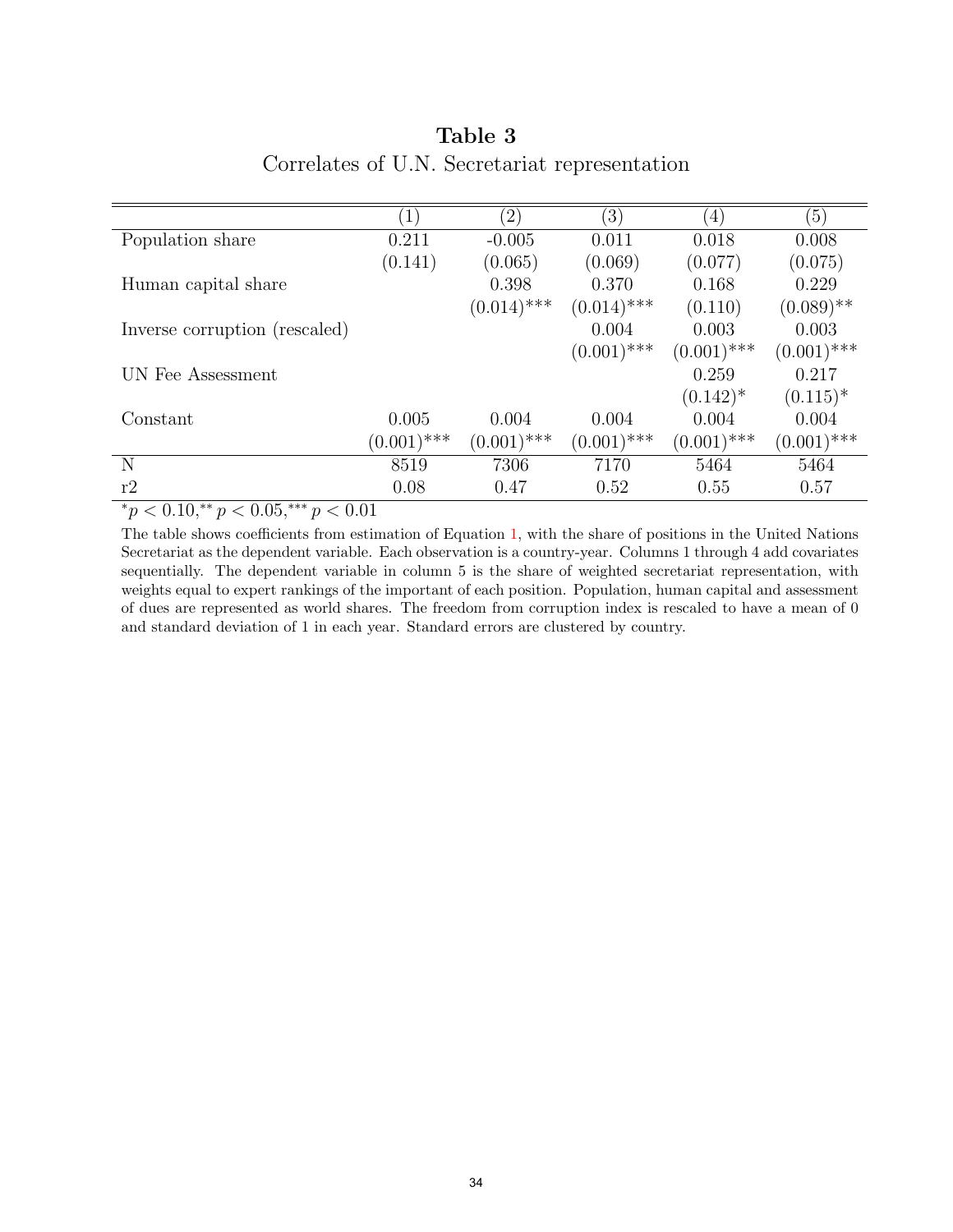**Table 3**

Correlates of U.N. Secretariat representation

| | (1) | (2) | (3) | (4) | (5) |
|---|---|---|---|---|---|
| Population share | 0.211 | -0.005 | 0.011 | 0.018 | 0.008 |
| | (0.141) | (0.065) | (0.069) | (0.077) | (0.075) |
| Human capital share | | 0.398 | 0.370 | 0.168 | 0.229 |
| | | $(0.014)^{***}$ | $(0.014)^{***}$ | (0.110) | $(0.089)^{**}$ |
| Inverse corruption (rescaled) | | | 0.004 | 0.003 | 0.003 |
| | | | $(0.001)^{***}$ | $(0.001)^{***}$ | $(0.001)^{***}$ |
| UN Fee Assessment | | | | 0.259 | 0.217 |
| | | | | $(0.142)^{*}$ | $(0.115)^{*}$ |
| Constant | 0.005 | 0.004 | 0.004 | 0.004 | 0.004 |
| | $(0.001)^{***}$ | $(0.001)^{***}$ | $(0.001)^{***}$ | $(0.001)^{***}$ | $(0.001)^{***}$ |
| N | 8519 | 7306 | 7170 | 5464 | 5464 |
| r2 | 0.08 | 0.47 | 0.52 | 0.55 | 0.57 |

${}^{*}p < 0.10, {}^{**}p < 0.05, {}^{***}p < 0.01$

The table shows coefficients from estimation of Equation 1, with the share of positions in the United Nations Secretariat as the dependent variable. Each observation is a country-year. Columns 1 through 4 add covariates sequentially. The dependent variable in column 5 is the share of weighted secretariat representation, with weights equal to expert rankings of the important of each position. Population, human capital and assessment of dues are represented as world shares. The freedom from corruption index is rescaled to have a mean of 0 and standard deviation of 1 in each year. Standard errors are clustered by country.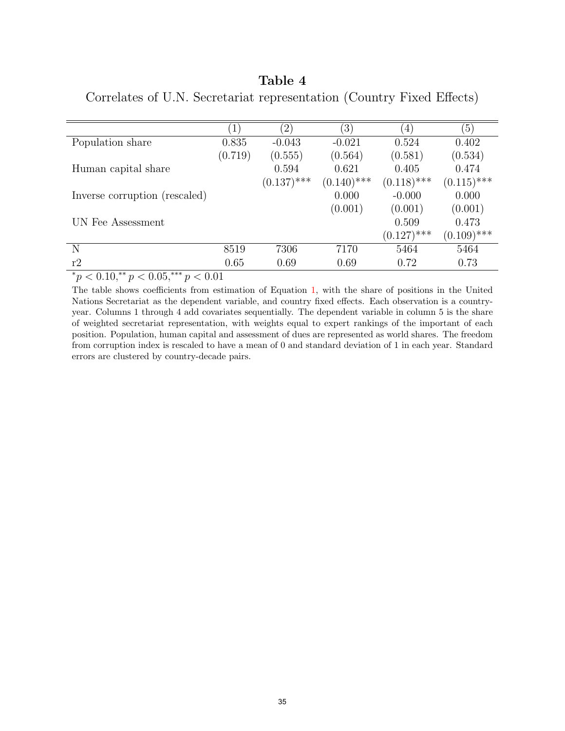# Table 4

Correlates of U.N. Secretariat representation (Country Fixed Effects)

| | (1) | (2) | (3) | (4) | (5) |
|---|---|---|---|---|---|
| Population share | 0.835 | -0.043 | -0.021 | 0.524 | 0.402 |
| | (0.719) | (0.555) | (0.564) | (0.581) | (0.534) |
| Human capital share | | 0.594 | 0.621 | 0.405 | 0.474 |
| | | (0.137)*** | (0.140)*** | (0.118)*** | (0.115)*** |
| Inverse corruption (rescaled) | | | 0.000 | -0.000 | 0.000 |
| | | | (0.001) | (0.001) | (0.001) |
| UN Fee Assessment | | | | 0.509 | 0.473 |
| | | | | (0.127)*** | (0.109)*** |
| N | 8519 | 7306 | 7170 | 5464 | 5464 |
| r2 | 0.65 | 0.69 | 0.69 | 0.72 | 0.73 |

$^{*}p < 0.10,^{**} p < 0.05,^{***} p < 0.01$

The table shows coefficients from estimation of Equation 1, with the share of positions in the United Nations Secretariat as the dependent variable, and country fixed effects. Each observation is a country-year. Columns 1 through 4 add covariates sequentially. The dependent variable in column 5 is the share of weighted secretariat representation, with weights equal to expert rankings of the important of each position. Population, human capital and assessment of dues are represented as world shares. The freedom from corruption index is rescaled to have a mean of 0 and standard deviation of 1 in each year. Standard errors are clustered by country-decade pairs.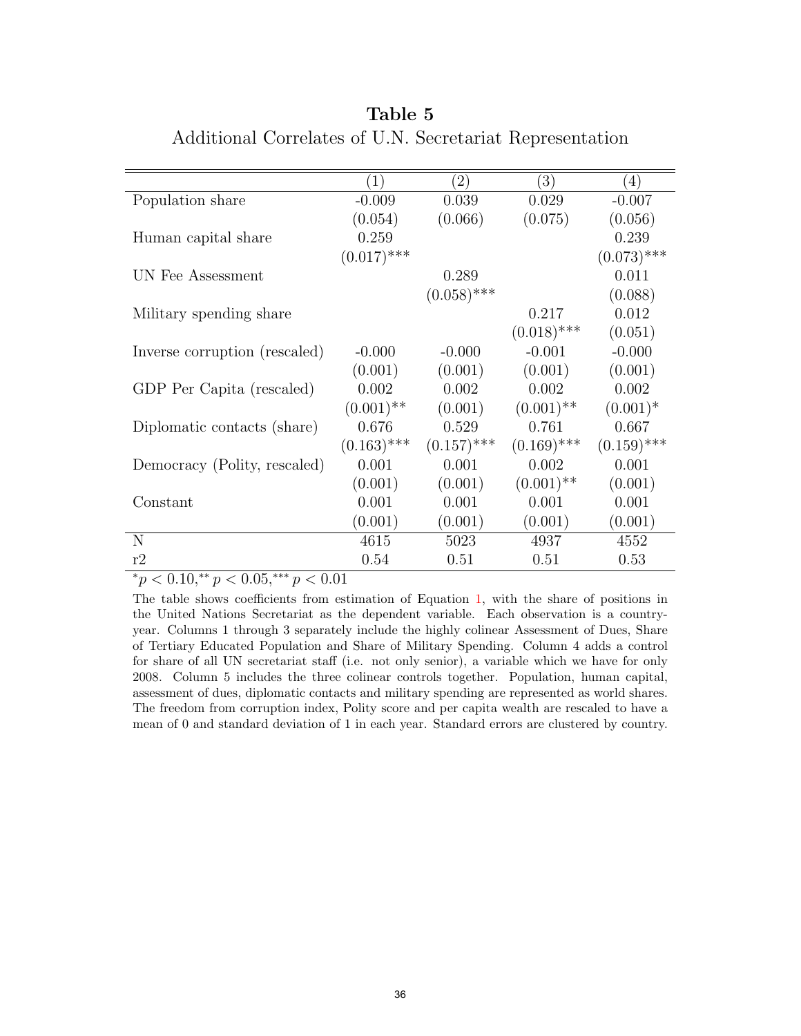**Table 5**

Additional Correlates of U.N. Secretariat Representation

| | (1) | (2) | (3) | (4) |
|---|---|---|---|---|
| Population share | -0.009 | 0.039 | 0.029 | -0.007 |
| | (0.054) | (0.066) | (0.075) | (0.056) |
| Human capital share | 0.259 | | | 0.239 |
| | (0.017)*** | | | (0.073)*** |
| UN Fee Assessment | | 0.289 | | 0.011 |
| | | (0.058)*** | | (0.088) |
| Military spending share | | | 0.217 | 0.012 |
| | | | (0.018)*** | (0.051) |
| Inverse corruption (rescaled) | -0.000 | -0.000 | -0.001 | -0.000 |
| | (0.001) | (0.001) | (0.001) | (0.001) |
| GDP Per Capita (rescaled) | 0.002 | 0.002 | 0.002 | 0.002 |
| | (0.001)** | (0.001) | (0.001)** | (0.001)* |
| Diplomatic contacts (share) | 0.676 | 0.529 | 0.761 | 0.667 |
| | (0.163)*** | (0.157)*** | (0.169)*** | (0.159)*** |
| Democracy (Polity, rescaled) | 0.001 | 0.001 | 0.002 | 0.001 |
| | (0.001) | (0.001) | (0.001)** | (0.001) |
| Constant | 0.001 | 0.001 | 0.001 | 0.001 |
| | (0.001) | (0.001) | (0.001) | (0.001) |
| N | 4615 | 5023 | 4937 | 4552 |
| r2 | 0.54 | 0.51 | 0.51 | 0.53 |

$^{*}p < 0.10, ^{**}p < 0.05, ^{***}p < 0.01$

The table shows coefficients from estimation of Equation 1, with the share of positions in the United Nations Secretariat as the dependent variable. Each observation is a country-year. Columns 1 through 3 separately include the highly colinear Assessment of Dues, Share of Tertiary Educated Population and Share of Military Spending. Column 4 adds a control for share of all UN secretariat staff (i.e. not only senior), a variable which we have for only 2008. Column 5 includes the three colinear controls together. Population, human capital, assessment of dues, diplomatic contacts and military spending are represented as world shares. The freedom from corruption index, Polity score and per capita wealth are rescaled to have a mean of 0 and standard deviation of 1 in each year. Standard errors are clustered by country.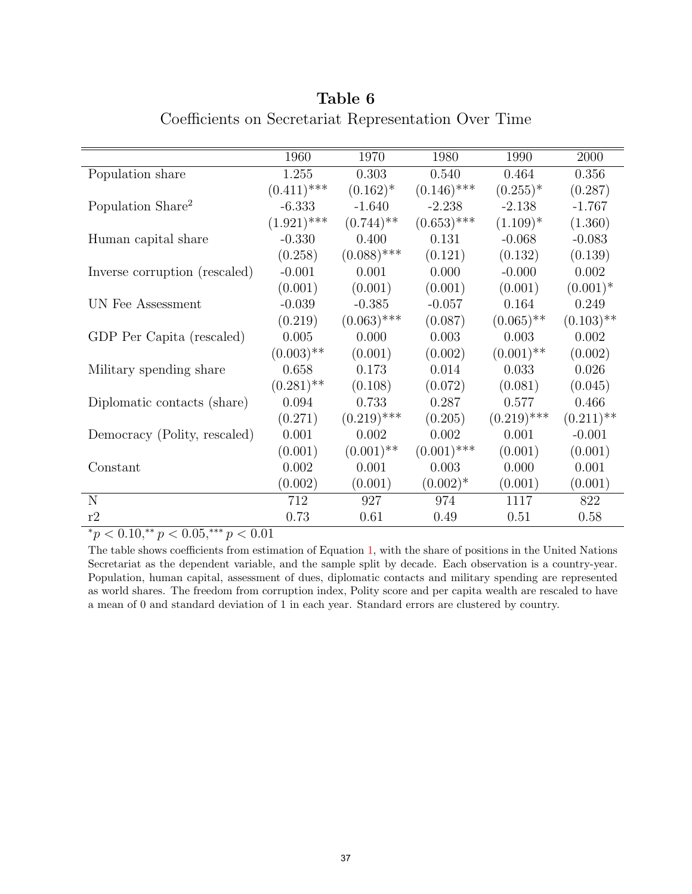**Table 6**

Coefficients on Secretariat Representation Over Time

| | 1960 | 1970 | 1980 | 1990 | 2000 |
|---|---|---|---|---|---|
| Population share | 1.255 | 0.303 | 0.540 | 0.464 | 0.356 |
| | (0.411)*** | (0.162)* | (0.146)*** | (0.255)* | (0.287) |
| Population Share$^2$ | -6.333 | -1.640 | -2.238 | -2.138 | -1.767 |
| | (1.921)*** | (0.744)** | (0.653)*** | (1.109)* | (1.360) |
| Human capital share | -0.330 | 0.400 | 0.131 | -0.068 | -0.083 |
| | (0.258) | (0.088)*** | (0.121) | (0.132) | (0.139) |
| Inverse corruption (rescaled) | -0.001 | 0.001 | 0.000 | -0.000 | 0.002 |
| | (0.001) | (0.001) | (0.001) | (0.001) | (0.001)* |
| UN Fee Assessment | -0.039 | -0.385 | -0.057 | 0.164 | 0.249 |
| | (0.219) | (0.063)*** | (0.087) | (0.065)** | (0.103)** |
| GDP Per Capita (rescaled) | 0.005 | 0.000 | 0.003 | 0.003 | 0.002 |
| | (0.003)** | (0.001) | (0.002) | (0.001)** | (0.002) |
| Military spending share | 0.658 | 0.173 | 0.014 | 0.033 | 0.026 |
| | (0.281)** | (0.108) | (0.072) | (0.081) | (0.045) |
| Diplomatic contacts (share) | 0.094 | 0.733 | 0.287 | 0.577 | 0.466 |
| | (0.271) | (0.219)*** | (0.205) | (0.219)*** | (0.211)** |
| Democracy (Polity, rescaled) | 0.001 | 0.002 | 0.002 | 0.001 | -0.001 |
| | (0.001) | (0.001)** | (0.001)*** | (0.001) | (0.001) |
| Constant | 0.002 | 0.001 | 0.003 | 0.000 | 0.001 |
| | (0.002) | (0.001) | (0.002)* | (0.001) | (0.001) |
| N | 712 | 927 | 974 | 1117 | 822 |
| r2 | 0.73 | 0.61 | 0.49 | 0.51 | 0.58 |

$^{*}p < 0.10, ^{**}p < 0.05, ^{***}p < 0.01$

The table shows coefficients from estimation of Equation 1, with the share of positions in the United Nations Secretariat as the dependent variable, and the sample split by decade. Each observation is a country-year. Population, human capital, assessment of dues, diplomatic contacts and military spending are represented as world shares. The freedom from corruption index, Polity score and per capita wealth are rescaled to have a mean of 0 and standard deviation of 1 in each year. Standard errors are clustered by country.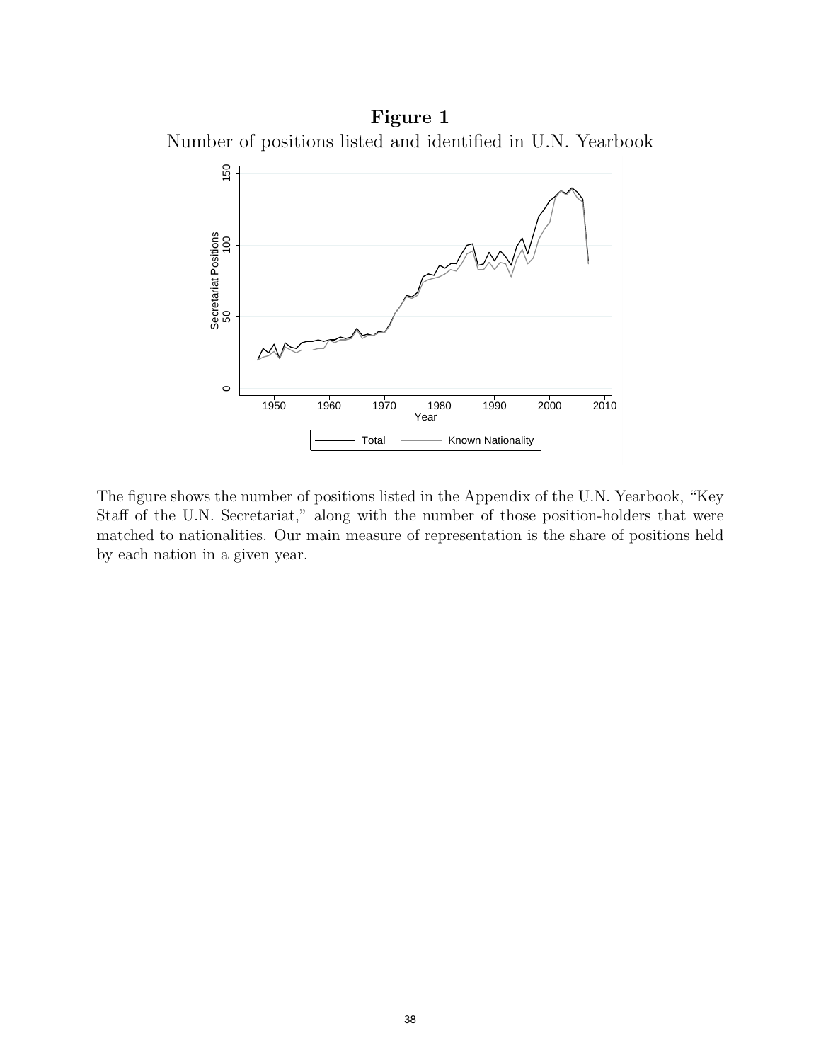**Figure 1**

Number of positions listed and identified in U.N. Yearbook

The figure shows the number of positions listed in the Appendix of the U.N. Yearbook, "Key Staff of the U.N. Secretariat," along with the number of those position-holders that were matched to nationalities. Our main measure of representation is the share of positions held by each nation in a given year.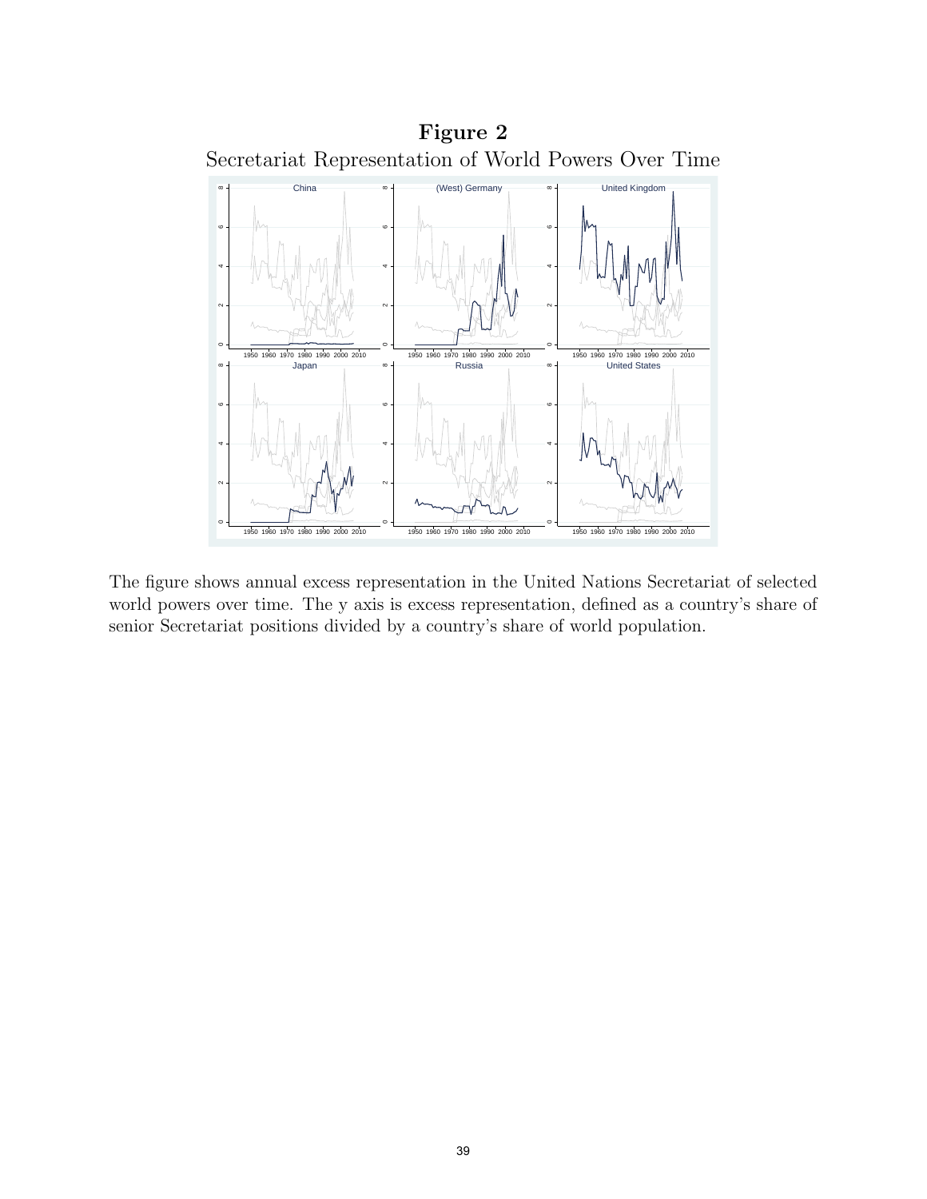# Figure 2

Secretariat Representation of World Powers Over Time

The figure shows annual excess representation in the United Nations Secretariat of selected world powers over time. The y axis is excess representation, defined as a country's share of senior Secretariat positions divided by a country's share of world population.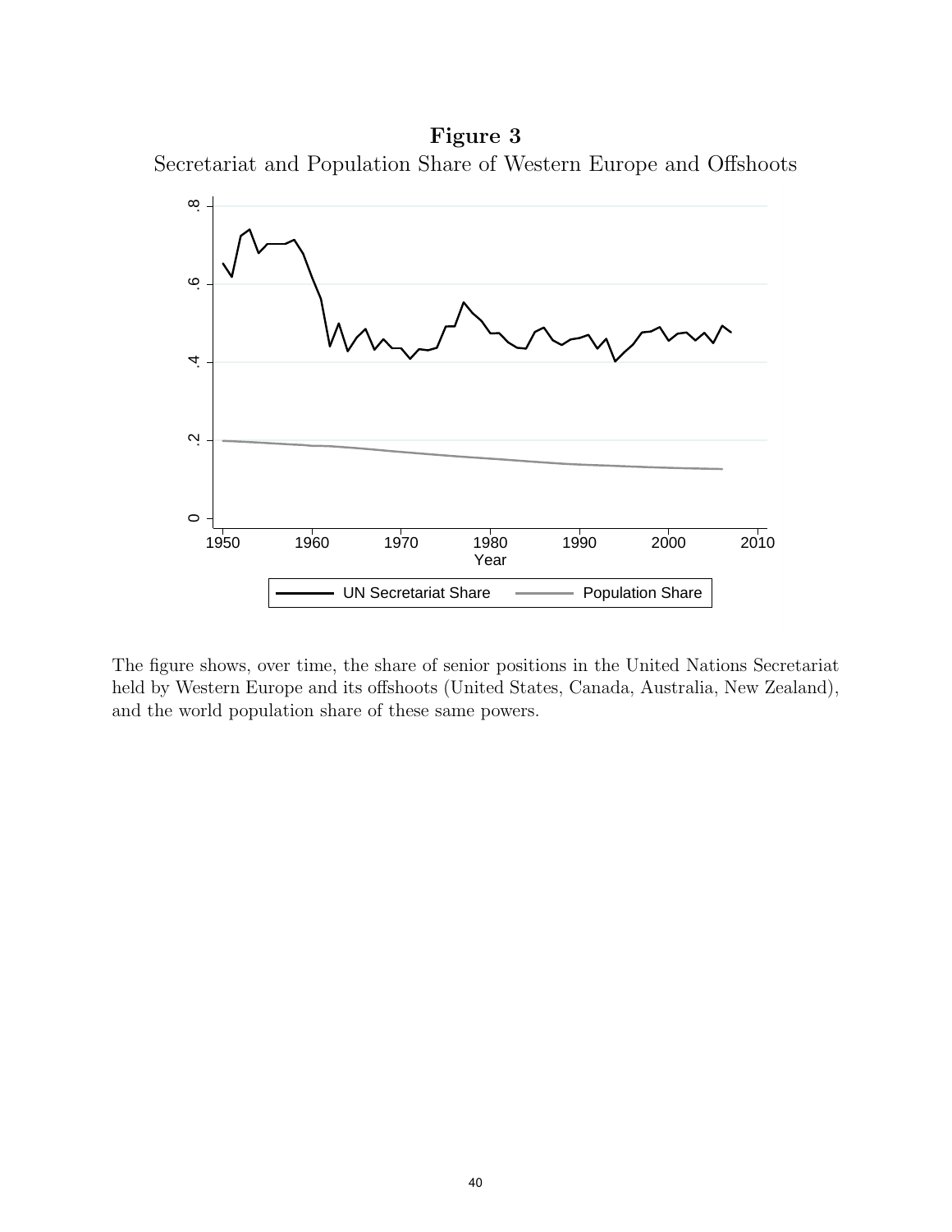**Figure 3**

Secretariat and Population Share of Western Europe and Offshoots

The figure shows, over time, the share of senior positions in the United Nations Secretariat held by Western Europe and its offshoots (United States, Canada, Australia, New Zealand), and the world population share of these same powers.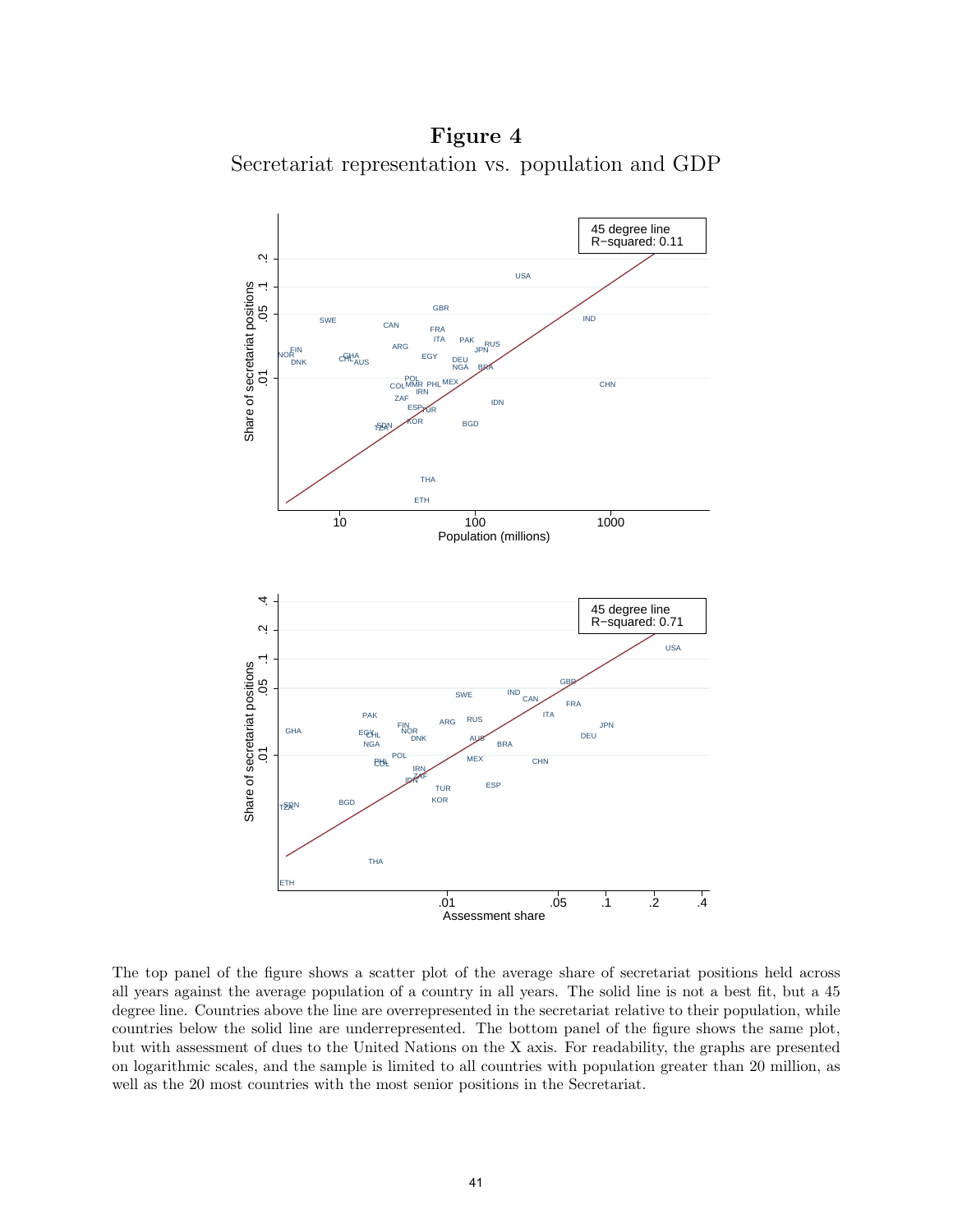# Figure 4

Secretariat representation vs. population and GDP

The top panel of the figure shows a scatter plot of the average share of secretariat positions held across all years against the average population of a country in all years. The solid line is not a best fit, but a 45 degree line. Countries above the line are overrepresented in the secretariat relative to their population, while countries below the solid line are underrepresented. The bottom panel of the figure shows the same plot, but with assessment of dues to the United Nations on the X axis. For readability, the graphs are presented on logarithmic scales, and the sample is limited to all countries with population greater than 20 million, as well as the 20 most countries with the most senior positions in the Secretariat.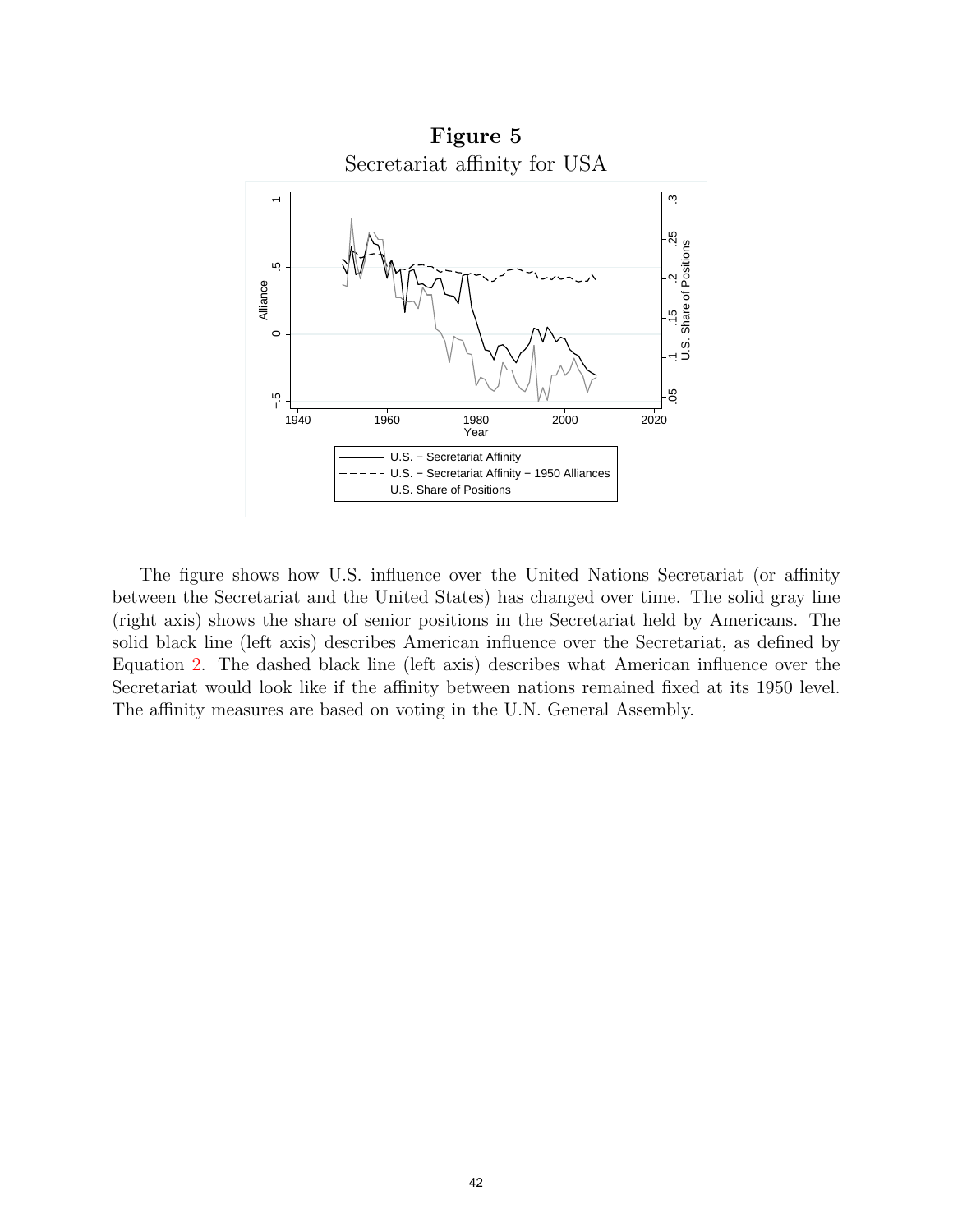**Figure 5**

Secretariat affinity for USA

The figure shows how U.S. influence over the United Nations Secretariat (or affinity between the Secretariat and the United States) has changed over time. The solid gray line (right axis) shows the share of senior positions in the Secretariat held by Americans. The solid black line (left axis) describes American influence over the Secretariat, as defined by Equation 2. The dashed black line (left axis) describes what American influence over the Secretariat would look like if the affinity between nations remained fixed at its 1950 level. The affinity measures are based on voting in the U.N. General Assembly.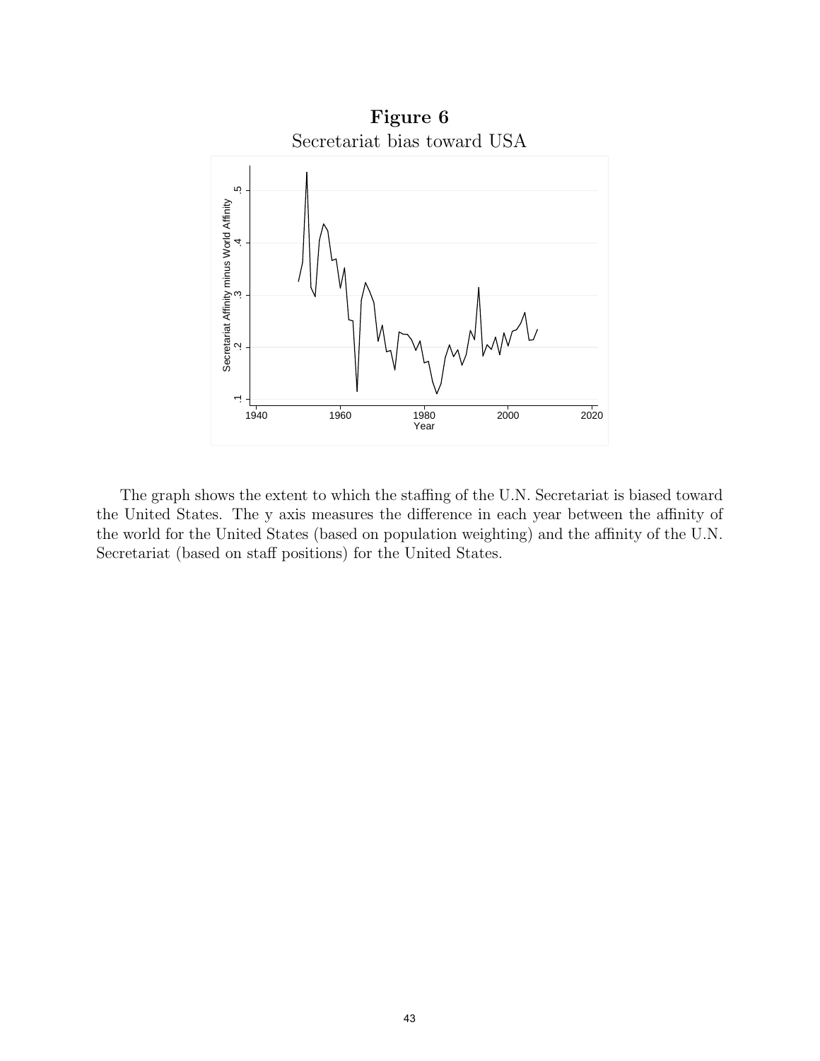**Figure 6**

Secretariat bias toward USA

The graph shows the extent to which the staffing of the U.N. Secretariat is biased toward the United States. The y axis measures the difference in each year between the affinity of the world for the United States (based on population weighting) and the affinity of the U.N. Secretariat (based on staff positions) for the United States.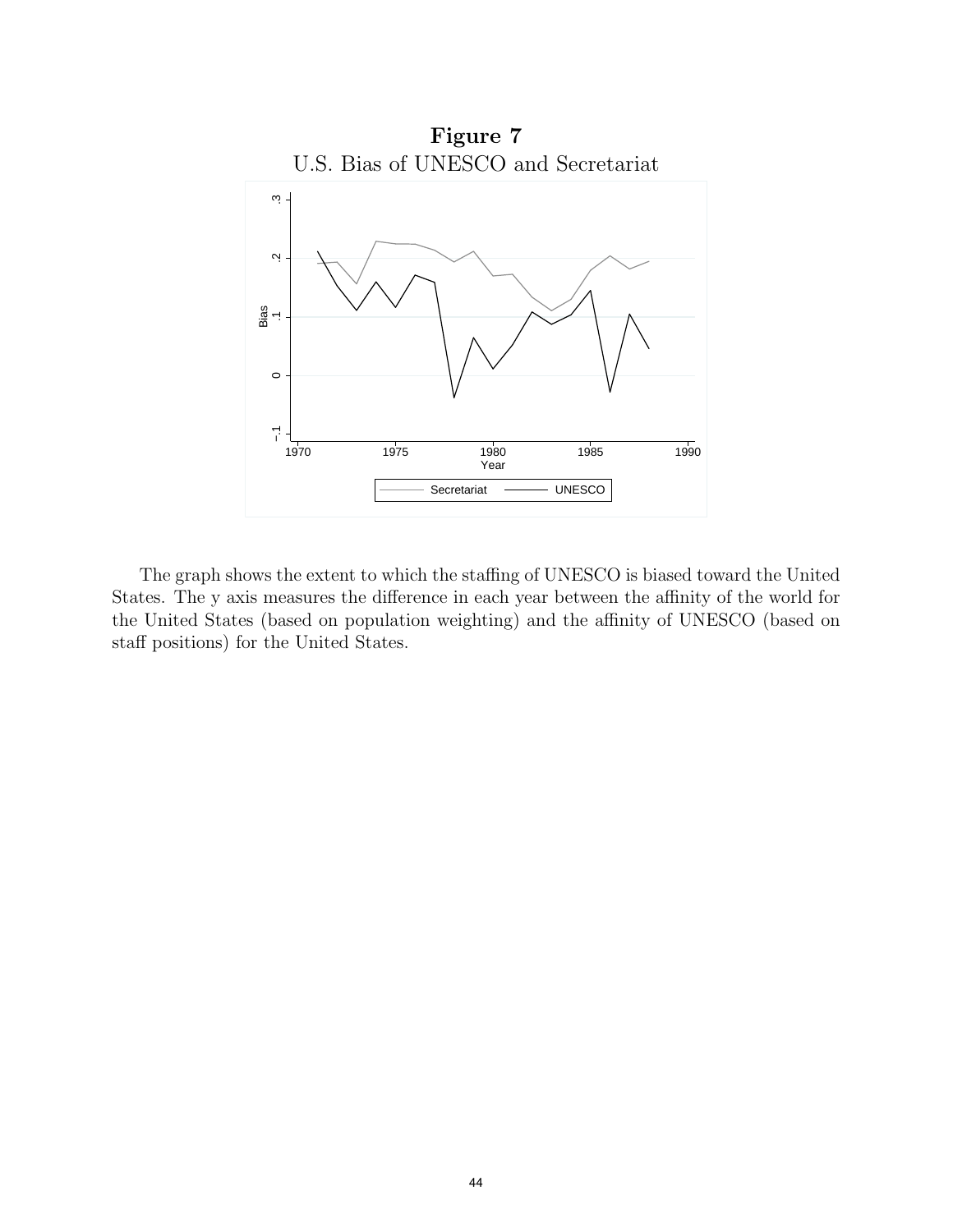**Figure 7**

U.S. Bias of UNESCO and Secretariat

The graph shows the extent to which the staffing of UNESCO is biased toward the United States. The y axis measures the difference in each year between the affinity of the world for the United States (based on population weighting) and the affinity of UNESCO (based on staff positions) for the United States.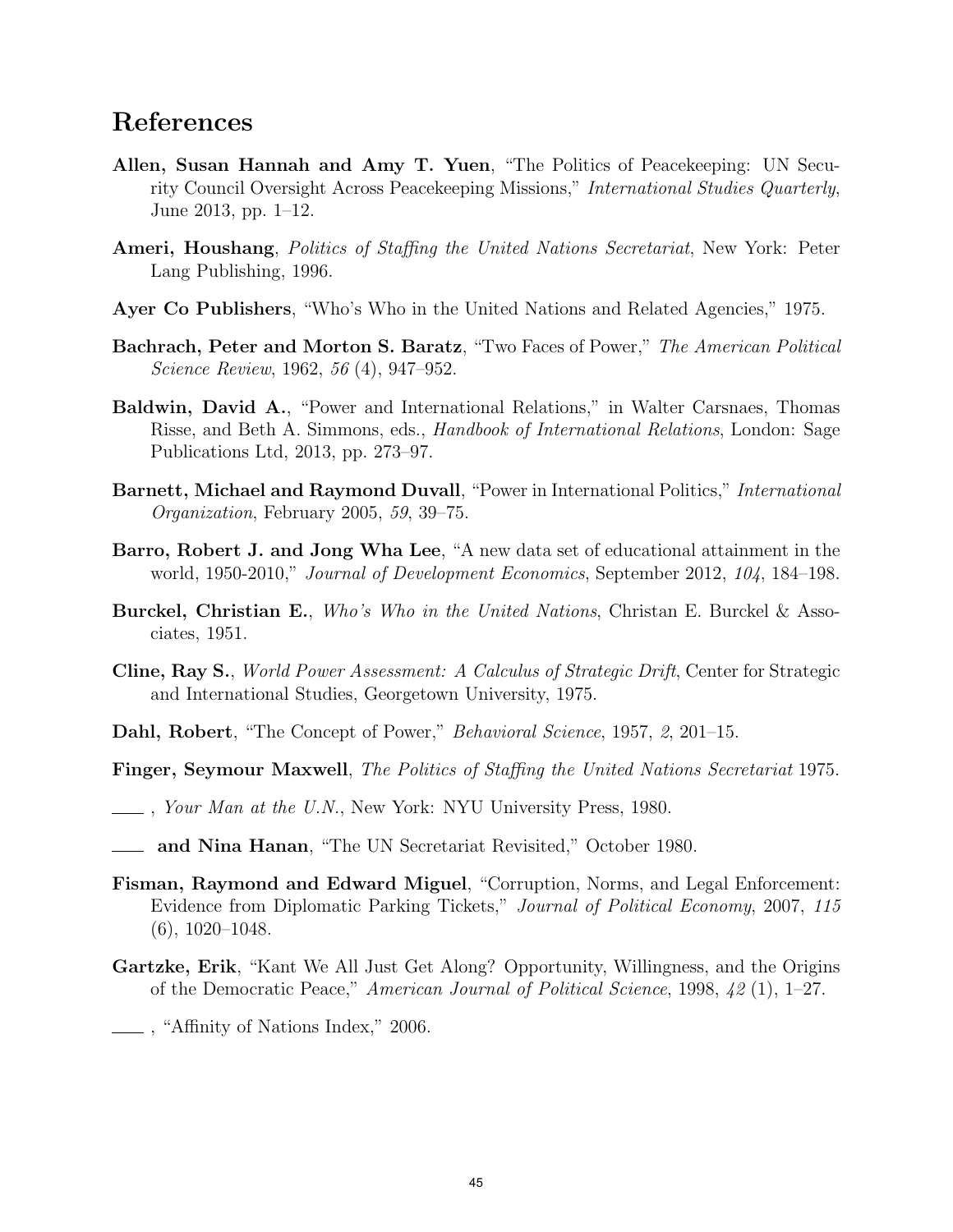# References

**Allen, Susan Hannah and Amy T. Yuen**, "The Politics of Peacekeeping: UN Security Council Oversight Across Peacekeeping Missions," *International Studies Quarterly*, June 2013, pp. 1–12.

**Ameri, Houshang**, *Politics of Staffing the United Nations Secretariat*, New York: Peter Lang Publishing, 1996.

**Ayer Co Publishers**, "Who's Who in the United Nations and Related Agencies," 1975.

**Bachrach, Peter and Morton S. Baratz**, "Two Faces of Power," *The American Political Science Review*, 1962, *56* (4), 947–952.

**Baldwin, David A.**, "Power and International Relations," in Walter Carsnaes, Thomas Risse, and Beth A. Simmons, eds., *Handbook of International Relations*, London: Sage Publications Ltd, 2013, pp. 273–97.

**Barnett, Michael and Raymond Duvall**, "Power in International Politics," *International Organization*, February 2005, *59*, 39–75.

**Barro, Robert J. and Jong Wha Lee**, "A new data set of educational attainment in the world, 1950-2010," *Journal of Development Economics*, September 2012, *104*, 184–198.

**Burckel, Christian E.**, *Who's Who in the United Nations*, Christan E. Burckel & Associates, 1951.

**Cline, Ray S.**, *World Power Assessment: A Calculus of Strategic Drift*, Center for Strategic and International Studies, Georgetown University, 1975.

**Dahl, Robert**, "The Concept of Power," *Behavioral Science*, 1957, *2*, 201–15.

**Finger, Seymour Maxwell**, *The Politics of Staffing the United Nations Secretariat* 1975.

\_\_\_\_, *Your Man at the U.N.*, New York: NYU University Press, 1980.

\_\_\_\_ **and Nina Hanan**, "The UN Secretariat Revisited," October 1980.

**Fisman, Raymond and Edward Miguel**, "Corruption, Norms, and Legal Enforcement: Evidence from Diplomatic Parking Tickets," *Journal of Political Economy*, 2007, *115* (6), 1020–1048.

**Gartzke, Erik**, "Kant We All Just Get Along? Opportunity, Willingness, and the Origins of the Democratic Peace," *American Journal of Political Science*, 1998, *42* (1), 1–27.

\_\_\_\_, "Affinity of Nations Index," 2006.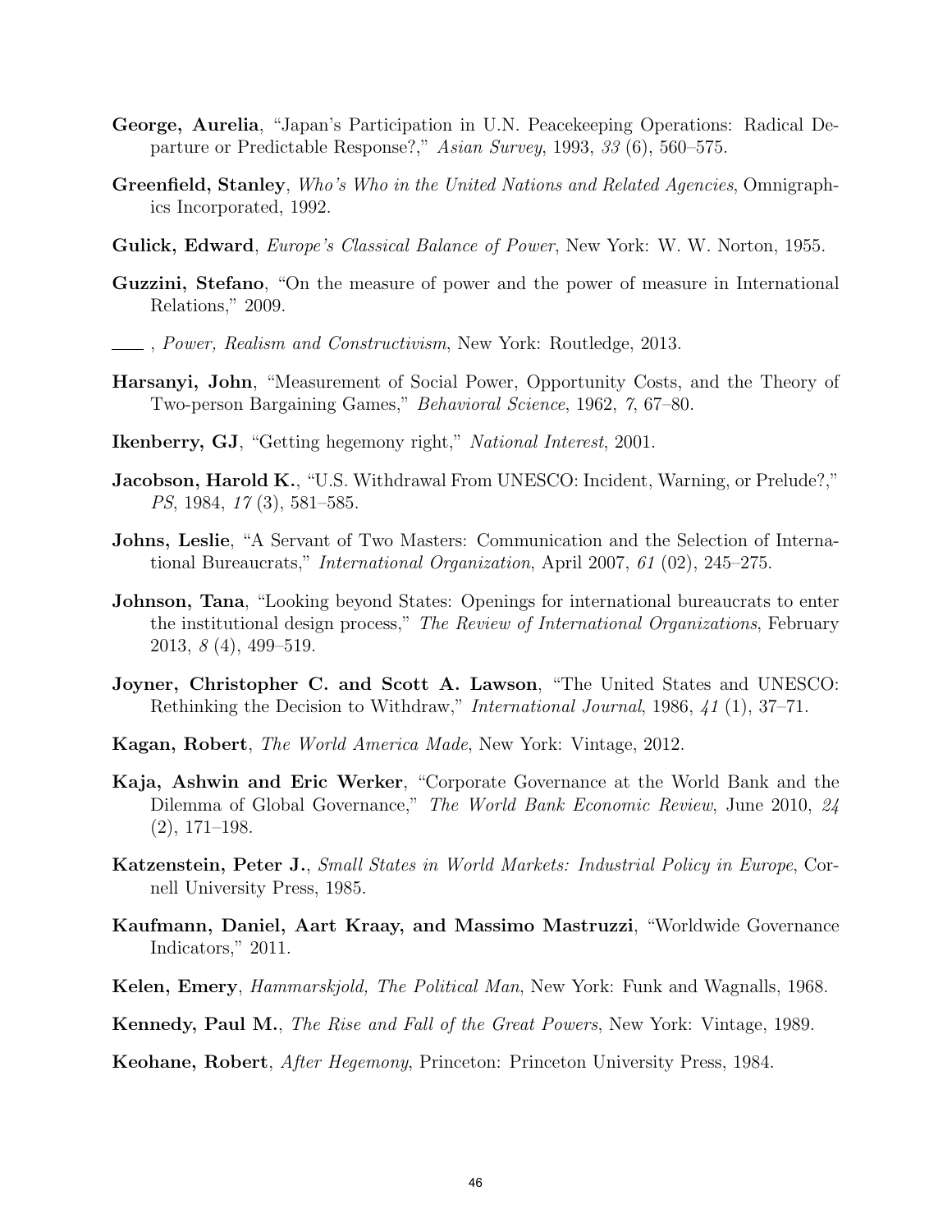**George, Aurelia**, "Japan's Participation in U.N. Peacekeeping Operations: Radical Departure or Predictable Response?," *Asian Survey*, 1993, *33* (6), 560–575.

**Greenfield, Stanley**, *Who's Who in the United Nations and Related Agencies*, Omnigraphics Incorporated, 1992.

**Gulick, Edward**, *Europe's Classical Balance of Power*, New York: W. W. Norton, 1955.

**Guzzini, Stefano**, "On the measure of power and the power of measure in International Relations," 2009.

\_\_\_\_ , *Power, Realism and Constructivism*, New York: Routledge, 2013.

**Harsanyi, John**, "Measurement of Social Power, Opportunity Costs, and the Theory of Two-person Bargaining Games," *Behavioral Science*, 1962, *7*, 67–80.

**Ikenberry, GJ**, "Getting hegemony right," *National Interest*, 2001.

**Jacobson, Harold K.**, "U.S. Withdrawal From UNESCO: Incident, Warning, or Prelude?," *PS*, 1984, *17* (3), 581–585.

**Johns, Leslie**, "A Servant of Two Masters: Communication and the Selection of International Bureaucrats," *International Organization*, April 2007, *61* (02), 245–275.

**Johnson, Tana**, "Looking beyond States: Openings for international bureaucrats to enter the institutional design process," *The Review of International Organizations*, February 2013, *8* (4), 499–519.

**Joyner, Christopher C. and Scott A. Lawson**, "The United States and UNESCO: Rethinking the Decision to Withdraw," *International Journal*, 1986, *41* (1), 37–71.

**Kagan, Robert**, *The World America Made*, New York: Vintage, 2012.

**Kaja, Ashwin and Eric Werker**, "Corporate Governance at the World Bank and the Dilemma of Global Governance," *The World Bank Economic Review*, June 2010, *24* (2), 171–198.

**Katzenstein, Peter J.**, *Small States in World Markets: Industrial Policy in Europe*, Cornell University Press, 1985.

**Kaufmann, Daniel, Aart Kraay, and Massimo Mastruzzi**, "Worldwide Governance Indicators," 2011.

**Kelen, Emery**, *Hammarskjold, The Political Man*, New York: Funk and Wagnalls, 1968.

**Kennedy, Paul M.**, *The Rise and Fall of the Great Powers*, New York: Vintage, 1989.

**Keohane, Robert**, *After Hegemony*, Princeton: Princeton University Press, 1984.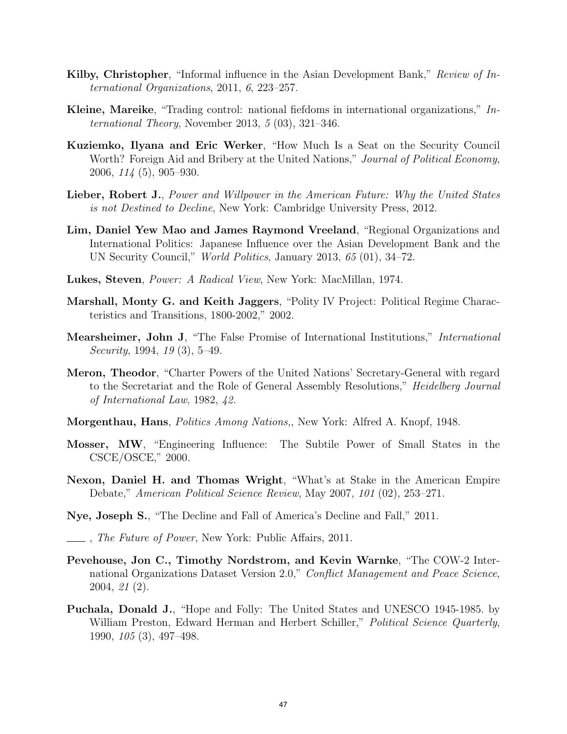**Kilby, Christopher**, "Informal influence in the Asian Development Bank," *Review of International Organizations*, 2011, *6*, 223–257.

**Kleine, Mareike**, "Trading control: national fiefdoms in international organizations," *International Theory*, November 2013, *5* (03), 321–346.

**Kuziemko, Ilyana and Eric Werker**, "How Much Is a Seat on the Security Council Worth? Foreign Aid and Bribery at the United Nations," *Journal of Political Economy*, 2006, *114* (5), 905–930.

**Lieber, Robert J.**, *Power and Willpower in the American Future: Why the United States is not Destined to Decline*, New York: Cambridge University Press, 2012.

**Lim, Daniel Yew Mao and James Raymond Vreeland**, "Regional Organizations and International Politics: Japanese Influence over the Asian Development Bank and the UN Security Council," *World Politics*, January 2013, *65* (01), 34–72.

**Lukes, Steven**, *Power: A Radical View*, New York: MacMillan, 1974.

**Marshall, Monty G. and Keith Jaggers**, "Polity IV Project: Political Regime Characteristics and Transitions, 1800-2002," 2002.

**Mearsheimer, John J**, "The False Promise of International Institutions," *International Security*, 1994, *19* (3), 5–49.

**Meron, Theodor**, "Charter Powers of the United Nations' Secretary-General with regard to the Secretariat and the Role of General Assembly Resolutions," *Heidelberg Journal of International Law*, 1982, *42.*

**Morgenthau, Hans**, *Politics Among Nations,*, New York: Alfred A. Knopf, 1948.

**Mosser, MW**, "Engineering Influence: The Subtile Power of Small States in the CSCE/OSCE," 2000.

**Nexon, Daniel H. and Thomas Wright**, "What's at Stake in the American Empire Debate," *American Political Science Review*, May 2007, *101* (02), 253–271.

**Nye, Joseph S.**, "The Decline and Fall of America's Decline and Fall," 2011.

\_\_\_\_ , *The Future of Power*, New York: Public Affairs, 2011.

**Pevehouse, Jon C., Timothy Nordstrom, and Kevin Warnke**, "The COW-2 International Organizations Dataset Version 2.0," *Conflict Management and Peace Science*, 2004, *21* (2).

**Puchala, Donald J.**, "Hope and Folly: The United States and UNESCO 1945-1985. by William Preston, Edward Herman and Herbert Schiller," *Political Science Quarterly*, 1990, *105* (3), 497–498.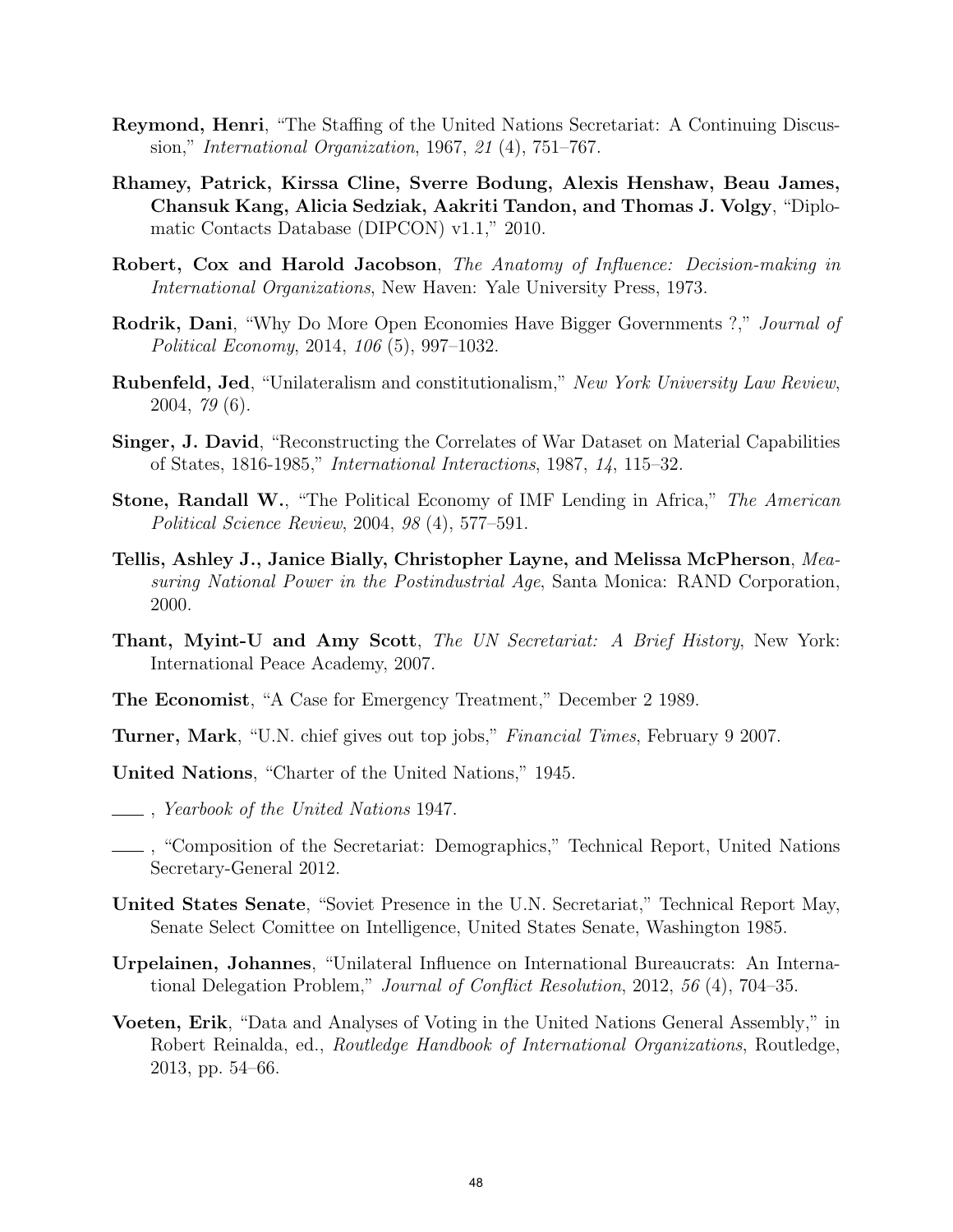**Reymond, Henri**, "The Staffing of the United Nations Secretariat: A Continuing Discussion," *International Organization*, 1967, *21* (4), 751–767.

**Rhamey, Patrick, Kirssa Cline, Sverre Bodung, Alexis Henshaw, Beau James, Chansuk Kang, Alicia Sedziak, Aakriti Tandon, and Thomas J. Volgy**, "Diplomatic Contacts Database (DIPCON) v1.1," 2010.

**Robert, Cox and Harold Jacobson**, *The Anatomy of Influence: Decision-making in International Organizations*, New Haven: Yale University Press, 1973.

**Rodrik, Dani**, "Why Do More Open Economies Have Bigger Governments ?," *Journal of Political Economy*, 2014, *106* (5), 997–1032.

**Rubenfeld, Jed**, "Unilateralism and constitutionalism," *New York University Law Review*, 2004, *79* (6).

**Singer, J. David**, "Reconstructing the Correlates of War Dataset on Material Capabilities of States, 1816-1985," *International Interactions*, 1987, *14*, 115–32.

**Stone, Randall W.**, "The Political Economy of IMF Lending in Africa," *The American Political Science Review*, 2004, *98* (4), 577–591.

**Tellis, Ashley J., Janice Bially, Christopher Layne, and Melissa McPherson**, *Measuring National Power in the Postindustrial Age*, Santa Monica: RAND Corporation, 2000.

**Thant, Myint-U and Amy Scott**, *The UN Secretariat: A Brief History*, New York: International Peace Academy, 2007.

**The Economist**, "A Case for Emergency Treatment," December 2 1989.

**Turner, Mark**, "U.N. chief gives out top jobs," *Financial Times*, February 9 2007.

**United Nations**, "Charter of the United Nations," 1945.

\_\_\_\_ , *Yearbook of the United Nations* 1947.

\_\_\_\_ , "Composition of the Secretariat: Demographics," Technical Report, United Nations Secretary-General 2012.

**United States Senate**, "Soviet Presence in the U.N. Secretariat," Technical Report May, Senate Select Comittee on Intelligence, United States Senate, Washington 1985.

**Urpelainen, Johannes**, "Unilateral Influence on International Bureaucrats: An International Delegation Problem," *Journal of Conflict Resolution*, 2012, *56* (4), 704–35.

**Voeten, Erik**, "Data and Analyses of Voting in the United Nations General Assembly," in Robert Reinalda, ed., *Routledge Handbook of International Organizations*, Routledge, 2013, pp. 54–66.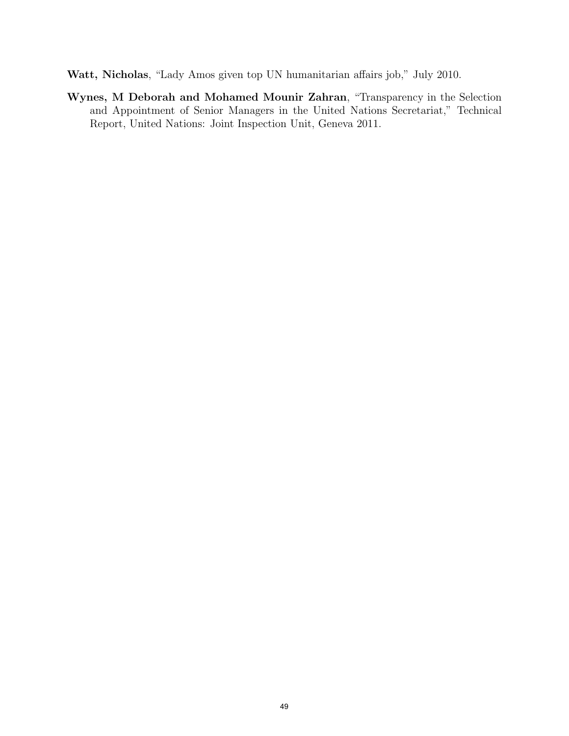**Watt, Nicholas**, "Lady Amos given top UN humanitarian affairs job," July 2010.

**Wynes, M Deborah and Mohamed Mounir Zahran**, "Transparency in the Selection and Appointment of Senior Managers in the United Nations Secretariat," Technical Report, United Nations: Joint Inspection Unit, Geneva 2011.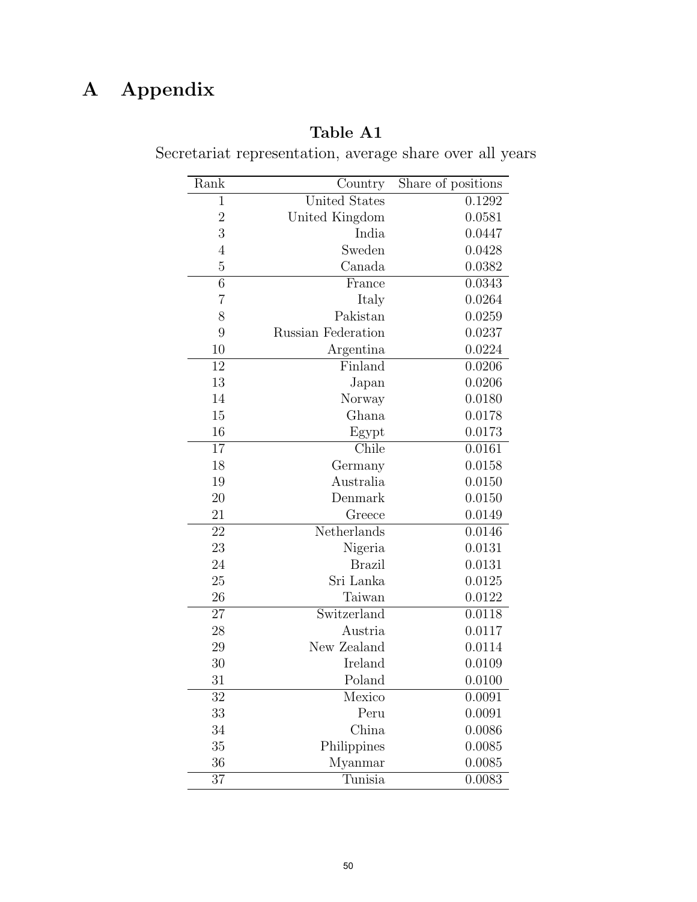# A Appendix

**Table A1**

Secretariat representation, average share over all years

| Rank | Country | Share of positions |
|---|---|---|
| 1 | United States | 0.1292 |
| 2 | United Kingdom | 0.0581 |
| 3 | India | 0.0447 |
| 4 | Sweden | 0.0428 |
| 5 | Canada | 0.0382 |
| 6 | France | 0.0343 |
| 7 | Italy | 0.0264 |
| 8 | Pakistan | 0.0259 |
| 9 | Russian Federation | 0.0237 |
| 10 | Argentina | 0.0224 |
| 12 | Finland | 0.0206 |
| 13 | Japan | 0.0206 |
| 14 | Norway | 0.0180 |
| 15 | Ghana | 0.0178 |
| 16 | Egypt | 0.0173 |
| 17 | Chile | 0.0161 |
| 18 | Germany | 0.0158 |
| 19 | Australia | 0.0150 |
| 20 | Denmark | 0.0150 |
| 21 | Greece | 0.0149 |
| 22 | Netherlands | 0.0146 |
| 23 | Nigeria | 0.0131 |
| 24 | Brazil | 0.0131 |
| 25 | Sri Lanka | 0.0125 |
| 26 | Taiwan | 0.0122 |
| 27 | Switzerland | 0.0118 |
| 28 | Austria | 0.0117 |
| 29 | New Zealand | 0.0114 |
| 30 | Ireland | 0.0109 |
| 31 | Poland | 0.0100 |
| 32 | Mexico | 0.0091 |
| 33 | Peru | 0.0091 |
| 34 | China | 0.0086 |
| 35 | Philippines | 0.0085 |
| 36 | Myanmar | 0.0085 |
| 37 | Tunisia | 0.0083 |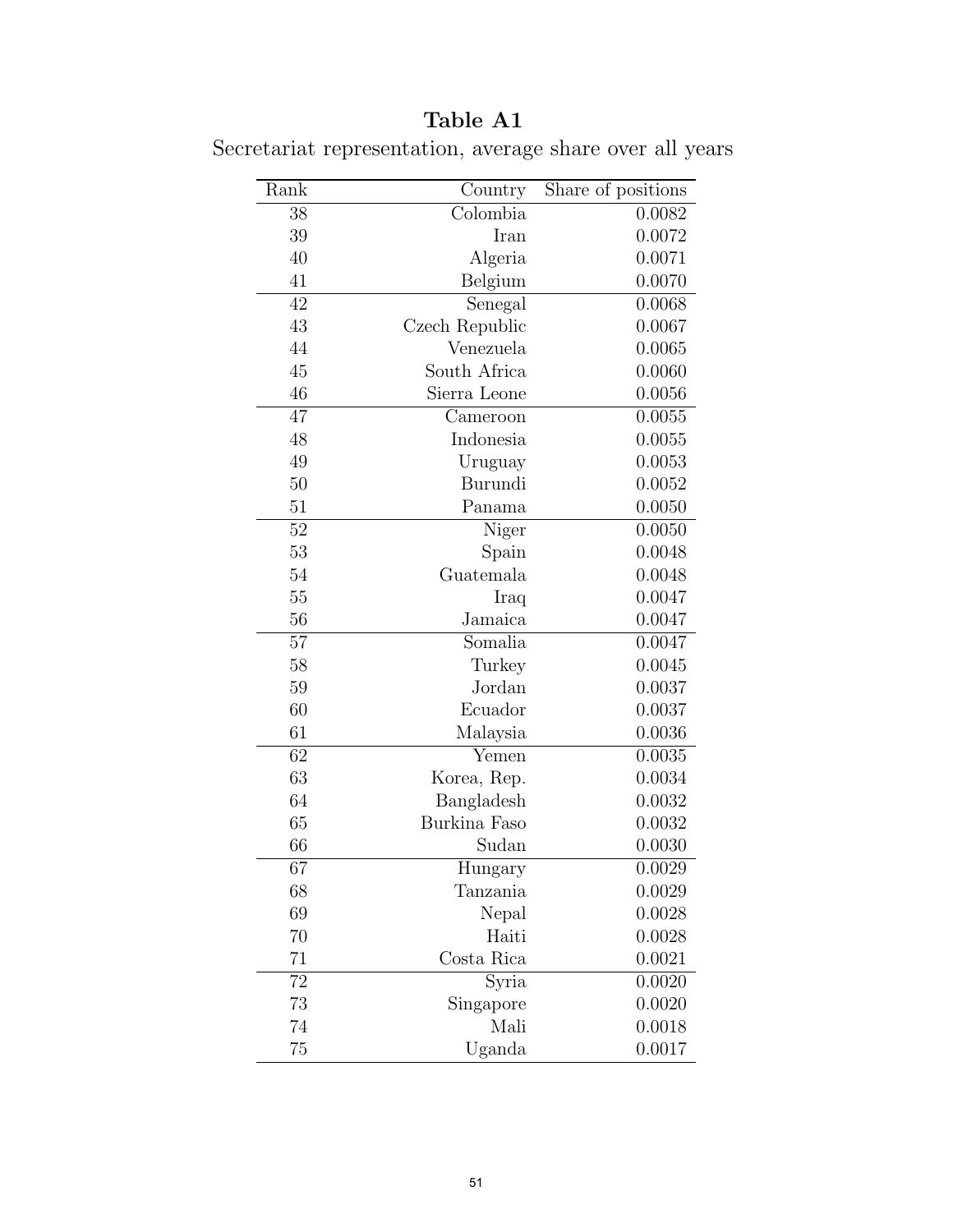**Table A1**

Secretariat representation, average share over all years

| Rank | Country | Share of positions |
|---|---|---|
| 38 | Colombia | 0.0082 |
| 39 | Iran | 0.0072 |
| 40 | Algeria | 0.0071 |
| 41 | Belgium | 0.0070 |
| 42 | Senegal | 0.0068 |
| 43 | Czech Republic | 0.0067 |
| 44 | Venezuela | 0.0065 |
| 45 | South Africa | 0.0060 |
| 46 | Sierra Leone | 0.0056 |
| 47 | Cameroon | 0.0055 |
| 48 | Indonesia | 0.0055 |
| 49 | Uruguay | 0.0053 |
| 50 | Burundi | 0.0052 |
| 51 | Panama | 0.0050 |
| 52 | Niger | 0.0050 |
| 53 | Spain | 0.0048 |
| 54 | Guatemala | 0.0048 |
| 55 | Iraq | 0.0047 |
| 56 | Jamaica | 0.0047 |
| 57 | Somalia | 0.0047 |
| 58 | Turkey | 0.0045 |
| 59 | Jordan | 0.0037 |
| 60 | Ecuador | 0.0037 |
| 61 | Malaysia | 0.0036 |
| 62 | Yemen | 0.0035 |
| 63 | Korea, Rep. | 0.0034 |
| 64 | Bangladesh | 0.0032 |
| 65 | Burkina Faso | 0.0032 |
| 66 | Sudan | 0.0030 |
| 67 | Hungary | 0.0029 |
| 68 | Tanzania | 0.0029 |
| 69 | Nepal | 0.0028 |
| 70 | Haiti | 0.0028 |
| 71 | Costa Rica | 0.0021 |
| 72 | Syria | 0.0020 |
| 73 | Singapore | 0.0020 |
| 74 | Mali | 0.0018 |
| 75 | Uganda | 0.0017 |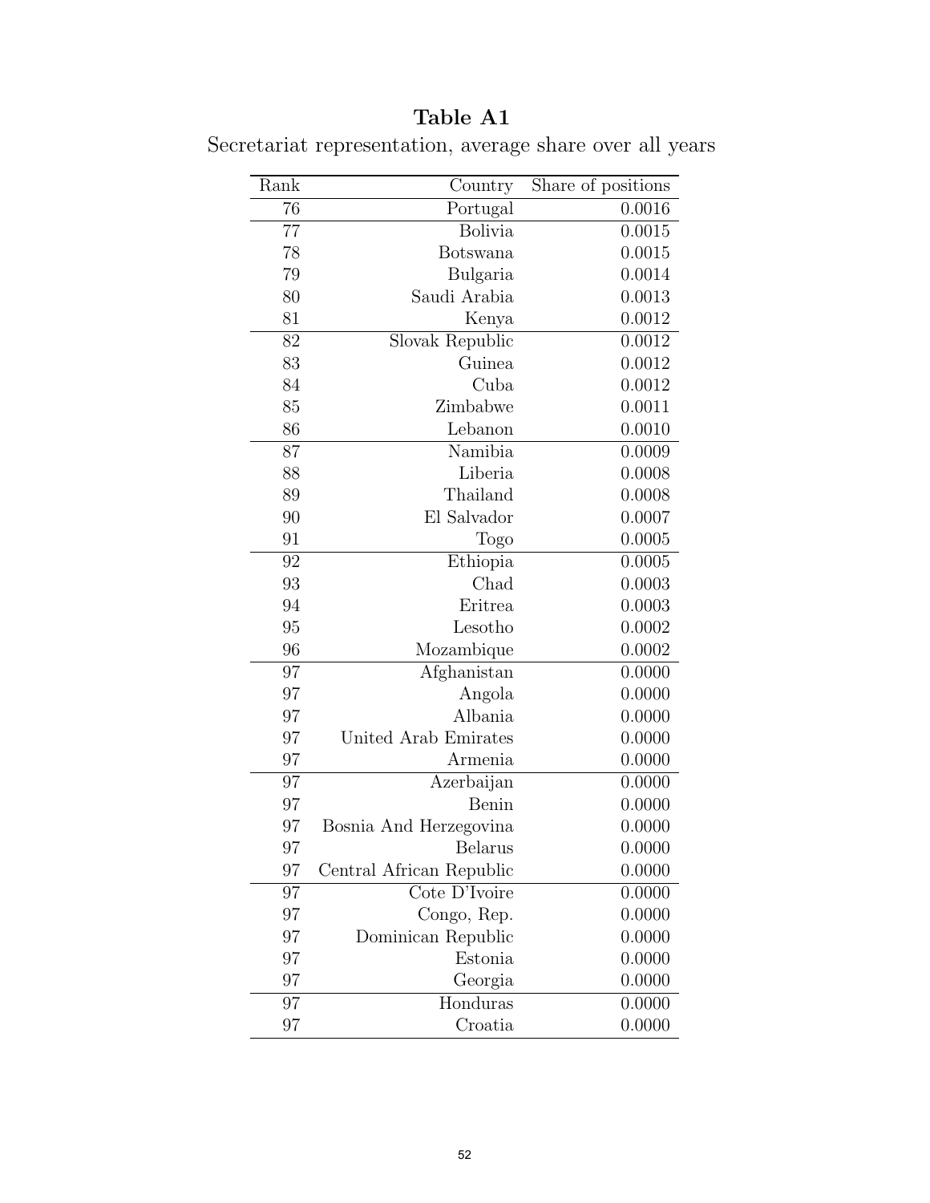**Table A1**

Secretariat representation, average share over all years

| Rank | Country | Share of positions |
|---|---|---|
| 76 | Portugal | 0.0016 |
| 77 | Bolivia | 0.0015 |
| 78 | Botswana | 0.0015 |
| 79 | Bulgaria | 0.0014 |
| 80 | Saudi Arabia | 0.0013 |
| 81 | Kenya | 0.0012 |
| 82 | Slovak Republic | 0.0012 |
| 83 | Guinea | 0.0012 |
| 84 | Cuba | 0.0012 |
| 85 | Zimbabwe | 0.0011 |
| 86 | Lebanon | 0.0010 |
| 87 | Namibia | 0.0009 |
| 88 | Liberia | 0.0008 |
| 89 | Thailand | 0.0008 |
| 90 | El Salvador | 0.0007 |
| 91 | Togo | 0.0005 |
| 92 | Ethiopia | 0.0005 |
| 93 | Chad | 0.0003 |
| 94 | Eritrea | 0.0003 |
| 95 | Lesotho | 0.0002 |
| 96 | Mozambique | 0.0002 |
| 97 | Afghanistan | 0.0000 |
| 97 | Angola | 0.0000 |
| 97 | Albania | 0.0000 |
| 97 | United Arab Emirates | 0.0000 |
| 97 | Armenia | 0.0000 |
| 97 | Azerbaijan | 0.0000 |
| 97 | Benin | 0.0000 |
| 97 | Bosnia And Herzegovina | 0.0000 |
| 97 | Belarus | 0.0000 |
| 97 | Central African Republic | 0.0000 |
| 97 | Cote D'Ivoire | 0.0000 |
| 97 | Congo, Rep. | 0.0000 |
| 97 | Dominican Republic | 0.0000 |
| 97 | Estonia | 0.0000 |
| 97 | Georgia | 0.0000 |
| 97 | Honduras | 0.0000 |
| 97 | Croatia | 0.0000 |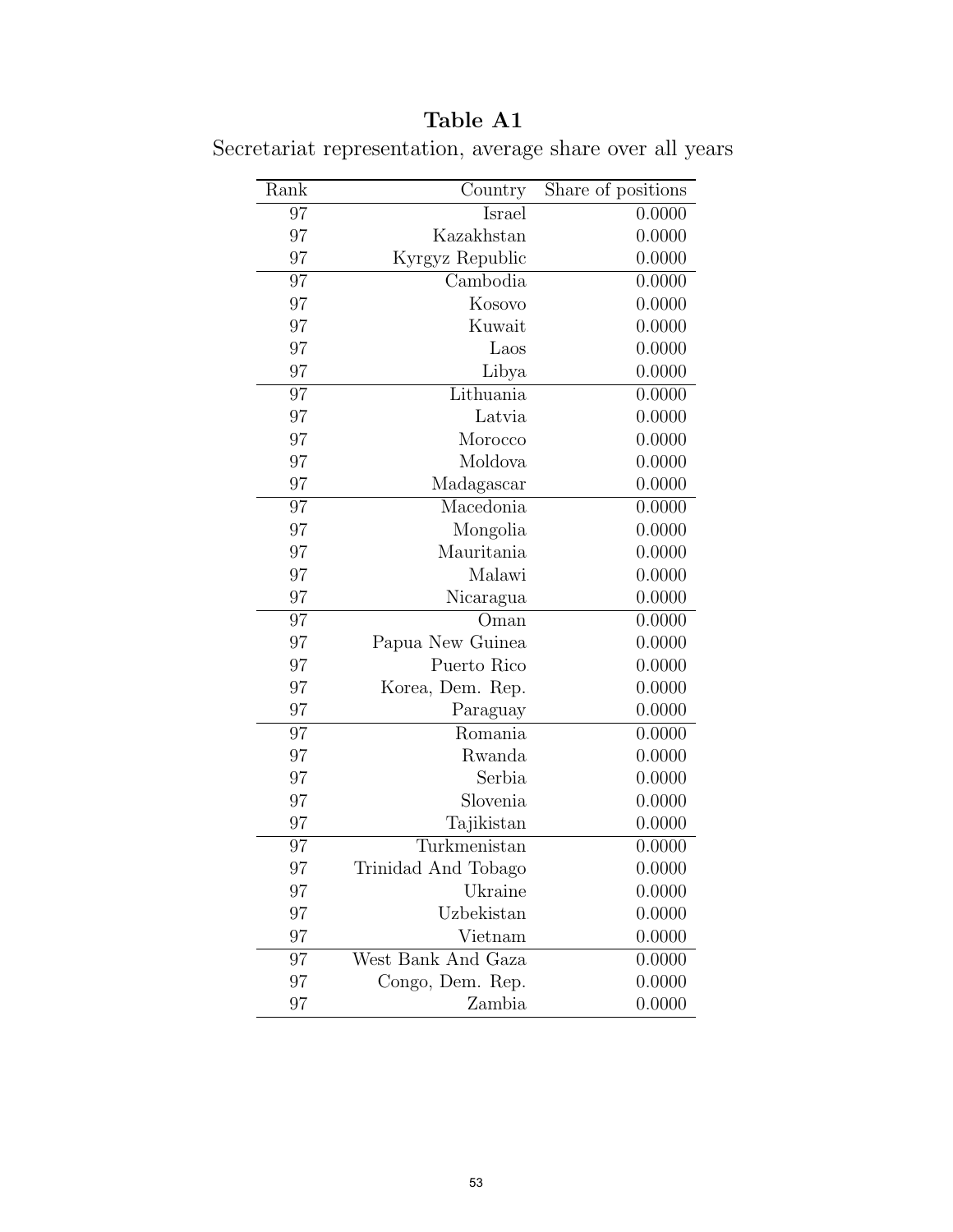**Table A1**

Secretariat representation, average share over all years

| Rank | Country | Share of positions |
|---|---|---|
| 97 | Israel | 0.0000 |
| 97 | Kazakhstan | 0.0000 |
| 97 | Kyrgyz Republic | 0.0000 |
| 97 | Cambodia | 0.0000 |
| 97 | Kosovo | 0.0000 |
| 97 | Kuwait | 0.0000 |
| 97 | Laos | 0.0000 |
| 97 | Libya | 0.0000 |
| 97 | Lithuania | 0.0000 |
| 97 | Latvia | 0.0000 |
| 97 | Morocco | 0.0000 |
| 97 | Moldova | 0.0000 |
| 97 | Madagascar | 0.0000 |
| 97 | Macedonia | 0.0000 |
| 97 | Mongolia | 0.0000 |
| 97 | Mauritania | 0.0000 |
| 97 | Malawi | 0.0000 |
| 97 | Nicaragua | 0.0000 |
| 97 | Oman | 0.0000 |
| 97 | Papua New Guinea | 0.0000 |
| 97 | Puerto Rico | 0.0000 |
| 97 | Korea, Dem. Rep. | 0.0000 |
| 97 | Paraguay | 0.0000 |
| 97 | Romania | 0.0000 |
| 97 | Rwanda | 0.0000 |
| 97 | Serbia | 0.0000 |
| 97 | Slovenia | 0.0000 |
| 97 | Tajikistan | 0.0000 |
| 97 | Turkmenistan | 0.0000 |
| 97 | Trinidad And Tobago | 0.0000 |
| 97 | Ukraine | 0.0000 |
| 97 | Uzbekistan | 0.0000 |
| 97 | Vietnam | 0.0000 |
| 97 | West Bank And Gaza | 0.0000 |
| 97 | Congo, Dem. Rep. | 0.0000 |
| 97 | Zambia | 0.0000 |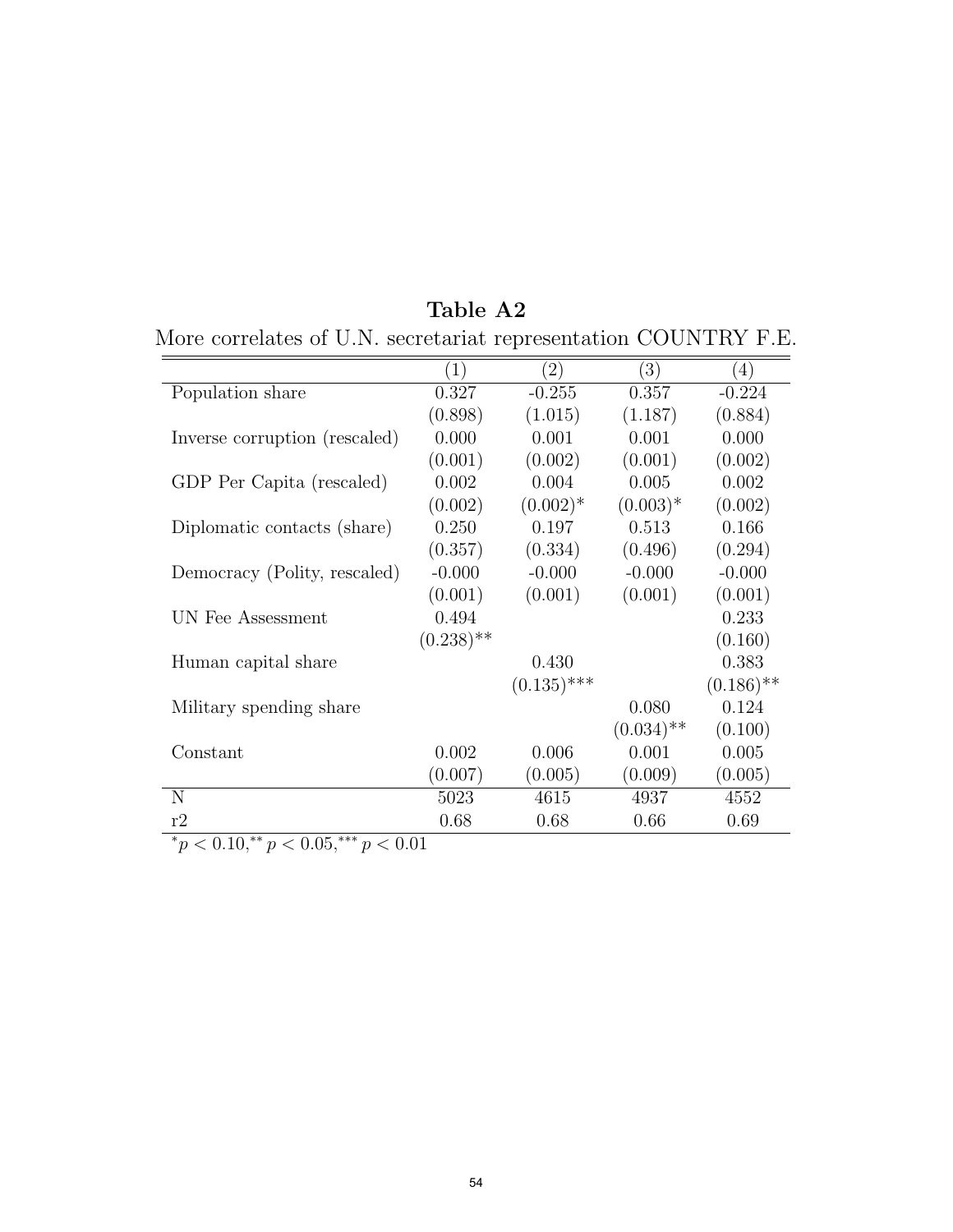**Table A2**

More correlates of U.N. secretariat representation COUNTRY F.E.

| | (1) | (2) | (3) | (4) |
|---|---|---|---|---|
| Population share | 0.327 | -0.255 | 0.357 | -0.224 |
| | (0.898) | (1.015) | (1.187) | (0.884) |
| Inverse corruption (rescaled) | 0.000 | 0.001 | 0.001 | 0.000 |
| | (0.001) | (0.002) | (0.001) | (0.002) |
| GDP Per Capita (rescaled) | 0.002 | 0.004 | 0.005 | 0.002 |
| | (0.002) | (0.002)* | (0.003)* | (0.002) |
| Diplomatic contacts (share) | 0.250 | 0.197 | 0.513 | 0.166 |
| | (0.357) | (0.334) | (0.496) | (0.294) |
| Democracy (Polity, rescaled) | -0.000 | -0.000 | -0.000 | -0.000 |
| | (0.001) | (0.001) | (0.001) | (0.001) |
| UN Fee Assessment | 0.494 | | | 0.233 |
| | (0.238)** | | | (0.160) |
| Human capital share | | 0.430 | | 0.383 |
| | | (0.135)*** | | (0.186)** |
| Military spending share | | | 0.080 | 0.124 |
| | | | (0.034)** | (0.100) |
| Constant | 0.002 | 0.006 | 0.001 | 0.005 |
| | (0.007) | (0.005) | (0.009) | (0.005) |
| N | 5023 | 4615 | 4937 | 4552 |
| r2 | 0.68 | 0.68 | 0.66 | 0.69 |

${}^{*}p < 0.10, {}^{**}p < 0.05, {}^{***}p < 0.01$